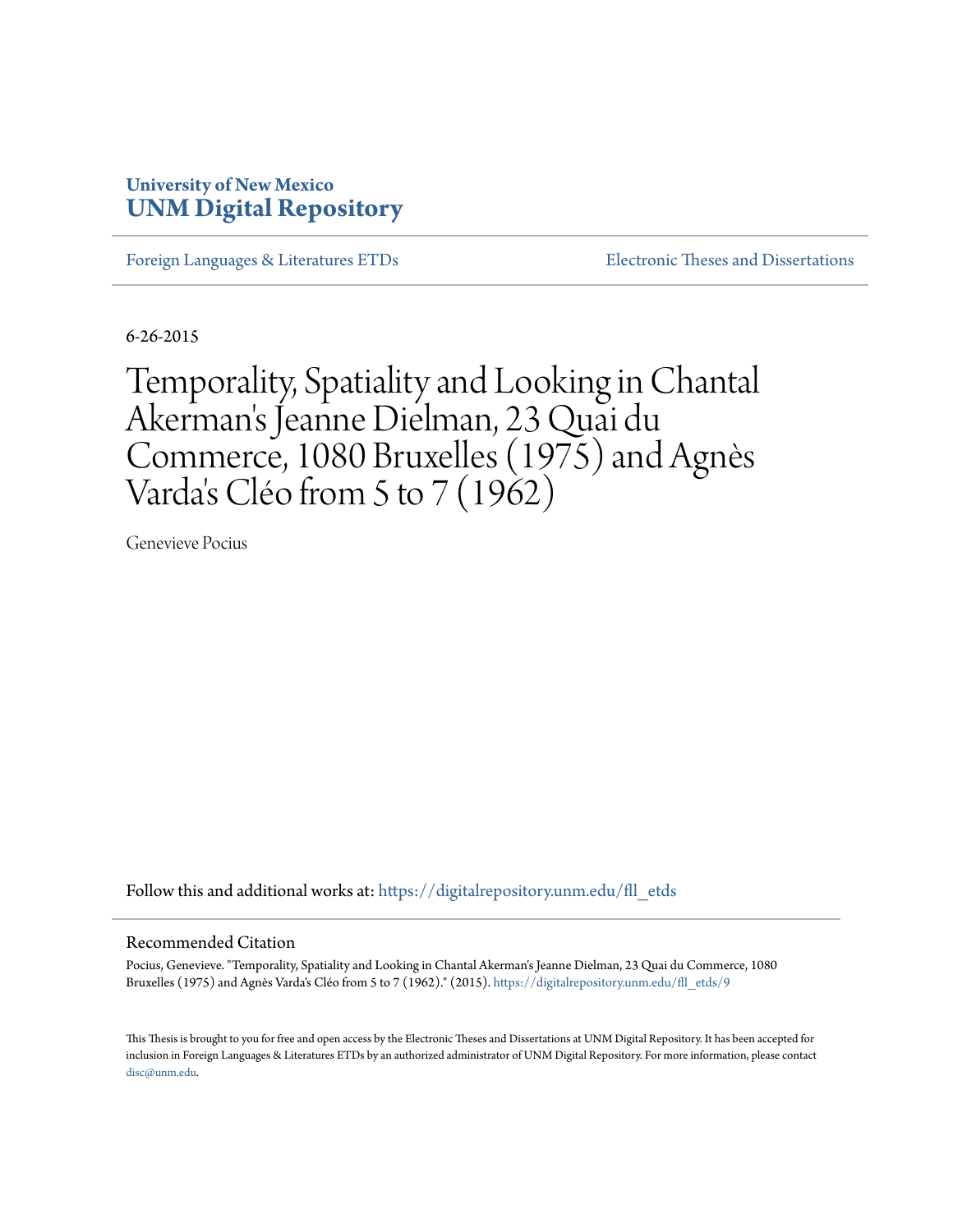**University of New Mexico**
**UNM Digital Repository**

Foreign Languages & Literatures ETDs | Electronic Theses and Dissertations

6-26-2015

# Temporality, Spatiality and Looking in Chantal Akerman's Jeanne Dielman, 23 Quai du Commerce, 1080 Bruxelles (1975) and Agnès Varda's Cléo from 5 to 7 (1962)

Genevieve Pocius

Follow this and additional works at: https://digitalrepository.unm.edu/fll_etds

## Recommended Citation

Pocius, Genevieve. "Temporality, Spatiality and Looking in Chantal Akerman's Jeanne Dielman, 23 Quai du Commerce, 1080 Bruxelles (1975) and Agnès Varda's Cléo from 5 to 7 (1962)." (2015). https://digitalrepository.unm.edu/fll_etds/9

This Thesis is brought to you for free and open access by the Electronic Theses and Dissertations at UNM Digital Repository. It has been accepted for inclusion in Foreign Languages & Literatures ETDs by an authorized administrator of UNM Digital Repository. For more information, please contact disc@unm.edu.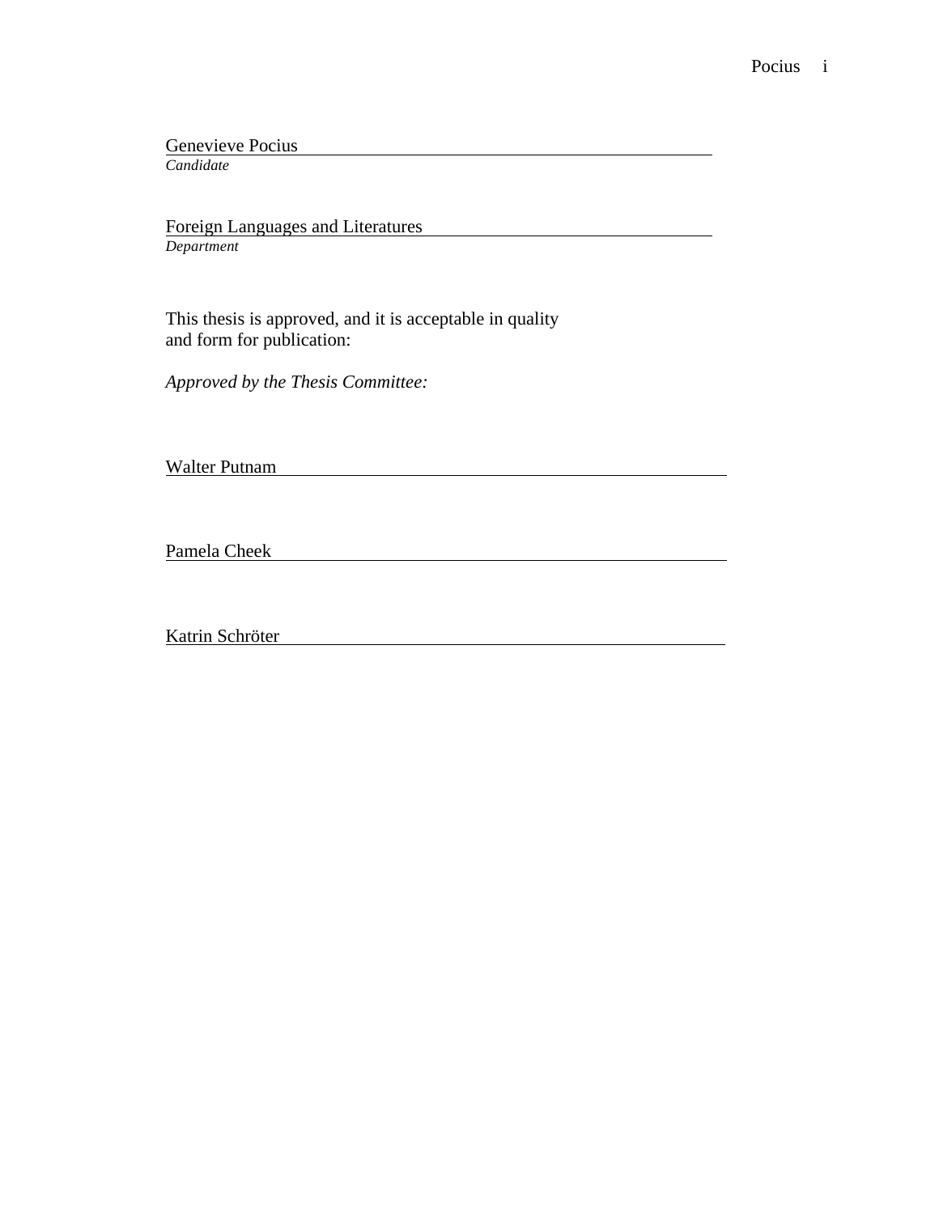Genevieve Pocius
*Candidate*

Foreign Languages and Literatures
*Department*

This thesis is approved, and it is acceptable in quality and form for publication:

*Approved by the Thesis Committee:*

Walter Putnam

Pamela Cheek

Katrin Schröter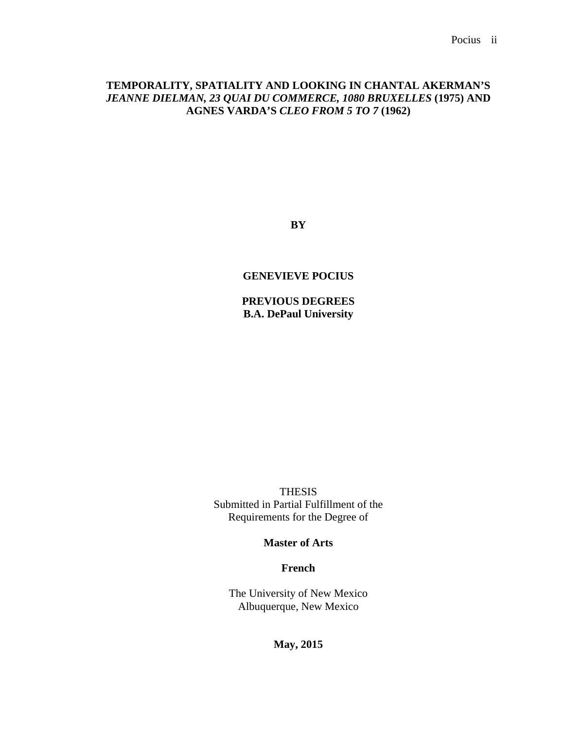**TEMPORALITY, SPATIALITY AND LOOKING IN CHANTAL AKERMAN'S *JEANNE DIELMAN, 23 QUAI DU COMMERCE, 1080 BRUXELLES* (1975) AND AGNES VARDA'S *CLEO FROM 5 TO 7* (1962)**

**BY**

**GENEVIEVE POCIUS**

**PREVIOUS DEGREES**
**B.A. DePaul University**

THESIS
Submitted in Partial Fulfillment of the
Requirements for the Degree of

**Master of Arts**

**French**

The University of New Mexico
Albuquerque, New Mexico

**May, 2015**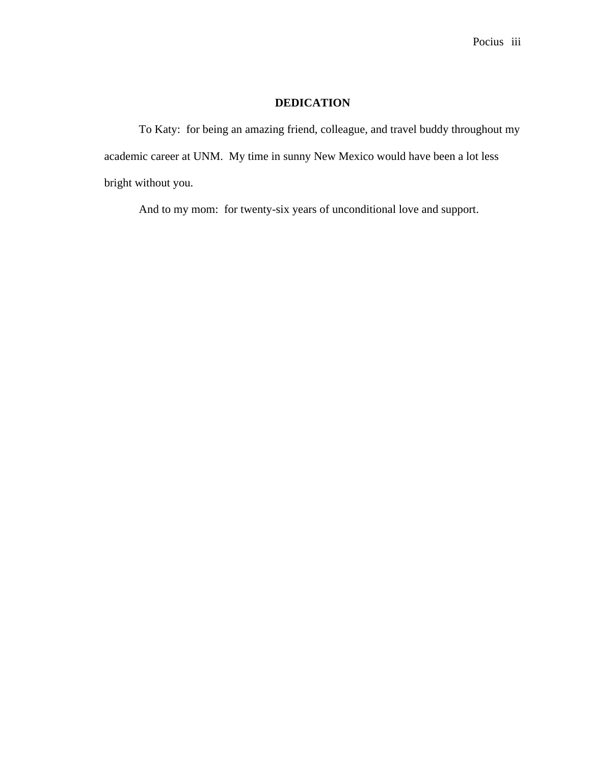## DEDICATION

To Katy:  for being an amazing friend, colleague, and travel buddy throughout my academic career at UNM.  My time in sunny New Mexico would have been a lot less bright without you.

And to my mom:  for twenty-six years of unconditional love and support.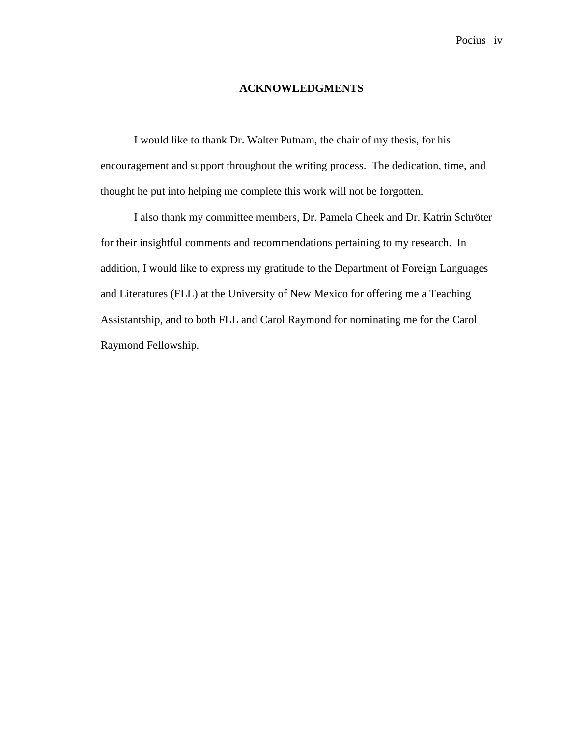# ACKNOWLEDGMENTS

I would like to thank Dr. Walter Putnam, the chair of my thesis, for his encouragement and support throughout the writing process. The dedication, time, and thought he put into helping me complete this work will not be forgotten.

I also thank my committee members, Dr. Pamela Cheek and Dr. Katrin Schröter for their insightful comments and recommendations pertaining to my research. In addition, I would like to express my gratitude to the Department of Foreign Languages and Literatures (FLL) at the University of New Mexico for offering me a Teaching Assistantship, and to both FLL and Carol Raymond for nominating me for the Carol Raymond Fellowship.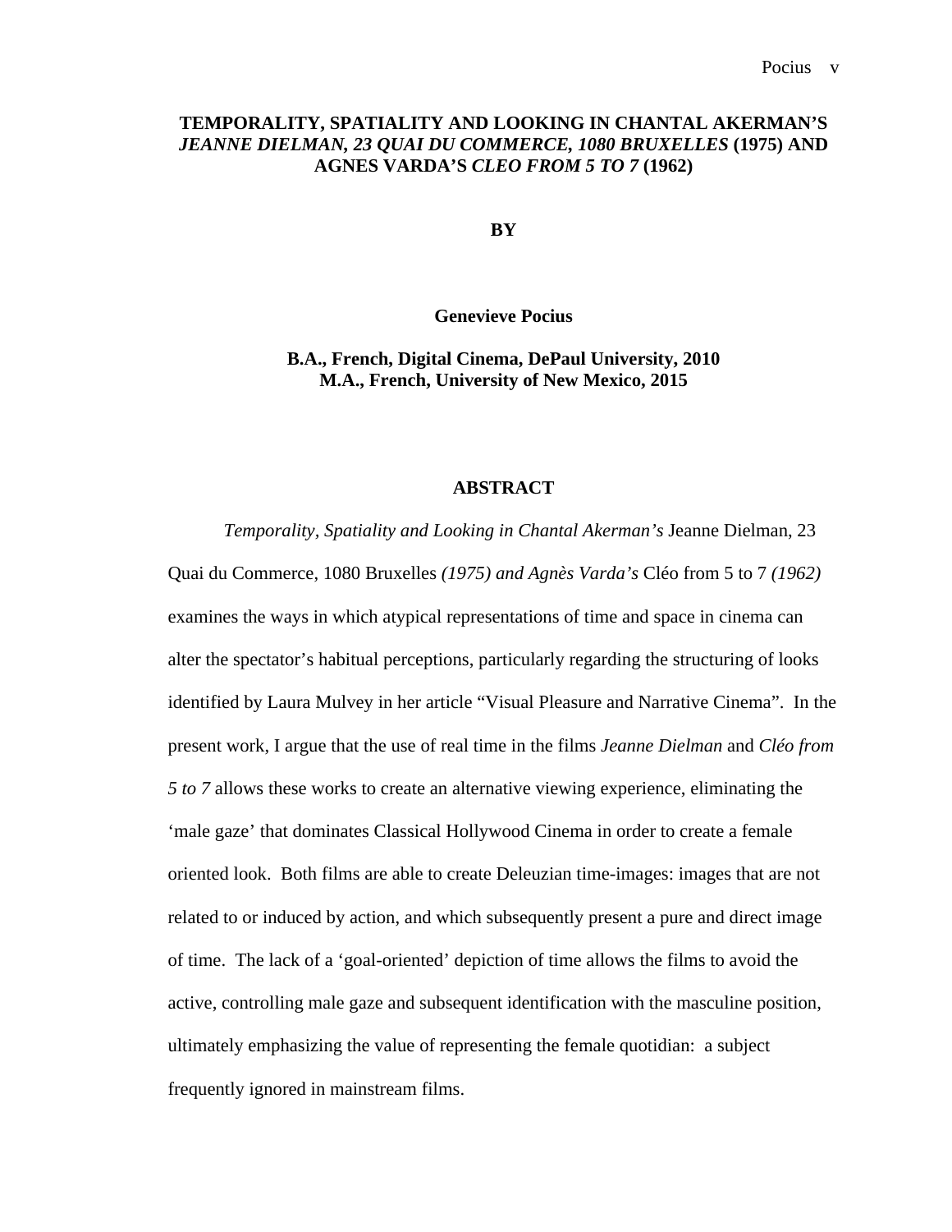**TEMPORALITY, SPATIALITY AND LOOKING IN CHANTAL AKERMAN'S *JEANNE DIELMAN, 23 QUAI DU COMMERCE, 1080 BRUXELLES* (1975) AND AGNES VARDA'S *CLEO FROM 5 TO 7* (1962)**

**BY**

**Genevieve Pocius**

**B.A., French, Digital Cinema, DePaul University, 2010**
**M.A., French, University of New Mexico, 2015**

## ABSTRACT

*Temporality, Spatiality and Looking in Chantal Akerman's* Jeanne Dielman, 23 Quai du Commerce, 1080 Bruxelles *(1975) and Agnès Varda's* Cléo from 5 to 7 *(1962)* examines the ways in which atypical representations of time and space in cinema can alter the spectator's habitual perceptions, particularly regarding the structuring of looks identified by Laura Mulvey in her article "Visual Pleasure and Narrative Cinema". In the present work, I argue that the use of real time in the films *Jeanne Dielman* and *Cléo from 5 to 7* allows these works to create an alternative viewing experience, eliminating the 'male gaze' that dominates Classical Hollywood Cinema in order to create a female oriented look. Both films are able to create Deleuzian time-images: images that are not related to or induced by action, and which subsequently present a pure and direct image of time. The lack of a 'goal-oriented' depiction of time allows the films to avoid the active, controlling male gaze and subsequent identification with the masculine position, ultimately emphasizing the value of representing the female quotidian: a subject frequently ignored in mainstream films.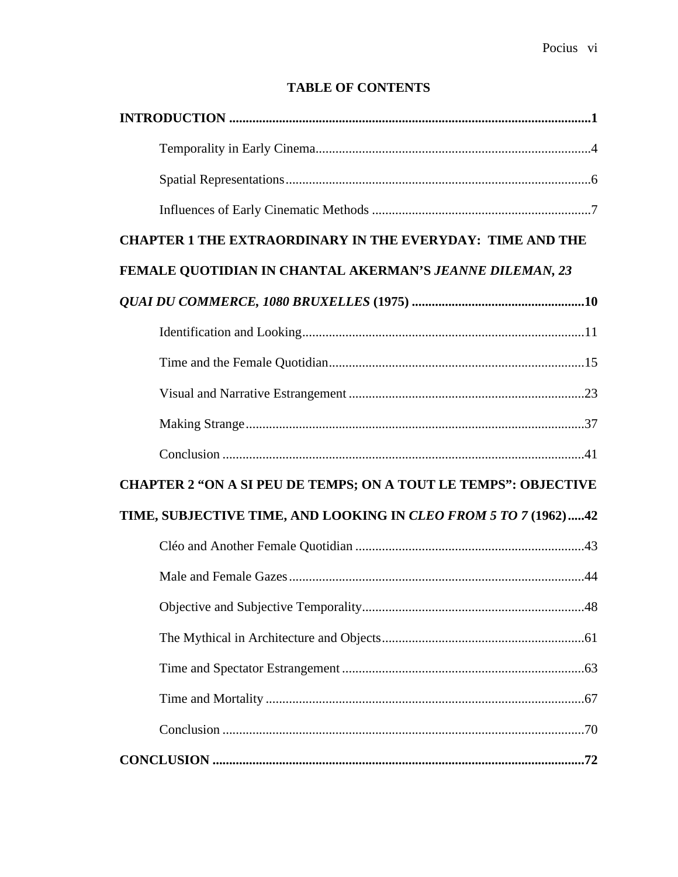## TABLE OF CONTENTS

**INTRODUCTION .............................................................................................................1**

Temporality in Early Cinema..................................................................................4

Spatial Representations...........................................................................................6

Influences of Early Cinematic Methods ..................................................................7

**CHAPTER 1 THE EXTRAORDINARY IN THE EVERYDAY: TIME AND THE FEMALE QUOTIDIAN IN CHANTAL AKERMAN'S *JEANNE DILEMAN, 23 QUAI DU COMMERCE, 1080 BRUXELLES* (1975) ....................................................10**

Identification and Looking.....................................................................................11

Time and the Female Quotidian.............................................................................15

Visual and Narrative Estrangement ......................................................................23

Making Strange.....................................................................................................37

Conclusion ............................................................................................................41

**CHAPTER 2 "ON A SI PEU DE TEMPS; ON A TOUT LE TEMPS": OBJECTIVE TIME, SUBJECTIVE TIME, AND LOOKING IN *CLEO FROM 5 TO 7* (1962).....42**

Cléo and Another Female Quotidian ....................................................................43

Male and Female Gazes........................................................................................44

Objective and Subjective Temporality..................................................................48

The Mythical in Architecture and Objects.............................................................61

Time and Spectator Estrangement .........................................................................63

Time and Mortality ...............................................................................................67

Conclusion ............................................................................................................70

**CONCLUSION ...............................................................................................................72**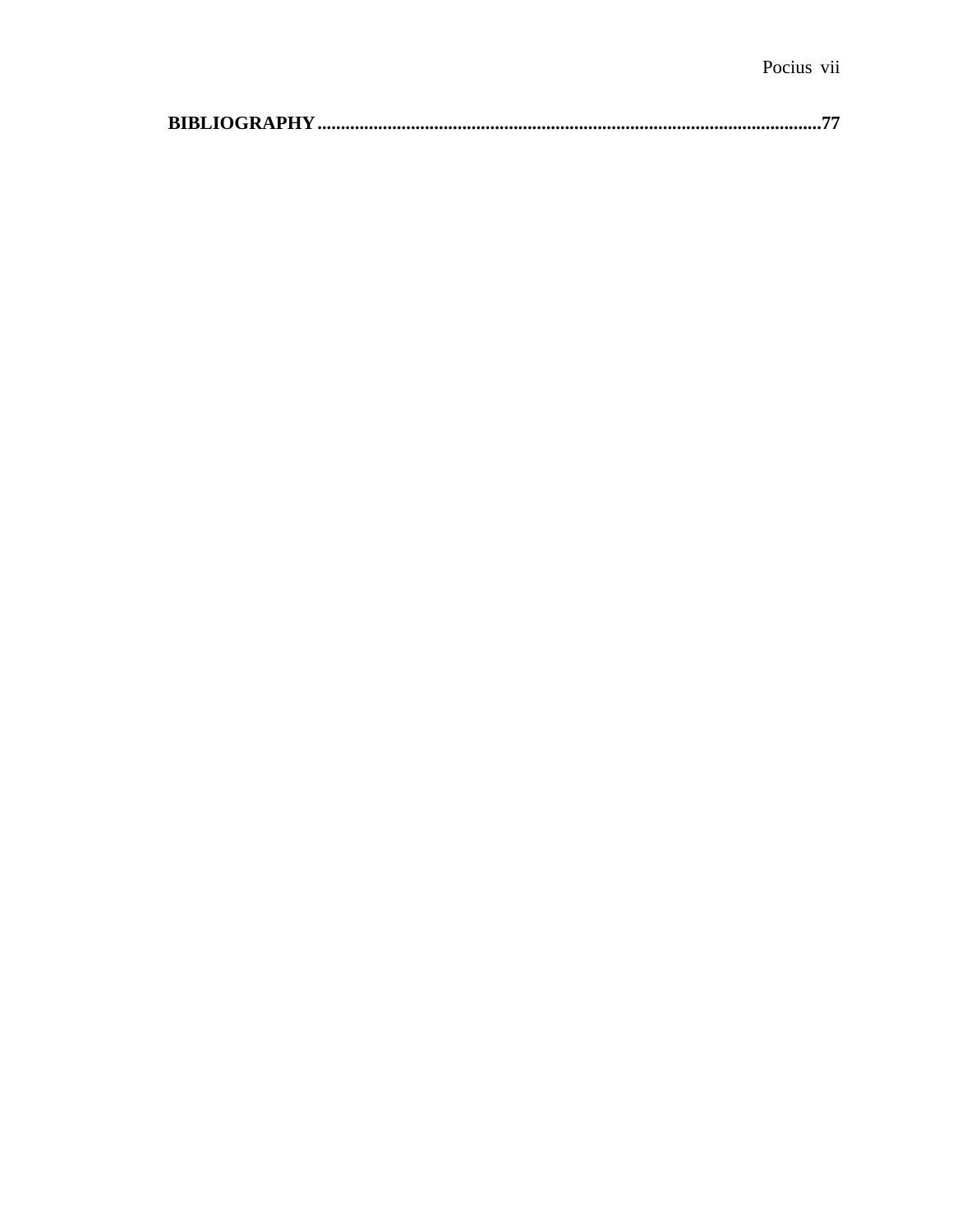**BIBLIOGRAPHY**.........................................................................................................**77**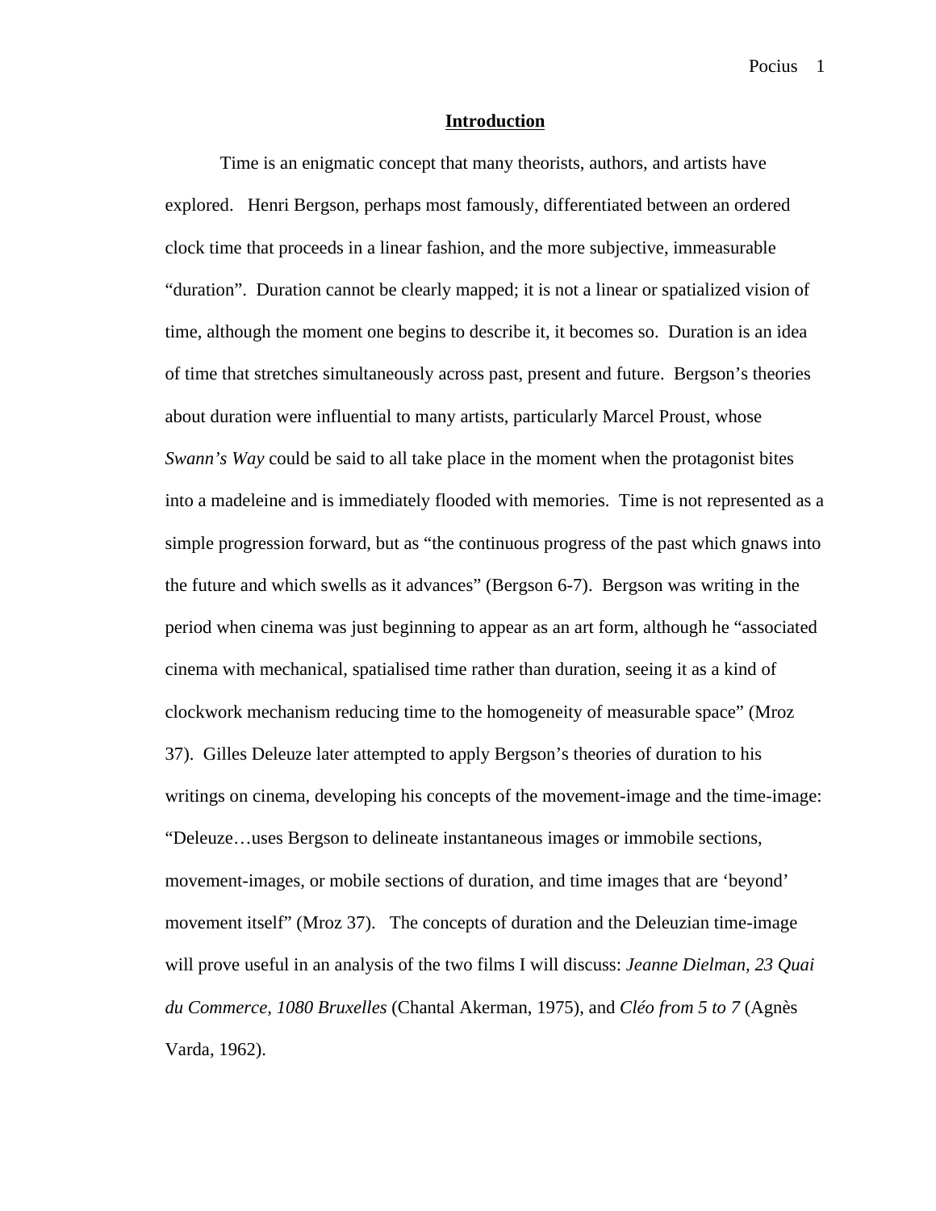## Introduction

Time is an enigmatic concept that many theorists, authors, and artists have explored. Henri Bergson, perhaps most famously, differentiated between an ordered clock time that proceeds in a linear fashion, and the more subjective, immeasurable "duration". Duration cannot be clearly mapped; it is not a linear or spatialized vision of time, although the moment one begins to describe it, it becomes so. Duration is an idea of time that stretches simultaneously across past, present and future. Bergson's theories about duration were influential to many artists, particularly Marcel Proust, whose *Swann's Way* could be said to all take place in the moment when the protagonist bites into a madeleine and is immediately flooded with memories. Time is not represented as a simple progression forward, but as "the continuous progress of the past which gnaws into the future and which swells as it advances" (Bergson 6-7). Bergson was writing in the period when cinema was just beginning to appear as an art form, although he "associated cinema with mechanical, spatialised time rather than duration, seeing it as a kind of clockwork mechanism reducing time to the homogeneity of measurable space" (Mroz 37). Gilles Deleuze later attempted to apply Bergson's theories of duration to his writings on cinema, developing his concepts of the movement-image and the time-image: "Deleuze…uses Bergson to delineate instantaneous images or immobile sections, movement-images, or mobile sections of duration, and time images that are 'beyond' movement itself" (Mroz 37). The concepts of duration and the Deleuzian time-image will prove useful in an analysis of the two films I will discuss: *Jeanne Dielman, 23 Quai du Commerce, 1080 Bruxelles* (Chantal Akerman, 1975), and *Cléo from 5 to 7* (Agnès Varda, 1962).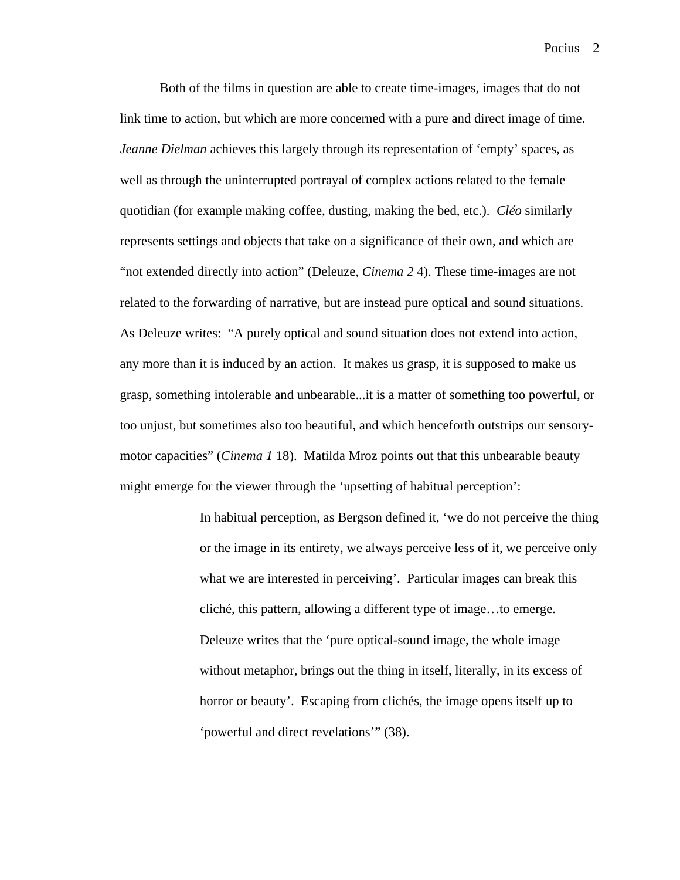Both of the films in question are able to create time-images, images that do not link time to action, but which are more concerned with a pure and direct image of time. *Jeanne Dielman* achieves this largely through its representation of 'empty' spaces, as well as through the uninterrupted portrayal of complex actions related to the female quotidian (for example making coffee, dusting, making the bed, etc.). *Cléo* similarly represents settings and objects that take on a significance of their own, and which are "not extended directly into action" (Deleuze, *Cinema 2* 4). These time-images are not related to the forwarding of narrative, but are instead pure optical and sound situations. As Deleuze writes: "A purely optical and sound situation does not extend into action, any more than it is induced by an action. It makes us grasp, it is supposed to make us grasp, something intolerable and unbearable...it is a matter of something too powerful, or too unjust, but sometimes also too beautiful, and which henceforth outstrips our sensory-motor capacities" (*Cinema 1* 18). Matilda Mroz points out that this unbearable beauty might emerge for the viewer through the 'upsetting of habitual perception':

> In habitual perception, as Bergson defined it, 'we do not perceive the thing or the image in its entirety, we always perceive less of it, we perceive only what we are interested in perceiving'. Particular images can break this cliché, this pattern, allowing a different type of image…to emerge. Deleuze writes that the 'pure optical-sound image, the whole image without metaphor, brings out the thing in itself, literally, in its excess of horror or beauty'. Escaping from clichés, the image opens itself up to 'powerful and direct revelations'" (38).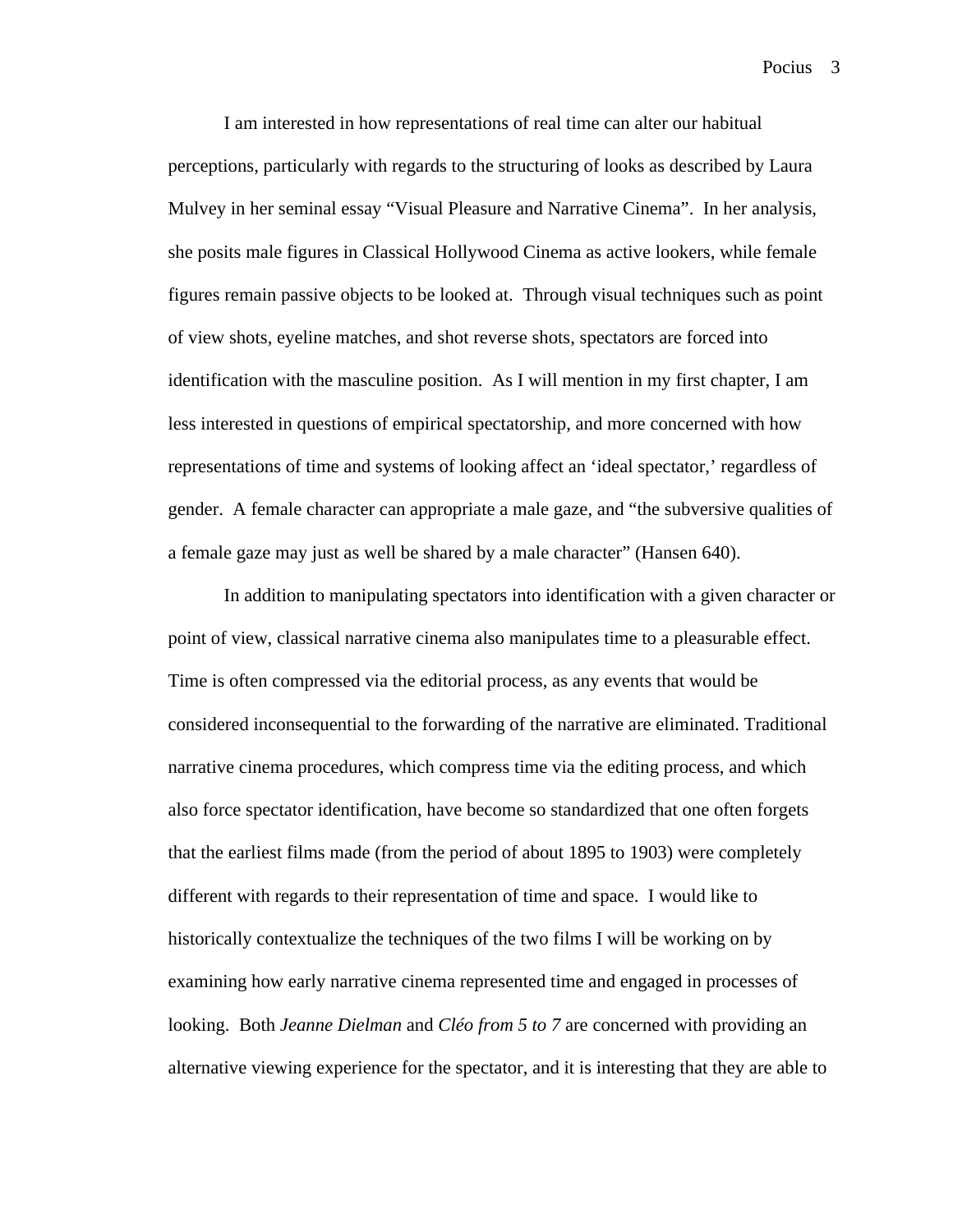I am interested in how representations of real time can alter our habitual perceptions, particularly with regards to the structuring of looks as described by Laura Mulvey in her seminal essay "Visual Pleasure and Narrative Cinema". In her analysis, she posits male figures in Classical Hollywood Cinema as active lookers, while female figures remain passive objects to be looked at. Through visual techniques such as point of view shots, eyeline matches, and shot reverse shots, spectators are forced into identification with the masculine position. As I will mention in my first chapter, I am less interested in questions of empirical spectatorship, and more concerned with how representations of time and systems of looking affect an 'ideal spectator,' regardless of gender. A female character can appropriate a male gaze, and "the subversive qualities of a female gaze may just as well be shared by a male character" (Hansen 640).

In addition to manipulating spectators into identification with a given character or point of view, classical narrative cinema also manipulates time to a pleasurable effect. Time is often compressed via the editorial process, as any events that would be considered inconsequential to the forwarding of the narrative are eliminated. Traditional narrative cinema procedures, which compress time via the editing process, and which also force spectator identification, have become so standardized that one often forgets that the earliest films made (from the period of about 1895 to 1903) were completely different with regards to their representation of time and space. I would like to historically contextualize the techniques of the two films I will be working on by examining how early narrative cinema represented time and engaged in processes of looking. Both *Jeanne Dielman* and *Cléo from 5 to 7* are concerned with providing an alternative viewing experience for the spectator, and it is interesting that they are able to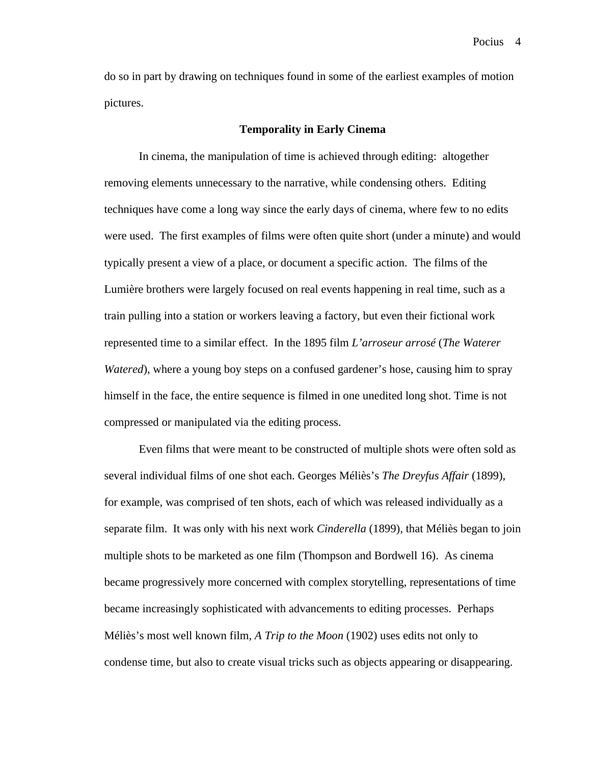do so in part by drawing on techniques found in some of the earliest examples of motion pictures.

## Temporality in Early Cinema

In cinema, the manipulation of time is achieved through editing: altogether removing elements unnecessary to the narrative, while condensing others. Editing techniques have come a long way since the early days of cinema, where few to no edits were used. The first examples of films were often quite short (under a minute) and would typically present a view of a place, or document a specific action. The films of the Lumière brothers were largely focused on real events happening in real time, such as a train pulling into a station or workers leaving a factory, but even their fictional work represented time to a similar effect. In the 1895 film *L'arroseur arrosé* (*The Waterer Watered*), where a young boy steps on a confused gardener's hose, causing him to spray himself in the face, the entire sequence is filmed in one unedited long shot. Time is not compressed or manipulated via the editing process.

Even films that were meant to be constructed of multiple shots were often sold as several individual films of one shot each. Georges Méliès's *The Dreyfus Affair* (1899), for example, was comprised of ten shots, each of which was released individually as a separate film. It was only with his next work *Cinderella* (1899), that Méliès began to join multiple shots to be marketed as one film (Thompson and Bordwell 16). As cinema became progressively more concerned with complex storytelling, representations of time became increasingly sophisticated with advancements to editing processes. Perhaps Méliès's most well known film, *A Trip to the Moon* (1902) uses edits not only to condense time, but also to create visual tricks such as objects appearing or disappearing.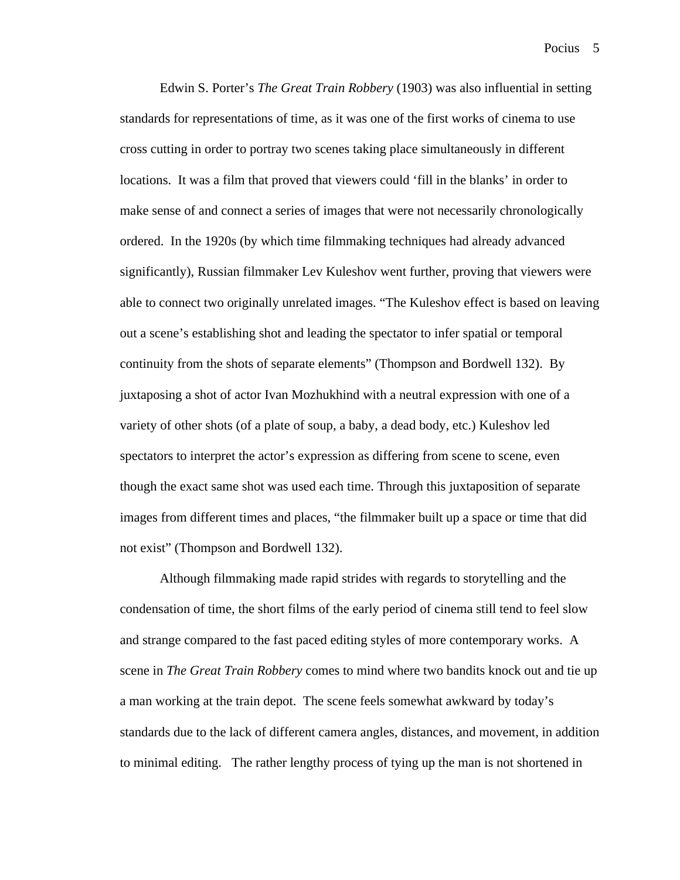Edwin S. Porter's *The Great Train Robbery* (1903) was also influential in setting standards for representations of time, as it was one of the first works of cinema to use cross cutting in order to portray two scenes taking place simultaneously in different locations. It was a film that proved that viewers could 'fill in the blanks' in order to make sense of and connect a series of images that were not necessarily chronologically ordered. In the 1920s (by which time filmmaking techniques had already advanced significantly), Russian filmmaker Lev Kuleshov went further, proving that viewers were able to connect two originally unrelated images. "The Kuleshov effect is based on leaving out a scene's establishing shot and leading the spectator to infer spatial or temporal continuity from the shots of separate elements" (Thompson and Bordwell 132). By juxtaposing a shot of actor Ivan Mozhukhind with a neutral expression with one of a variety of other shots (of a plate of soup, a baby, a dead body, etc.) Kuleshov led spectators to interpret the actor's expression as differing from scene to scene, even though the exact same shot was used each time. Through this juxtaposition of separate images from different times and places, "the filmmaker built up a space or time that did not exist" (Thompson and Bordwell 132).

Although filmmaking made rapid strides with regards to storytelling and the condensation of time, the short films of the early period of cinema still tend to feel slow and strange compared to the fast paced editing styles of more contemporary works. A scene in *The Great Train Robbery* comes to mind where two bandits knock out and tie up a man working at the train depot. The scene feels somewhat awkward by today's standards due to the lack of different camera angles, distances, and movement, in addition to minimal editing. The rather lengthy process of tying up the man is not shortened in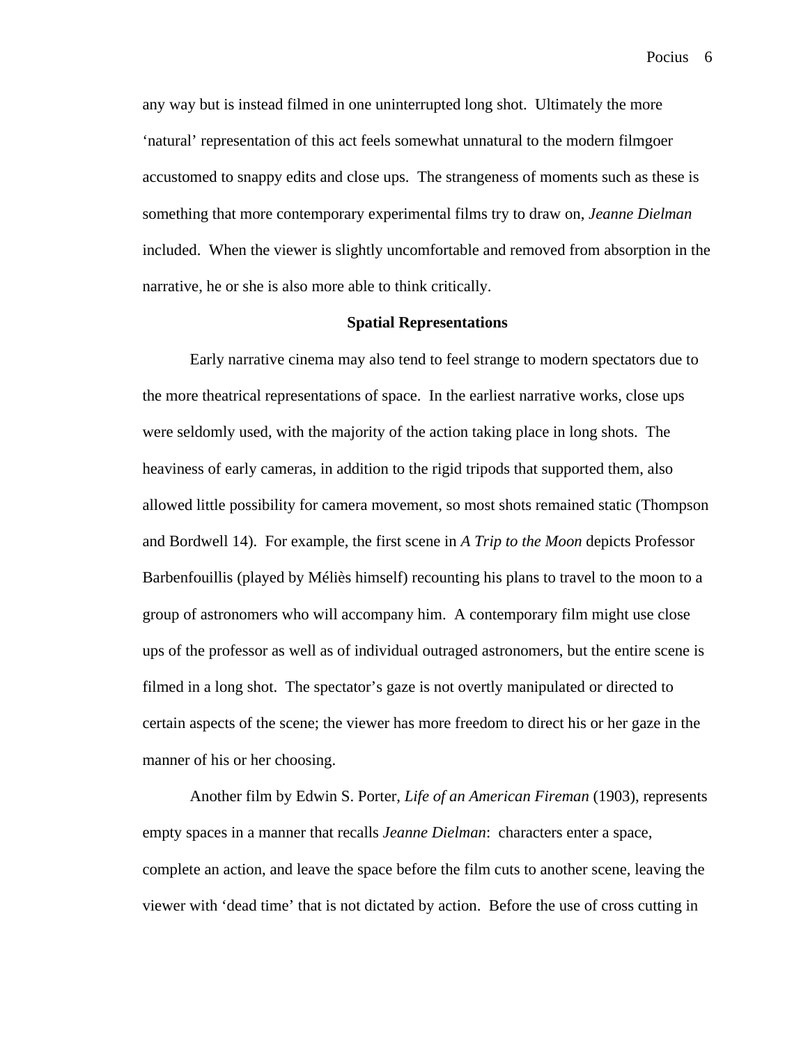any way but is instead filmed in one uninterrupted long shot.  Ultimately the more 'natural' representation of this act feels somewhat unnatural to the modern filmgoer accustomed to snappy edits and close ups.  The strangeness of moments such as these is something that more contemporary experimental films try to draw on, *Jeanne Dielman* included.  When the viewer is slightly uncomfortable and removed from absorption in the narrative, he or she is also more able to think critically.

## Spatial Representations

Early narrative cinema may also tend to feel strange to modern spectators due to the more theatrical representations of space.  In the earliest narrative works, close ups were seldomly used, with the majority of the action taking place in long shots.  The heaviness of early cameras, in addition to the rigid tripods that supported them, also allowed little possibility for camera movement, so most shots remained static (Thompson and Bordwell 14).  For example, the first scene in *A Trip to the Moon* depicts Professor Barbenfouillis (played by Méliès himself) recounting his plans to travel to the moon to a group of astronomers who will accompany him.  A contemporary film might use close ups of the professor as well as of individual outraged astronomers, but the entire scene is filmed in a long shot.  The spectator's gaze is not overtly manipulated or directed to certain aspects of the scene; the viewer has more freedom to direct his or her gaze in the manner of his or her choosing.

Another film by Edwin S. Porter, *Life of an American Fireman* (1903), represents empty spaces in a manner that recalls *Jeanne Dielman*:  characters enter a space, complete an action, and leave the space before the film cuts to another scene, leaving the viewer with 'dead time' that is not dictated by action.  Before the use of cross cutting in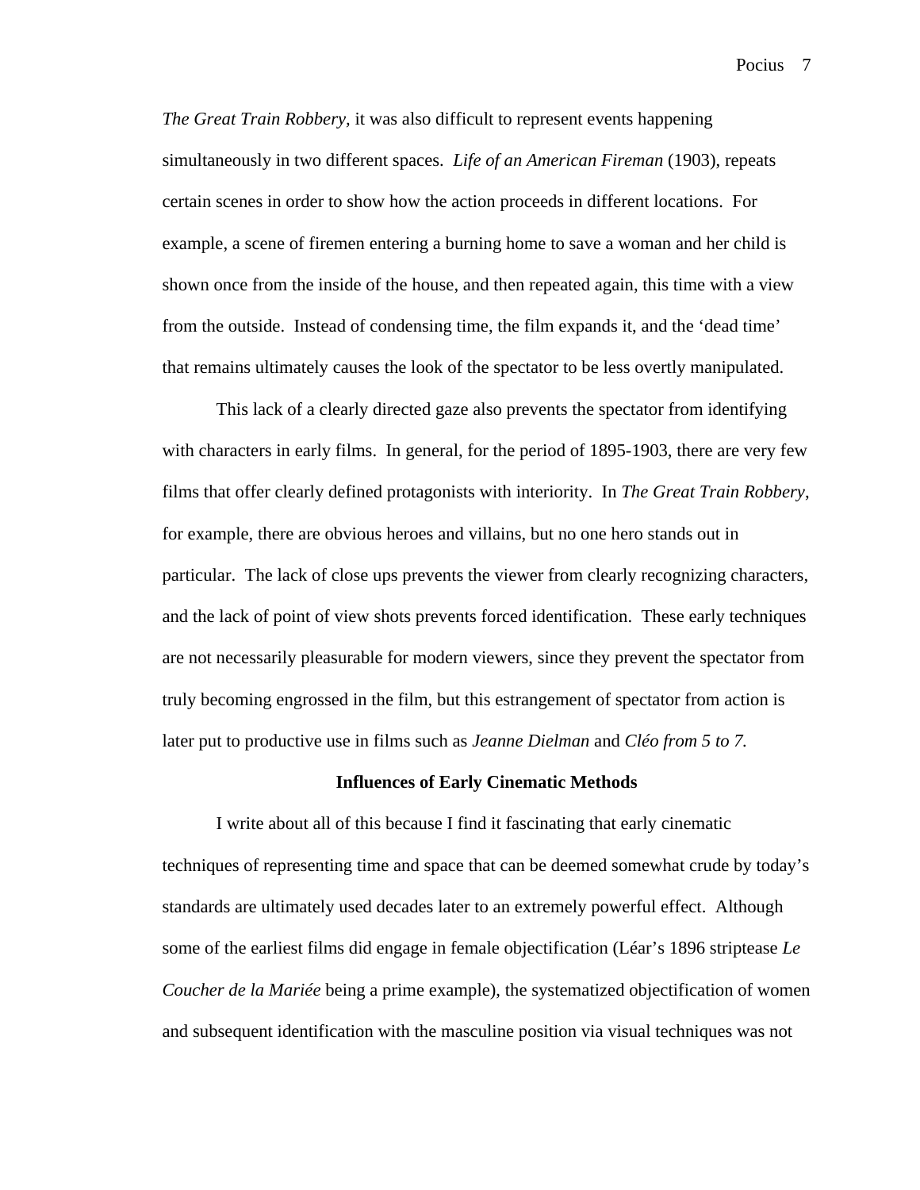*The Great Train Robbery,* it was also difficult to represent events happening simultaneously in two different spaces. *Life of an American Fireman* (1903), repeats certain scenes in order to show how the action proceeds in different locations. For example, a scene of firemen entering a burning home to save a woman and her child is shown once from the inside of the house, and then repeated again, this time with a view from the outside. Instead of condensing time, the film expands it, and the 'dead time' that remains ultimately causes the look of the spectator to be less overtly manipulated.

This lack of a clearly directed gaze also prevents the spectator from identifying with characters in early films. In general, for the period of 1895-1903, there are very few films that offer clearly defined protagonists with interiority. In *The Great Train Robbery*, for example, there are obvious heroes and villains, but no one hero stands out in particular. The lack of close ups prevents the viewer from clearly recognizing characters, and the lack of point of view shots prevents forced identification. These early techniques are not necessarily pleasurable for modern viewers, since they prevent the spectator from truly becoming engrossed in the film, but this estrangement of spectator from action is later put to productive use in films such as *Jeanne Dielman* and *Cléo from 5 to 7.*

**Influences of Early Cinematic Methods**

I write about all of this because I find it fascinating that early cinematic techniques of representing time and space that can be deemed somewhat crude by today's standards are ultimately used decades later to an extremely powerful effect. Although some of the earliest films did engage in female objectification (Léar's 1896 striptease *Le Coucher de la Mariée* being a prime example), the systematized objectification of women and subsequent identification with the masculine position via visual techniques was not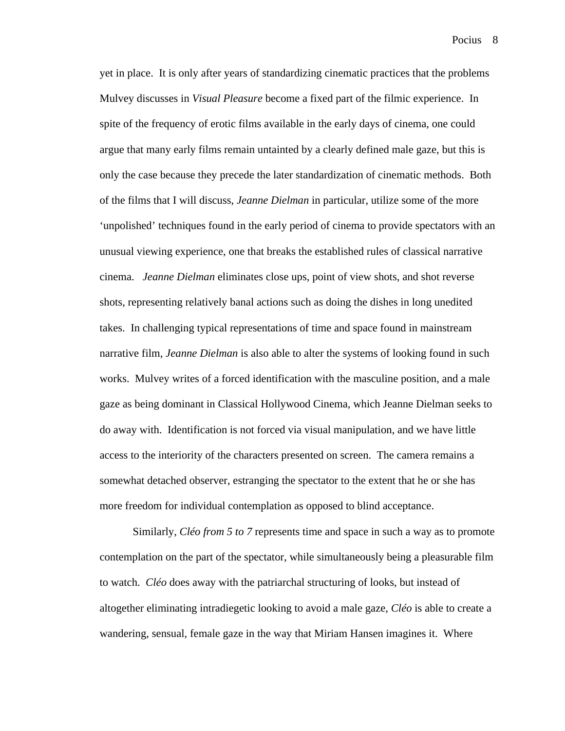yet in place. It is only after years of standardizing cinematic practices that the problems Mulvey discusses in *Visual Pleasure* become a fixed part of the filmic experience. In spite of the frequency of erotic films available in the early days of cinema, one could argue that many early films remain untainted by a clearly defined male gaze, but this is only the case because they precede the later standardization of cinematic methods. Both of the films that I will discuss, *Jeanne Dielman* in particular, utilize some of the more 'unpolished' techniques found in the early period of cinema to provide spectators with an unusual viewing experience, one that breaks the established rules of classical narrative cinema. *Jeanne Dielman* eliminates close ups, point of view shots, and shot reverse shots, representing relatively banal actions such as doing the dishes in long unedited takes. In challenging typical representations of time and space found in mainstream narrative film, *Jeanne Dielman* is also able to alter the systems of looking found in such works. Mulvey writes of a forced identification with the masculine position, and a male gaze as being dominant in Classical Hollywood Cinema, which Jeanne Dielman seeks to do away with. Identification is not forced via visual manipulation, and we have little access to the interiority of the characters presented on screen. The camera remains a somewhat detached observer, estranging the spectator to the extent that he or she has more freedom for individual contemplation as opposed to blind acceptance.

Similarly, *Cléo from 5 to 7* represents time and space in such a way as to promote contemplation on the part of the spectator, while simultaneously being a pleasurable film to watch. *Cléo* does away with the patriarchal structuring of looks, but instead of altogether eliminating intradiegetic looking to avoid a male gaze, *Cléo* is able to create a wandering, sensual, female gaze in the way that Miriam Hansen imagines it. Where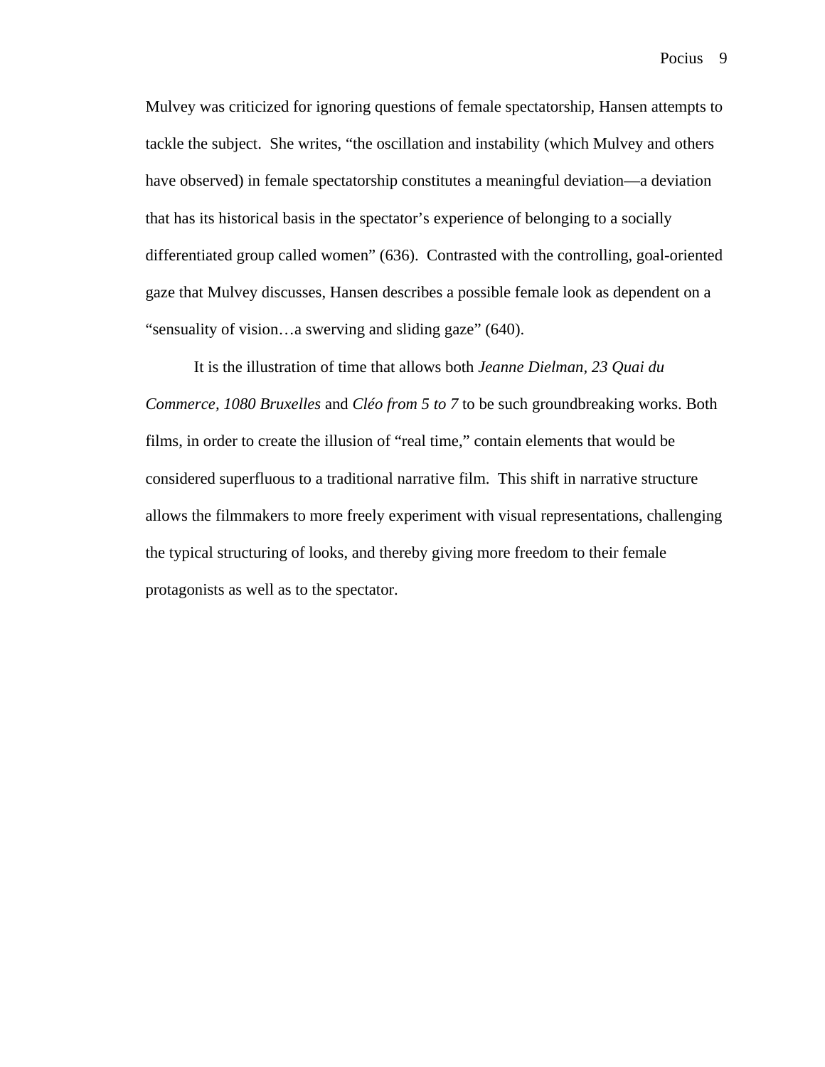Mulvey was criticized for ignoring questions of female spectatorship, Hansen attempts to tackle the subject.  She writes, "the oscillation and instability (which Mulvey and others have observed) in female spectatorship constitutes a meaningful deviation—a deviation that has its historical basis in the spectator's experience of belonging to a socially differentiated group called women" (636).  Contrasted with the controlling, goal-oriented gaze that Mulvey discusses, Hansen describes a possible female look as dependent on a "sensuality of vision…a swerving and sliding gaze" (640).

It is the illustration of time that allows both *Jeanne Dielman, 23 Quai du Commerce, 1080 Bruxelles* and *Cléo from 5 to 7* to be such groundbreaking works. Both films, in order to create the illusion of "real time," contain elements that would be considered superfluous to a traditional narrative film.  This shift in narrative structure allows the filmmakers to more freely experiment with visual representations, challenging the typical structuring of looks, and thereby giving more freedom to their female protagonists as well as to the spectator.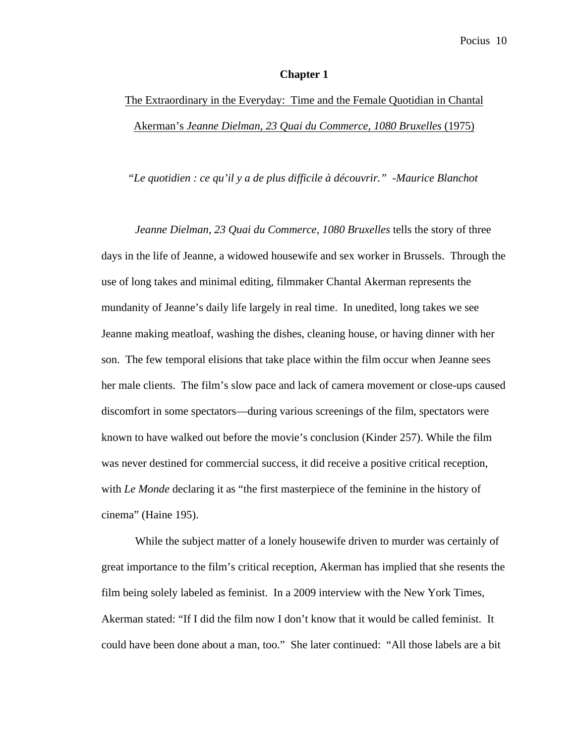# Chapter 1

<u>The Extraordinary in the Everyday: Time and the Female Quotidian in Chantal Akerman's *Jeanne Dielman, 23 Quai du Commerce, 1080 Bruxelles* (1975)</u>

*"Le quotidien : ce qu'il y a de plus difficile à découvrir." -Maurice Blanchot*

*Jeanne Dielman, 23 Quai du Commerce, 1080 Bruxelles* tells the story of three days in the life of Jeanne, a widowed housewife and sex worker in Brussels. Through the use of long takes and minimal editing, filmmaker Chantal Akerman represents the mundanity of Jeanne's daily life largely in real time. In unedited, long takes we see Jeanne making meatloaf, washing the dishes, cleaning house, or having dinner with her son. The few temporal elisions that take place within the film occur when Jeanne sees her male clients. The film's slow pace and lack of camera movement or close-ups caused discomfort in some spectators—during various screenings of the film, spectators were known to have walked out before the movie's conclusion (Kinder 257). While the film was never destined for commercial success, it did receive a positive critical reception, with *Le Monde* declaring it as "the first masterpiece of the feminine in the history of cinema" (Haine 195).

While the subject matter of a lonely housewife driven to murder was certainly of great importance to the film's critical reception, Akerman has implied that she resents the film being solely labeled as feminist. In a 2009 interview with the New York Times, Akerman stated: "If I did the film now I don't know that it would be called feminist. It could have been done about a man, too." She later continued: "All those labels are a bit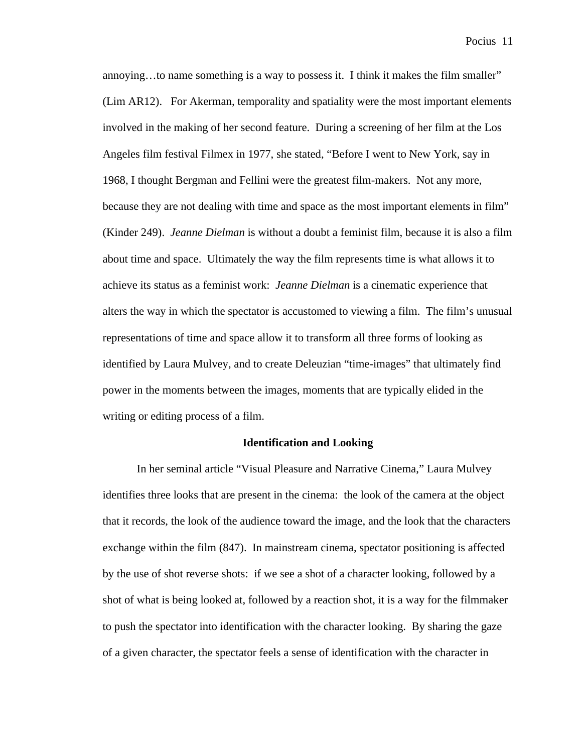annoying…to name something is a way to possess it. I think it makes the film smaller" (Lim AR12). For Akerman, temporality and spatiality were the most important elements involved in the making of her second feature. During a screening of her film at the Los Angeles film festival Filmex in 1977, she stated, "Before I went to New York, say in 1968, I thought Bergman and Fellini were the greatest film-makers. Not any more, because they are not dealing with time and space as the most important elements in film" (Kinder 249). *Jeanne Dielman* is without a doubt a feminist film, because it is also a film about time and space. Ultimately the way the film represents time is what allows it to achieve its status as a feminist work: *Jeanne Dielman* is a cinematic experience that alters the way in which the spectator is accustomed to viewing a film. The film's unusual representations of time and space allow it to transform all three forms of looking as identified by Laura Mulvey, and to create Deleuzian "time-images" that ultimately find power in the moments between the images, moments that are typically elided in the writing or editing process of a film.

## Identification and Looking

In her seminal article "Visual Pleasure and Narrative Cinema," Laura Mulvey identifies three looks that are present in the cinema: the look of the camera at the object that it records, the look of the audience toward the image, and the look that the characters exchange within the film (847). In mainstream cinema, spectator positioning is affected by the use of shot reverse shots: if we see a shot of a character looking, followed by a shot of what is being looked at, followed by a reaction shot, it is a way for the filmmaker to push the spectator into identification with the character looking. By sharing the gaze of a given character, the spectator feels a sense of identification with the character in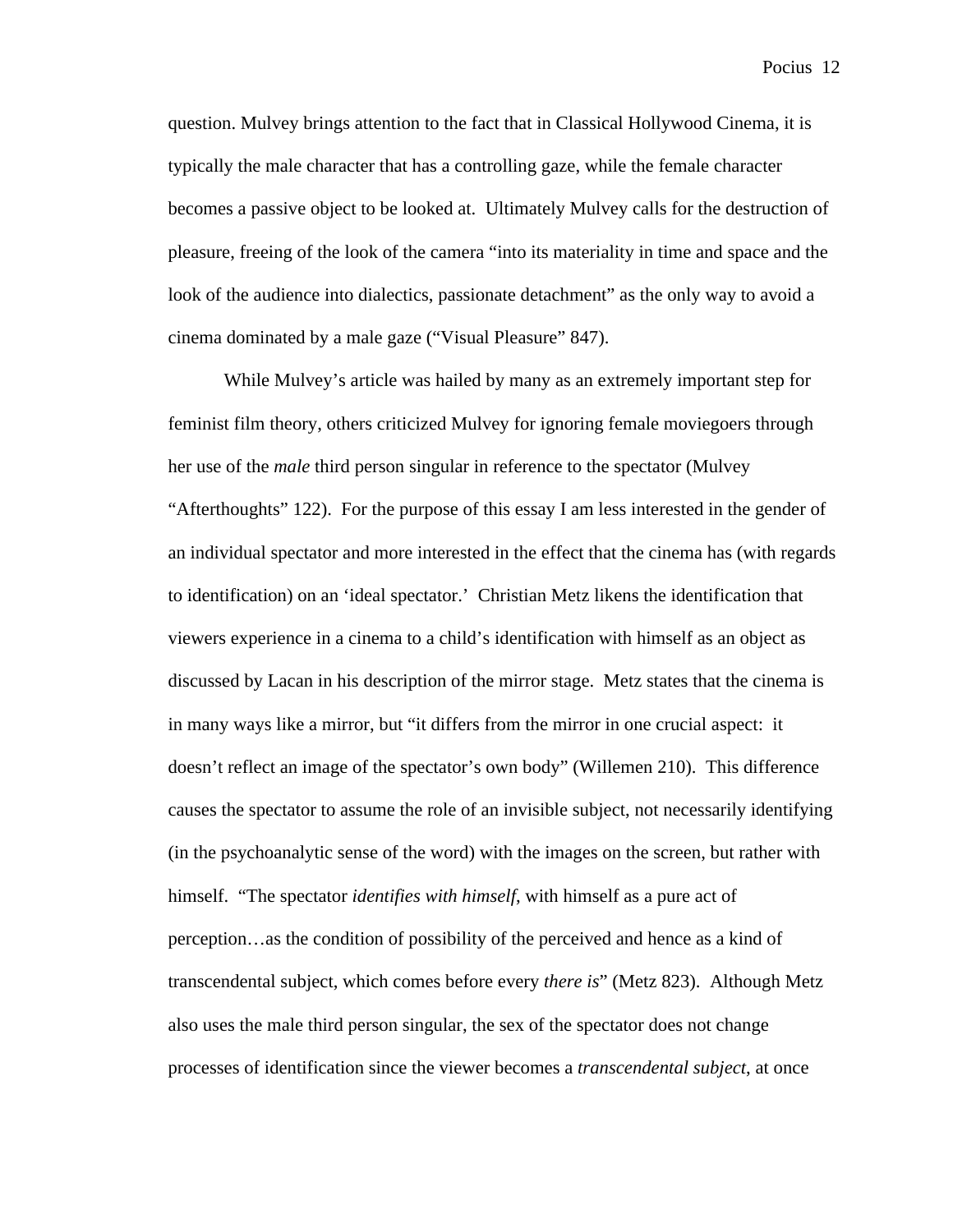question. Mulvey brings attention to the fact that in Classical Hollywood Cinema, it is typically the male character that has a controlling gaze, while the female character becomes a passive object to be looked at. Ultimately Mulvey calls for the destruction of pleasure, freeing of the look of the camera "into its materiality in time and space and the look of the audience into dialectics, passionate detachment" as the only way to avoid a cinema dominated by a male gaze ("Visual Pleasure" 847).

While Mulvey's article was hailed by many as an extremely important step for feminist film theory, others criticized Mulvey for ignoring female moviegoers through her use of the *male* third person singular in reference to the spectator (Mulvey "Afterthoughts" 122). For the purpose of this essay I am less interested in the gender of an individual spectator and more interested in the effect that the cinema has (with regards to identification) on an 'ideal spectator.' Christian Metz likens the identification that viewers experience in a cinema to a child's identification with himself as an object as discussed by Lacan in his description of the mirror stage. Metz states that the cinema is in many ways like a mirror, but "it differs from the mirror in one crucial aspect: it doesn't reflect an image of the spectator's own body" (Willemen 210). This difference causes the spectator to assume the role of an invisible subject, not necessarily identifying (in the psychoanalytic sense of the word) with the images on the screen, but rather with himself. "The spectator *identifies with himself*, with himself as a pure act of perception…as the condition of possibility of the perceived and hence as a kind of transcendental subject, which comes before every *there is*" (Metz 823). Although Metz also uses the male third person singular, the sex of the spectator does not change processes of identification since the viewer becomes a *transcendental subject*, at once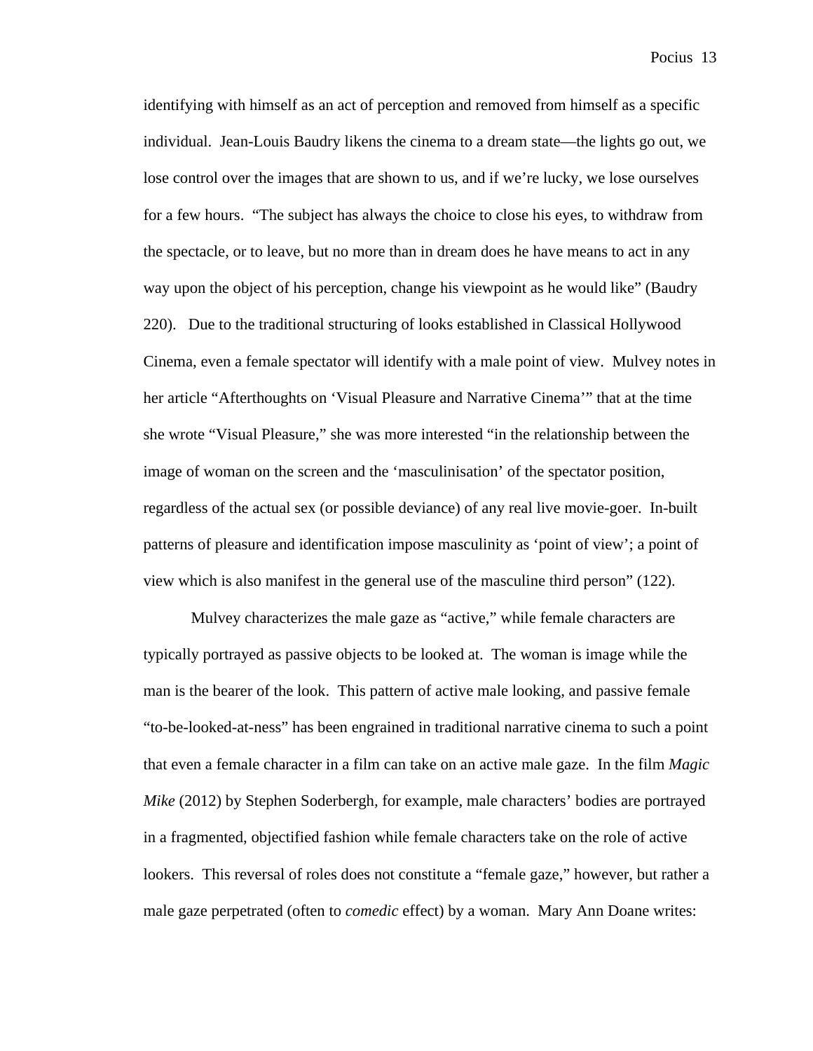identifying with himself as an act of perception and removed from himself as a specific individual. Jean-Louis Baudry likens the cinema to a dream state—the lights go out, we lose control over the images that are shown to us, and if we're lucky, we lose ourselves for a few hours. "The subject has always the choice to close his eyes, to withdraw from the spectacle, or to leave, but no more than in dream does he have means to act in any way upon the object of his perception, change his viewpoint as he would like" (Baudry 220). Due to the traditional structuring of looks established in Classical Hollywood Cinema, even a female spectator will identify with a male point of view. Mulvey notes in her article "Afterthoughts on 'Visual Pleasure and Narrative Cinema'" that at the time she wrote "Visual Pleasure," she was more interested "in the relationship between the image of woman on the screen and the 'masculinisation' of the spectator position, regardless of the actual sex (or possible deviance) of any real live movie-goer. In-built patterns of pleasure and identification impose masculinity as 'point of view'; a point of view which is also manifest in the general use of the masculine third person" (122).

Mulvey characterizes the male gaze as "active," while female characters are typically portrayed as passive objects to be looked at. The woman is image while the man is the bearer of the look. This pattern of active male looking, and passive female "to-be-looked-at-ness" has been engrained in traditional narrative cinema to such a point that even a female character in a film can take on an active male gaze. In the film *Magic Mike* (2012) by Stephen Soderbergh, for example, male characters' bodies are portrayed in a fragmented, objectified fashion while female characters take on the role of active lookers. This reversal of roles does not constitute a "female gaze," however, but rather a male gaze perpetrated (often to *comedic* effect) by a woman. Mary Ann Doane writes: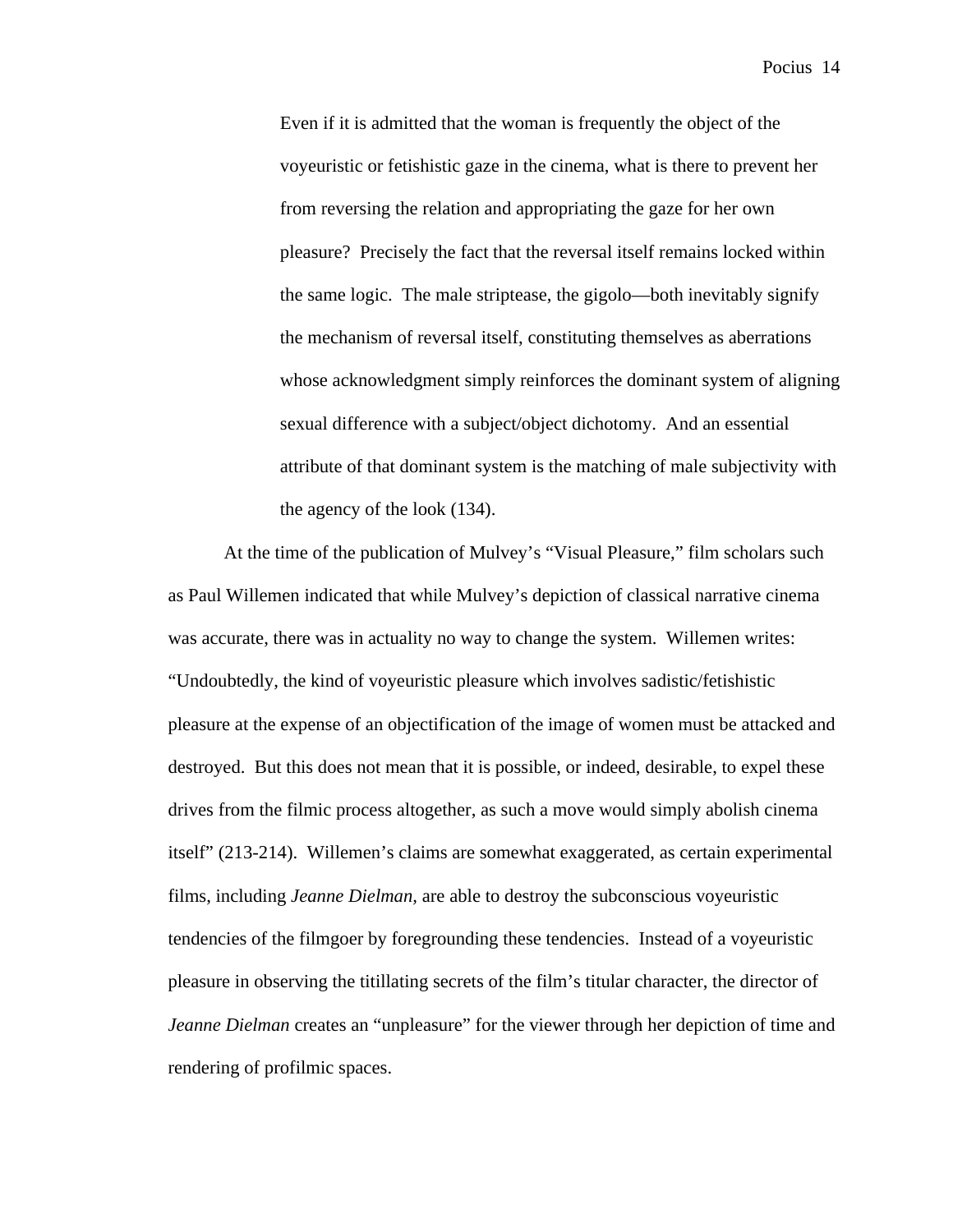> Even if it is admitted that the woman is frequently the object of the voyeuristic or fetishistic gaze in the cinema, what is there to prevent her from reversing the relation and appropriating the gaze for her own pleasure? Precisely the fact that the reversal itself remains locked within the same logic. The male striptease, the gigolo—both inevitably signify the mechanism of reversal itself, constituting themselves as aberrations whose acknowledgment simply reinforces the dominant system of aligning sexual difference with a subject/object dichotomy. And an essential attribute of that dominant system is the matching of male subjectivity with the agency of the look (134).

At the time of the publication of Mulvey's "Visual Pleasure," film scholars such as Paul Willemen indicated that while Mulvey's depiction of classical narrative cinema was accurate, there was in actuality no way to change the system. Willemen writes: "Undoubtedly, the kind of voyeuristic pleasure which involves sadistic/fetishistic pleasure at the expense of an objectification of the image of women must be attacked and destroyed. But this does not mean that it is possible, or indeed, desirable, to expel these drives from the filmic process altogether, as such a move would simply abolish cinema itself" (213-214). Willemen's claims are somewhat exaggerated, as certain experimental films, including *Jeanne Dielman*, are able to destroy the subconscious voyeuristic tendencies of the filmgoer by foregrounding these tendencies. Instead of a voyeuristic pleasure in observing the titillating secrets of the film's titular character, the director of *Jeanne Dielman* creates an "unpleasure" for the viewer through her depiction of time and rendering of profilmic spaces.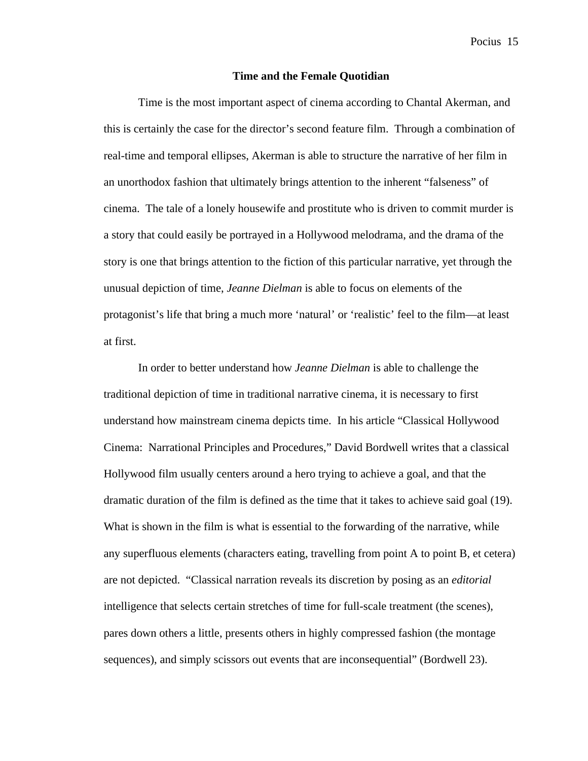## Time and the Female Quotidian

Time is the most important aspect of cinema according to Chantal Akerman, and this is certainly the case for the director's second feature film. Through a combination of real-time and temporal ellipses, Akerman is able to structure the narrative of her film in an unorthodox fashion that ultimately brings attention to the inherent "falseness" of cinema. The tale of a lonely housewife and prostitute who is driven to commit murder is a story that could easily be portrayed in a Hollywood melodrama, and the drama of the story is one that brings attention to the fiction of this particular narrative, yet through the unusual depiction of time, *Jeanne Dielman* is able to focus on elements of the protagonist's life that bring a much more 'natural' or 'realistic' feel to the film—at least at first.

In order to better understand how *Jeanne Dielman* is able to challenge the traditional depiction of time in traditional narrative cinema, it is necessary to first understand how mainstream cinema depicts time. In his article "Classical Hollywood Cinema: Narrational Principles and Procedures," David Bordwell writes that a classical Hollywood film usually centers around a hero trying to achieve a goal, and that the dramatic duration of the film is defined as the time that it takes to achieve said goal (19). What is shown in the film is what is essential to the forwarding of the narrative, while any superfluous elements (characters eating, travelling from point A to point B, et cetera) are not depicted. "Classical narration reveals its discretion by posing as an *editorial* intelligence that selects certain stretches of time for full-scale treatment (the scenes), pares down others a little, presents others in highly compressed fashion (the montage sequences), and simply scissors out events that are inconsequential" (Bordwell 23).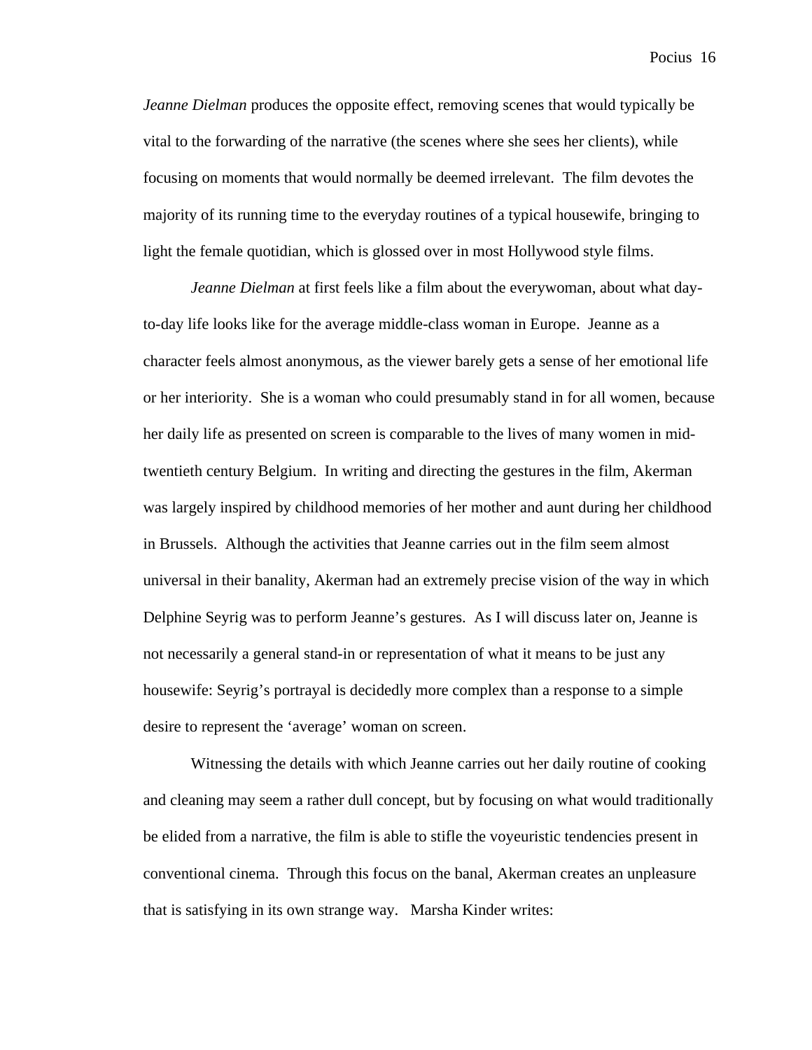*Jeanne Dielman* produces the opposite effect, removing scenes that would typically be vital to the forwarding of the narrative (the scenes where she sees her clients), while focusing on moments that would normally be deemed irrelevant. The film devotes the majority of its running time to the everyday routines of a typical housewife, bringing to light the female quotidian, which is glossed over in most Hollywood style films.

*Jeanne Dielman* at first feels like a film about the everywoman, about what day-to-day life looks like for the average middle-class woman in Europe. Jeanne as a character feels almost anonymous, as the viewer barely gets a sense of her emotional life or her interiority. She is a woman who could presumably stand in for all women, because her daily life as presented on screen is comparable to the lives of many women in mid-twentieth century Belgium. In writing and directing the gestures in the film, Akerman was largely inspired by childhood memories of her mother and aunt during her childhood in Brussels. Although the activities that Jeanne carries out in the film seem almost universal in their banality, Akerman had an extremely precise vision of the way in which Delphine Seyrig was to perform Jeanne's gestures. As I will discuss later on, Jeanne is not necessarily a general stand-in or representation of what it means to be just any housewife: Seyrig's portrayal is decidedly more complex than a response to a simple desire to represent the 'average' woman on screen.

Witnessing the details with which Jeanne carries out her daily routine of cooking and cleaning may seem a rather dull concept, but by focusing on what would traditionally be elided from a narrative, the film is able to stifle the voyeuristic tendencies present in conventional cinema. Through this focus on the banal, Akerman creates an unpleasure that is satisfying in its own strange way. Marsha Kinder writes: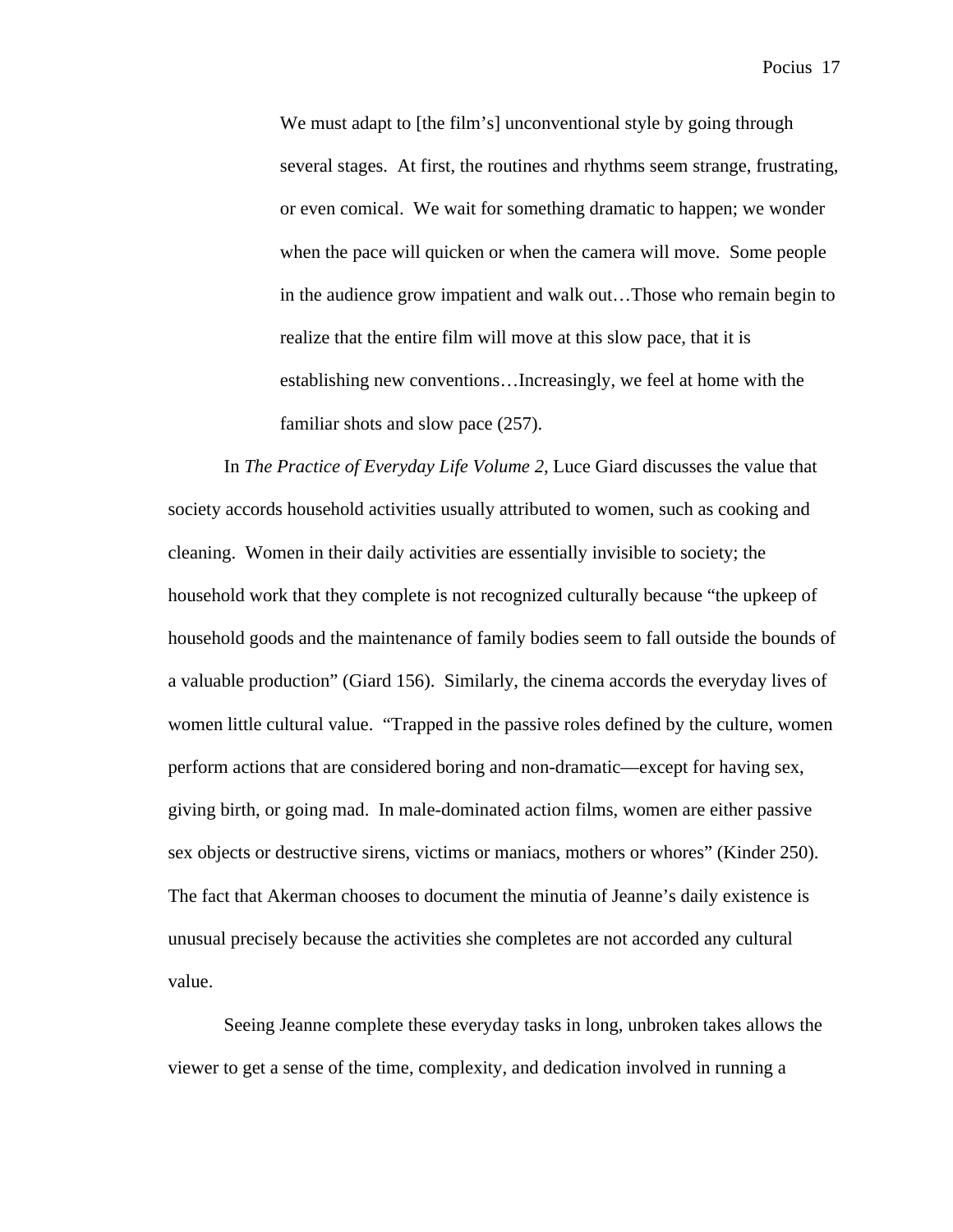> We must adapt to [the film's] unconventional style by going through several stages. At first, the routines and rhythms seem strange, frustrating, or even comical. We wait for something dramatic to happen; we wonder when the pace will quicken or when the camera will move. Some people in the audience grow impatient and walk out…Those who remain begin to realize that the entire film will move at this slow pace, that it is establishing new conventions…Increasingly, we feel at home with the familiar shots and slow pace (257).

In *The Practice of Everyday Life Volume 2*, Luce Giard discusses the value that society accords household activities usually attributed to women, such as cooking and cleaning. Women in their daily activities are essentially invisible to society; the household work that they complete is not recognized culturally because "the upkeep of household goods and the maintenance of family bodies seem to fall outside the bounds of a valuable production" (Giard 156). Similarly, the cinema accords the everyday lives of women little cultural value. "Trapped in the passive roles defined by the culture, women perform actions that are considered boring and non-dramatic—except for having sex, giving birth, or going mad. In male-dominated action films, women are either passive sex objects or destructive sirens, victims or maniacs, mothers or whores" (Kinder 250). The fact that Akerman chooses to document the minutia of Jeanne's daily existence is unusual precisely because the activities she completes are not accorded any cultural value.

Seeing Jeanne complete these everyday tasks in long, unbroken takes allows the viewer to get a sense of the time, complexity, and dedication involved in running a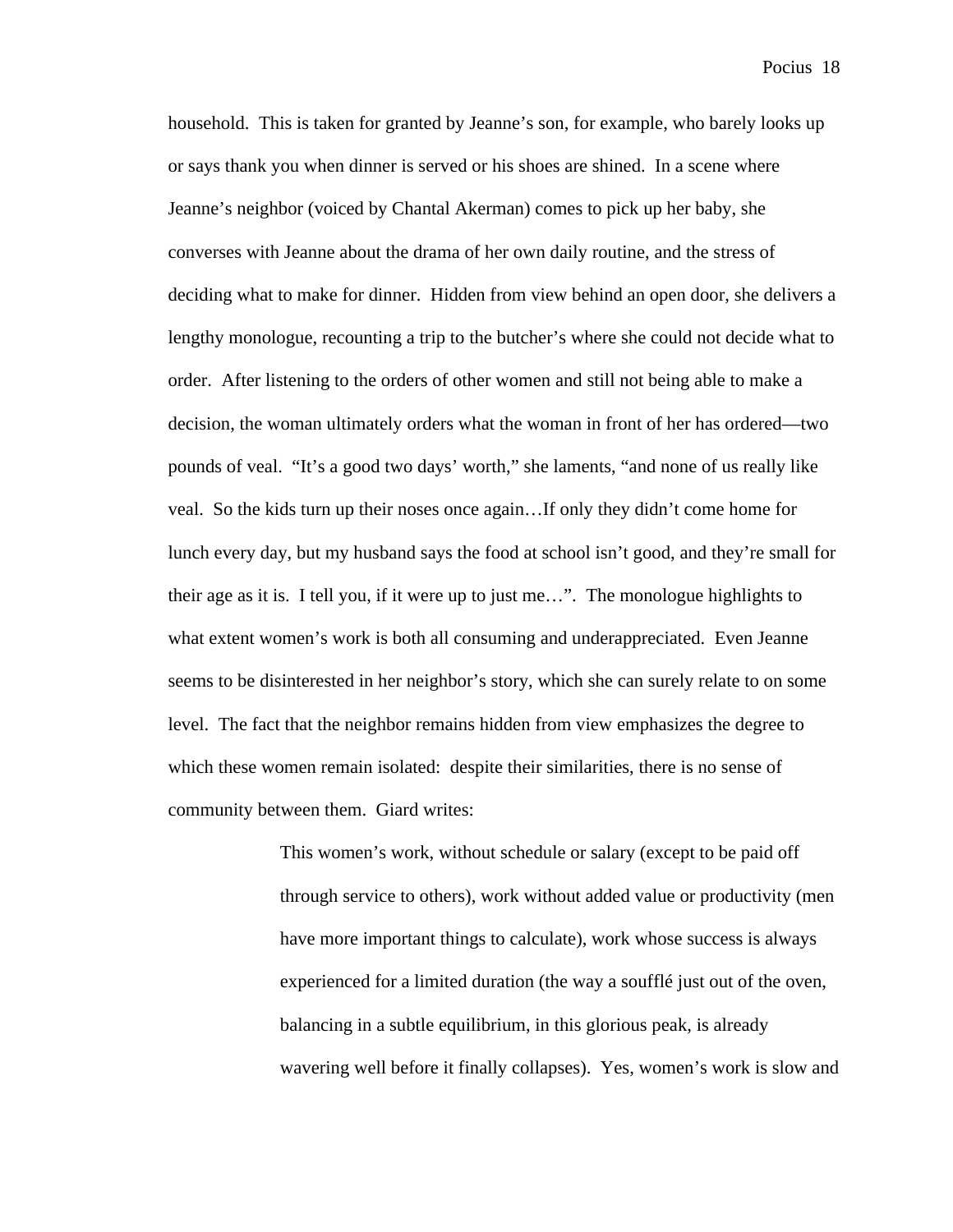household. This is taken for granted by Jeanne's son, for example, who barely looks up or says thank you when dinner is served or his shoes are shined. In a scene where Jeanne's neighbor (voiced by Chantal Akerman) comes to pick up her baby, she converses with Jeanne about the drama of her own daily routine, and the stress of deciding what to make for dinner. Hidden from view behind an open door, she delivers a lengthy monologue, recounting a trip to the butcher's where she could not decide what to order. After listening to the orders of other women and still not being able to make a decision, the woman ultimately orders what the woman in front of her has ordered—two pounds of veal. "It's a good two days' worth," she laments, "and none of us really like veal. So the kids turn up their noses once again…If only they didn't come home for lunch every day, but my husband says the food at school isn't good, and they're small for their age as it is. I tell you, if it were up to just me…". The monologue highlights to what extent women's work is both all consuming and underappreciated. Even Jeanne seems to be disinterested in her neighbor's story, which she can surely relate to on some level. The fact that the neighbor remains hidden from view emphasizes the degree to which these women remain isolated: despite their similarities, there is no sense of community between them. Giard writes:

> This women's work, without schedule or salary (except to be paid off through service to others), work without added value or productivity (men have more important things to calculate), work whose success is always experienced for a limited duration (the way a soufflé just out of the oven, balancing in a subtle equilibrium, in this glorious peak, is already wavering well before it finally collapses). Yes, women's work is slow and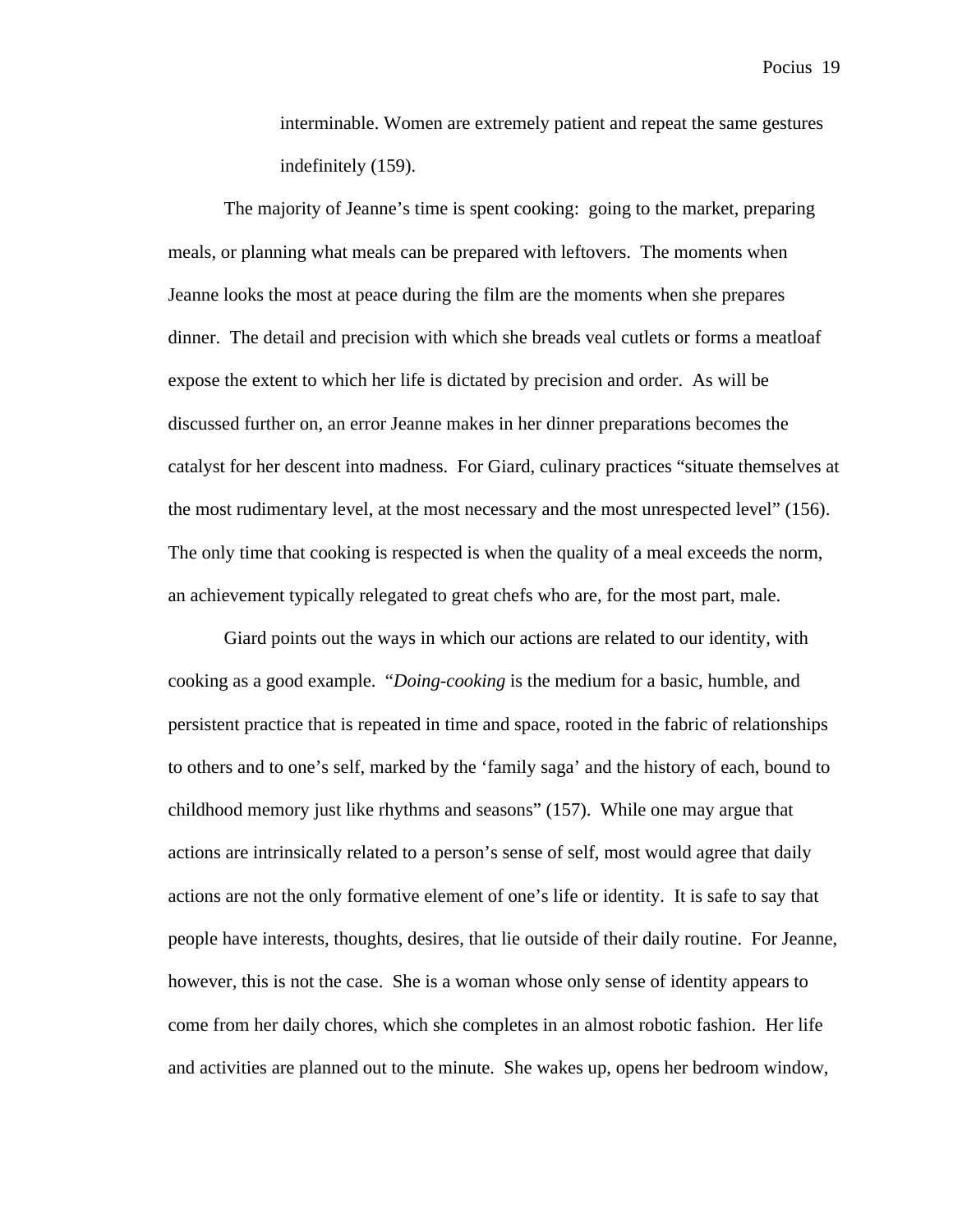> interminable. Women are extremely patient and repeat the same gestures indefinitely (159).

The majority of Jeanne's time is spent cooking: going to the market, preparing meals, or planning what meals can be prepared with leftovers. The moments when Jeanne looks the most at peace during the film are the moments when she prepares dinner. The detail and precision with which she breads veal cutlets or forms a meatloaf expose the extent to which her life is dictated by precision and order. As will be discussed further on, an error Jeanne makes in her dinner preparations becomes the catalyst for her descent into madness. For Giard, culinary practices "situate themselves at the most rudimentary level, at the most necessary and the most unrespected level" (156). The only time that cooking is respected is when the quality of a meal exceeds the norm, an achievement typically relegated to great chefs who are, for the most part, male.

Giard points out the ways in which our actions are related to our identity, with cooking as a good example. "*Doing-cooking* is the medium for a basic, humble, and persistent practice that is repeated in time and space, rooted in the fabric of relationships to others and to one's self, marked by the 'family saga' and the history of each, bound to childhood memory just like rhythms and seasons" (157). While one may argue that actions are intrinsically related to a person's sense of self, most would agree that daily actions are not the only formative element of one's life or identity. It is safe to say that people have interests, thoughts, desires, that lie outside of their daily routine. For Jeanne, however, this is not the case. She is a woman whose only sense of identity appears to come from her daily chores, which she completes in an almost robotic fashion. Her life and activities are planned out to the minute. She wakes up, opens her bedroom window,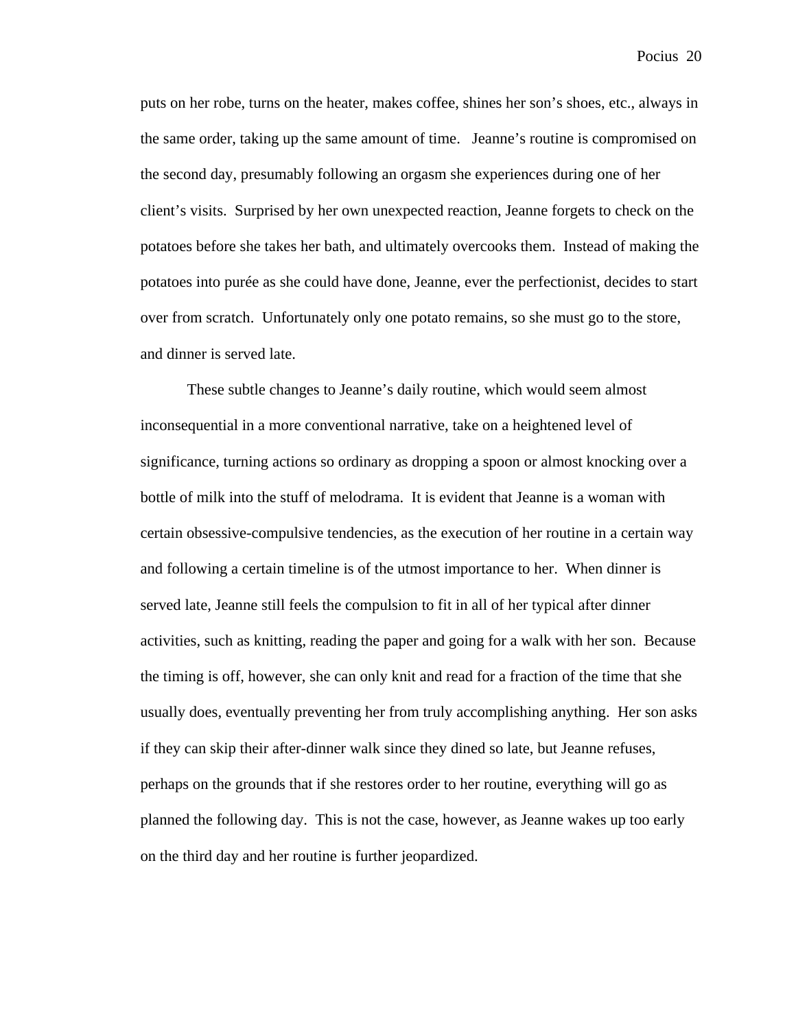puts on her robe, turns on the heater, makes coffee, shines her son's shoes, etc., always in the same order, taking up the same amount of time. Jeanne's routine is compromised on the second day, presumably following an orgasm she experiences during one of her client's visits. Surprised by her own unexpected reaction, Jeanne forgets to check on the potatoes before she takes her bath, and ultimately overcooks them. Instead of making the potatoes into purée as she could have done, Jeanne, ever the perfectionist, decides to start over from scratch. Unfortunately only one potato remains, so she must go to the store, and dinner is served late.

These subtle changes to Jeanne's daily routine, which would seem almost inconsequential in a more conventional narrative, take on a heightened level of significance, turning actions so ordinary as dropping a spoon or almost knocking over a bottle of milk into the stuff of melodrama. It is evident that Jeanne is a woman with certain obsessive-compulsive tendencies, as the execution of her routine in a certain way and following a certain timeline is of the utmost importance to her. When dinner is served late, Jeanne still feels the compulsion to fit in all of her typical after dinner activities, such as knitting, reading the paper and going for a walk with her son. Because the timing is off, however, she can only knit and read for a fraction of the time that she usually does, eventually preventing her from truly accomplishing anything. Her son asks if they can skip their after-dinner walk since they dined so late, but Jeanne refuses, perhaps on the grounds that if she restores order to her routine, everything will go as planned the following day. This is not the case, however, as Jeanne wakes up too early on the third day and her routine is further jeopardized.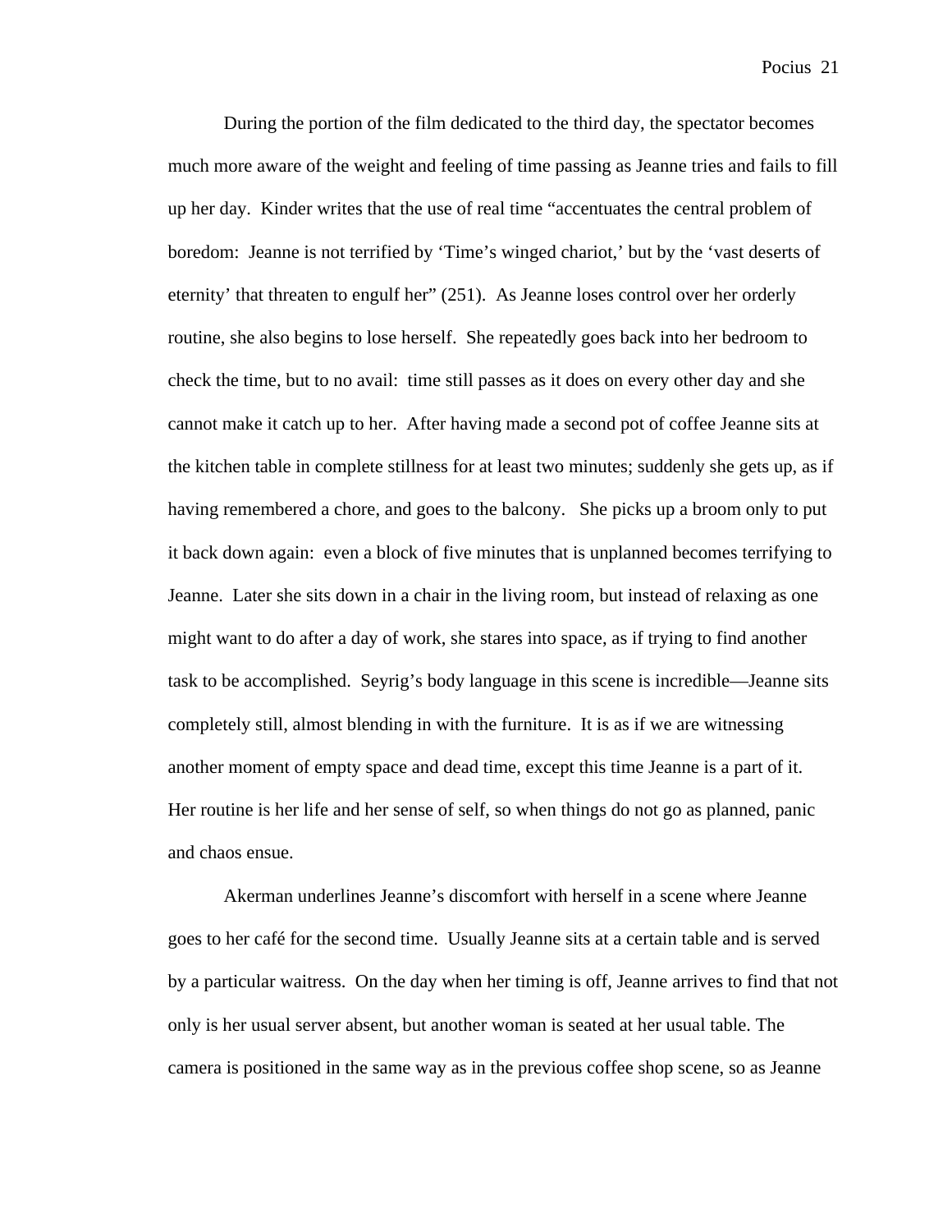During the portion of the film dedicated to the third day, the spectator becomes much more aware of the weight and feeling of time passing as Jeanne tries and fails to fill up her day.  Kinder writes that the use of real time "accentuates the central problem of boredom:  Jeanne is not terrified by 'Time's winged chariot,' but by the 'vast deserts of eternity' that threaten to engulf her" (251).  As Jeanne loses control over her orderly routine, she also begins to lose herself.  She repeatedly goes back into her bedroom to check the time, but to no avail:  time still passes as it does on every other day and she cannot make it catch up to her.  After having made a second pot of coffee Jeanne sits at the kitchen table in complete stillness for at least two minutes; suddenly she gets up, as if having remembered a chore, and goes to the balcony.   She picks up a broom only to put it back down again:  even a block of five minutes that is unplanned becomes terrifying to Jeanne.  Later she sits down in a chair in the living room, but instead of relaxing as one might want to do after a day of work, she stares into space, as if trying to find another task to be accomplished.  Seyrig's body language in this scene is incredible—Jeanne sits completely still, almost blending in with the furniture.  It is as if we are witnessing another moment of empty space and dead time, except this time Jeanne is a part of it.  Her routine is her life and her sense of self, so when things do not go as planned, panic and chaos ensue.

Akerman underlines Jeanne's discomfort with herself in a scene where Jeanne goes to her café for the second time.  Usually Jeanne sits at a certain table and is served by a particular waitress.  On the day when her timing is off, Jeanne arrives to find that not only is her usual server absent, but another woman is seated at her usual table. The camera is positioned in the same way as in the previous coffee shop scene, so as Jeanne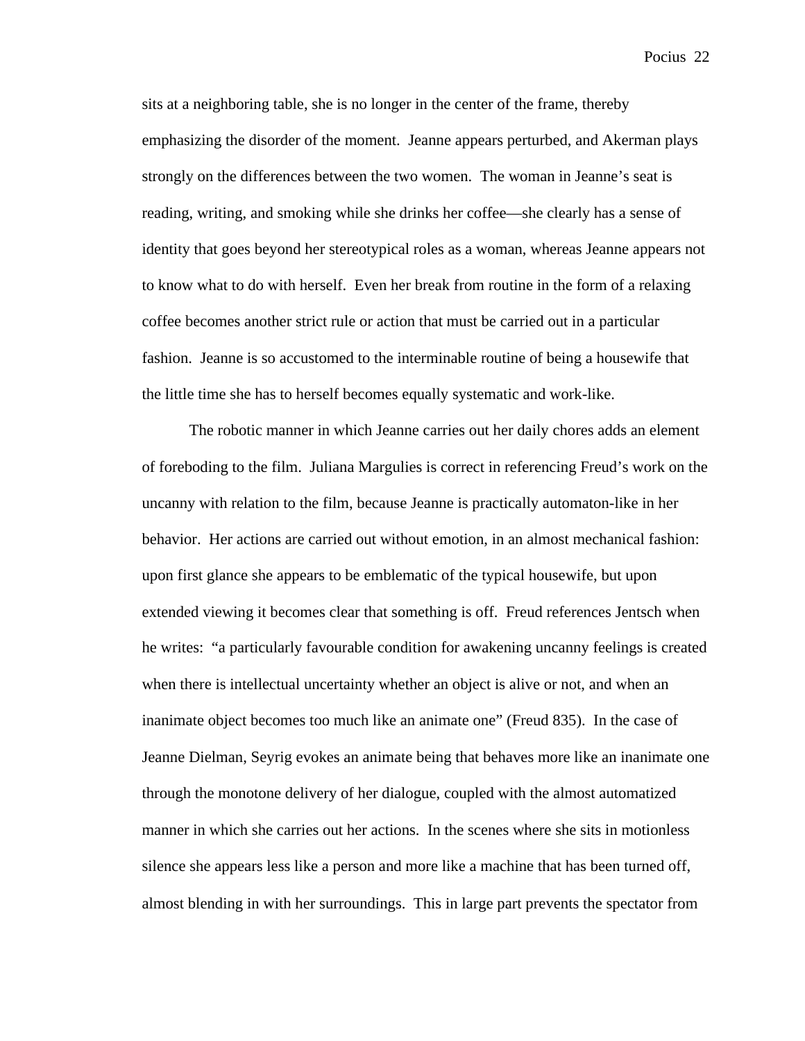sits at a neighboring table, she is no longer in the center of the frame, thereby emphasizing the disorder of the moment.  Jeanne appears perturbed, and Akerman plays strongly on the differences between the two women.  The woman in Jeanne's seat is reading, writing, and smoking while she drinks her coffee—she clearly has a sense of identity that goes beyond her stereotypical roles as a woman, whereas Jeanne appears not to know what to do with herself.  Even her break from routine in the form of a relaxing coffee becomes another strict rule or action that must be carried out in a particular fashion.  Jeanne is so accustomed to the interminable routine of being a housewife that the little time she has to herself becomes equally systematic and work-like.

The robotic manner in which Jeanne carries out her daily chores adds an element of foreboding to the film.  Juliana Margulies is correct in referencing Freud's work on the uncanny with relation to the film, because Jeanne is practically automaton-like in her behavior.  Her actions are carried out without emotion, in an almost mechanical fashion: upon first glance she appears to be emblematic of the typical housewife, but upon extended viewing it becomes clear that something is off.  Freud references Jentsch when he writes:  "a particularly favourable condition for awakening uncanny feelings is created when there is intellectual uncertainty whether an object is alive or not, and when an inanimate object becomes too much like an animate one" (Freud 835).  In the case of Jeanne Dielman, Seyrig evokes an animate being that behaves more like an inanimate one through the monotone delivery of her dialogue, coupled with the almost automatized manner in which she carries out her actions.  In the scenes where she sits in motionless silence she appears less like a person and more like a machine that has been turned off, almost blending in with her surroundings.  This in large part prevents the spectator from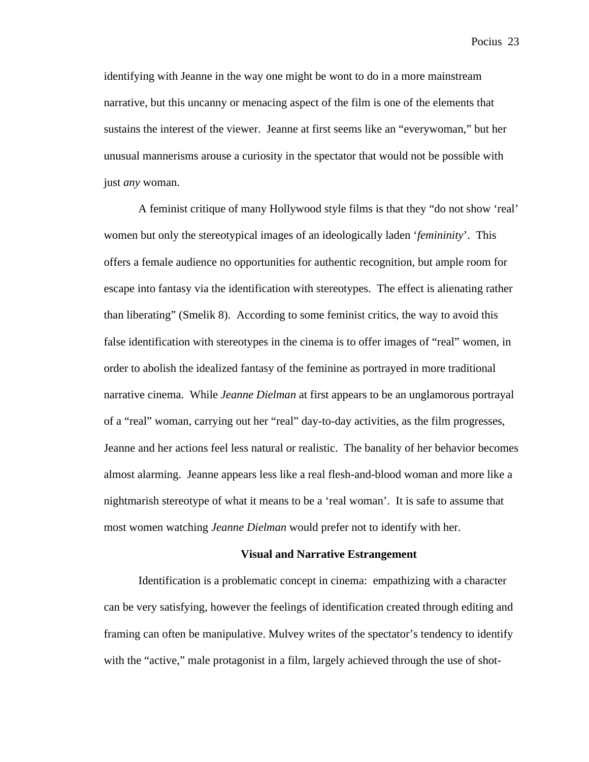identifying with Jeanne in the way one might be wont to do in a more mainstream narrative, but this uncanny or menacing aspect of the film is one of the elements that sustains the interest of the viewer. Jeanne at first seems like an "everywoman," but her unusual mannerisms arouse a curiosity in the spectator that would not be possible with just *any* woman.

A feminist critique of many Hollywood style films is that they "do not show 'real' women but only the stereotypical images of an ideologically laden '*femininity*'. This offers a female audience no opportunities for authentic recognition, but ample room for escape into fantasy via the identification with stereotypes. The effect is alienating rather than liberating" (Smelik 8). According to some feminist critics, the way to avoid this false identification with stereotypes in the cinema is to offer images of "real" women, in order to abolish the idealized fantasy of the feminine as portrayed in more traditional narrative cinema. While *Jeanne Dielman* at first appears to be an unglamorous portrayal of a "real" woman, carrying out her "real" day-to-day activities, as the film progresses, Jeanne and her actions feel less natural or realistic. The banality of her behavior becomes almost alarming. Jeanne appears less like a real flesh-and-blood woman and more like a nightmarish stereotype of what it means to be a 'real woman'. It is safe to assume that most women watching *Jeanne Dielman* would prefer not to identify with her.

**Visual and Narrative Estrangement**

Identification is a problematic concept in cinema: empathizing with a character can be very satisfying, however the feelings of identification created through editing and framing can often be manipulative. Mulvey writes of the spectator's tendency to identify with the "active," male protagonist in a film, largely achieved through the use of shot-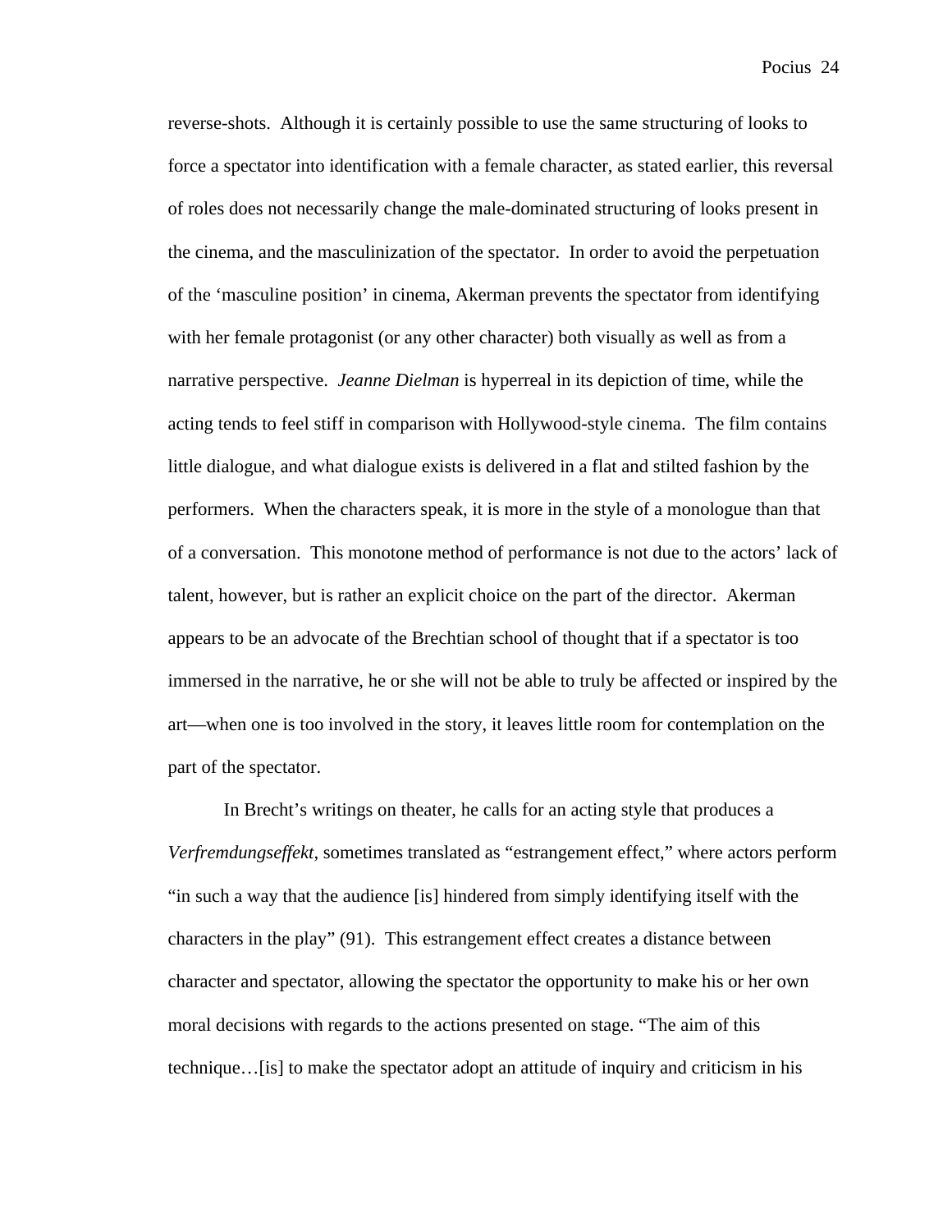reverse-shots. Although it is certainly possible to use the same structuring of looks to force a spectator into identification with a female character, as stated earlier, this reversal of roles does not necessarily change the male-dominated structuring of looks present in the cinema, and the masculinization of the spectator. In order to avoid the perpetuation of the 'masculine position' in cinema, Akerman prevents the spectator from identifying with her female protagonist (or any other character) both visually as well as from a narrative perspective. *Jeanne Dielman* is hyperreal in its depiction of time, while the acting tends to feel stiff in comparison with Hollywood-style cinema. The film contains little dialogue, and what dialogue exists is delivered in a flat and stilted fashion by the performers. When the characters speak, it is more in the style of a monologue than that of a conversation. This monotone method of performance is not due to the actors' lack of talent, however, but is rather an explicit choice on the part of the director. Akerman appears to be an advocate of the Brechtian school of thought that if a spectator is too immersed in the narrative, he or she will not be able to truly be affected or inspired by the art—when one is too involved in the story, it leaves little room for contemplation on the part of the spectator.

In Brecht's writings on theater, he calls for an acting style that produces a *Verfremdungseffekt*, sometimes translated as "estrangement effect," where actors perform "in such a way that the audience [is] hindered from simply identifying itself with the characters in the play" (91). This estrangement effect creates a distance between character and spectator, allowing the spectator the opportunity to make his or her own moral decisions with regards to the actions presented on stage. "The aim of this technique…[is] to make the spectator adopt an attitude of inquiry and criticism in his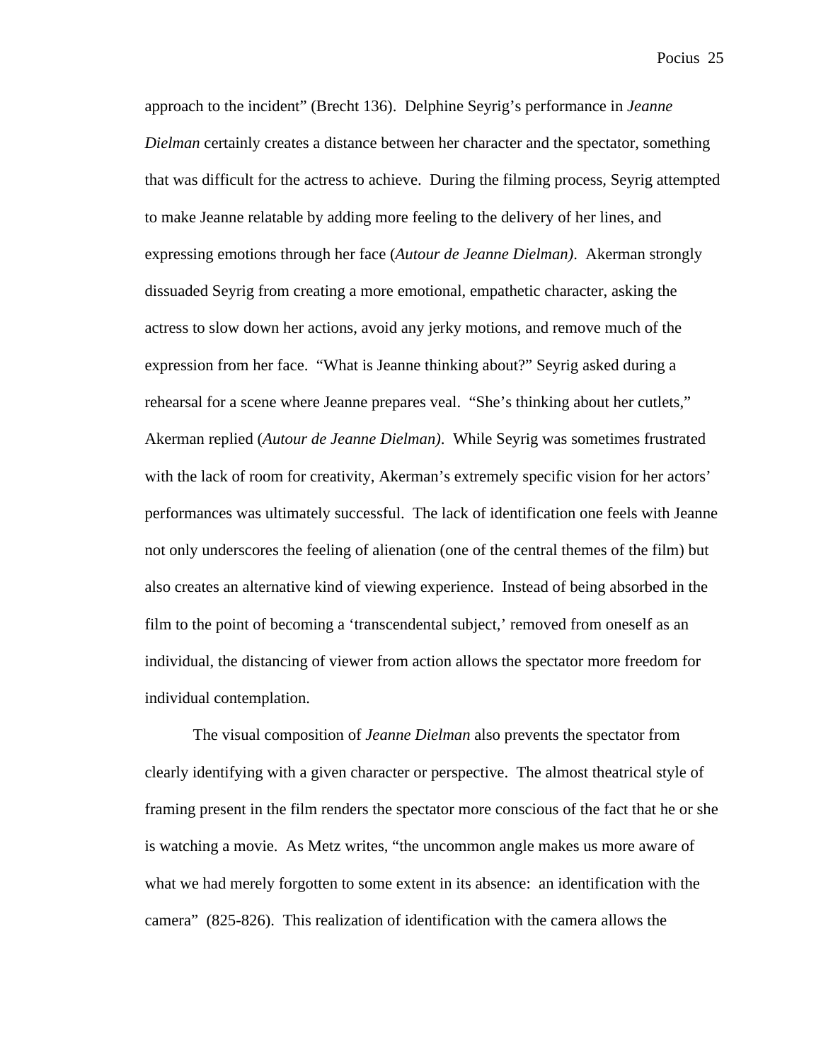approach to the incident" (Brecht 136). Delphine Seyrig's performance in *Jeanne Dielman* certainly creates a distance between her character and the spectator, something that was difficult for the actress to achieve. During the filming process, Seyrig attempted to make Jeanne relatable by adding more feeling to the delivery of her lines, and expressing emotions through her face (*Autour de Jeanne Dielman)*. Akerman strongly dissuaded Seyrig from creating a more emotional, empathetic character, asking the actress to slow down her actions, avoid any jerky motions, and remove much of the expression from her face. "What is Jeanne thinking about?" Seyrig asked during a rehearsal for a scene where Jeanne prepares veal. "She's thinking about her cutlets," Akerman replied (*Autour de Jeanne Dielman)*. While Seyrig was sometimes frustrated with the lack of room for creativity, Akerman's extremely specific vision for her actors' performances was ultimately successful. The lack of identification one feels with Jeanne not only underscores the feeling of alienation (one of the central themes of the film) but also creates an alternative kind of viewing experience. Instead of being absorbed in the film to the point of becoming a 'transcendental subject,' removed from oneself as an individual, the distancing of viewer from action allows the spectator more freedom for individual contemplation.

The visual composition of *Jeanne Dielman* also prevents the spectator from clearly identifying with a given character or perspective. The almost theatrical style of framing present in the film renders the spectator more conscious of the fact that he or she is watching a movie. As Metz writes, "the uncommon angle makes us more aware of what we had merely forgotten to some extent in its absence: an identification with the camera" (825-826). This realization of identification with the camera allows the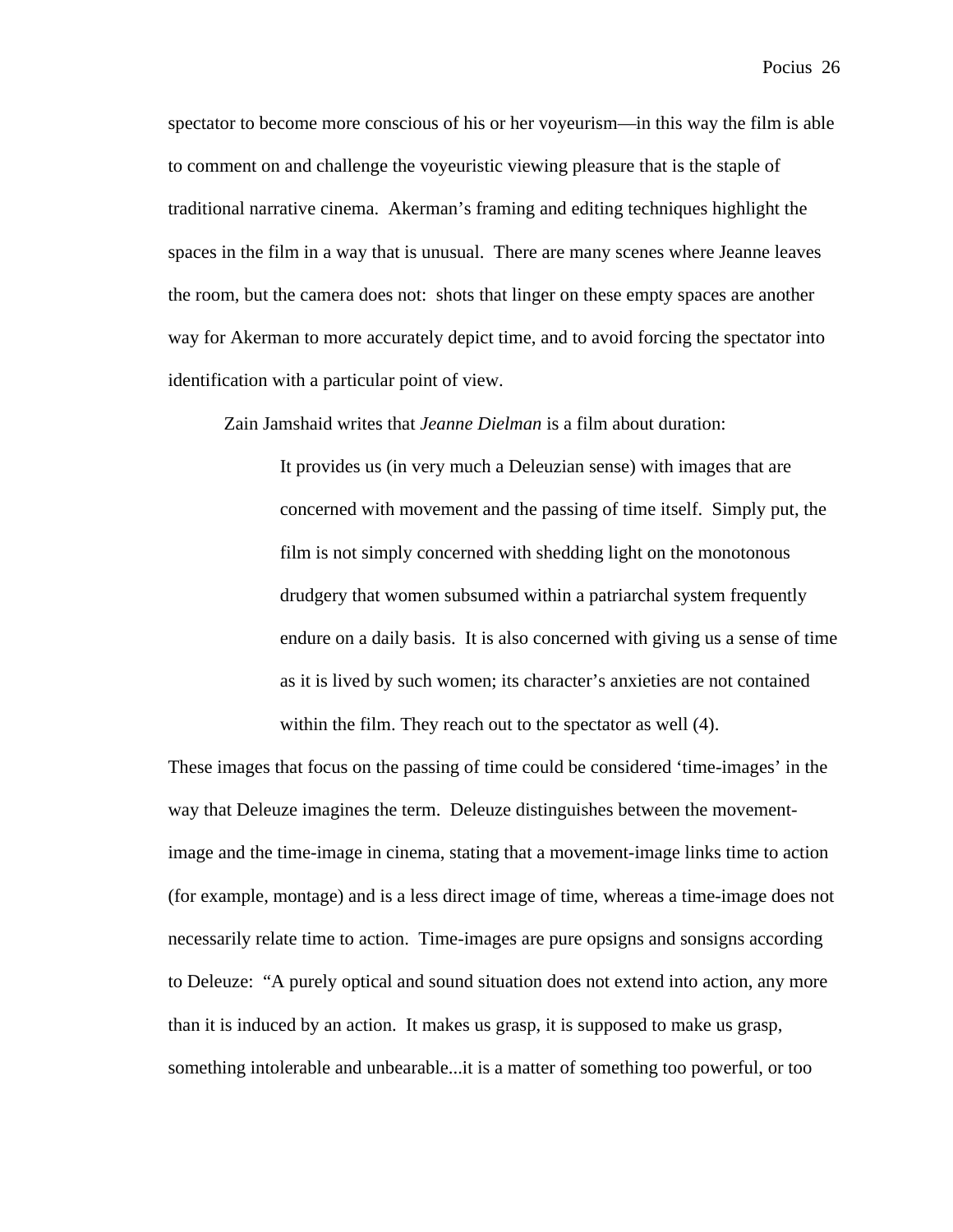spectator to become more conscious of his or her voyeurism—in this way the film is able to comment on and challenge the voyeuristic viewing pleasure that is the staple of traditional narrative cinema. Akerman's framing and editing techniques highlight the spaces in the film in a way that is unusual. There are many scenes where Jeanne leaves the room, but the camera does not: shots that linger on these empty spaces are another way for Akerman to more accurately depict time, and to avoid forcing the spectator into identification with a particular point of view.

Zain Jamshaid writes that *Jeanne Dielman* is a film about duration:

> It provides us (in very much a Deleuzian sense) with images that are concerned with movement and the passing of time itself. Simply put, the film is not simply concerned with shedding light on the monotonous drudgery that women subsumed within a patriarchal system frequently endure on a daily basis. It is also concerned with giving us a sense of time as it is lived by such women; its character's anxieties are not contained within the film. They reach out to the spectator as well (4).

These images that focus on the passing of time could be considered 'time-images' in the way that Deleuze imagines the term. Deleuze distinguishes between the movement-image and the time-image in cinema, stating that a movement-image links time to action (for example, montage) and is a less direct image of time, whereas a time-image does not necessarily relate time to action. Time-images are pure opsigns and sonsigns according to Deleuze: "A purely optical and sound situation does not extend into action, any more than it is induced by an action. It makes us grasp, it is supposed to make us grasp, something intolerable and unbearable...it is a matter of something too powerful, or too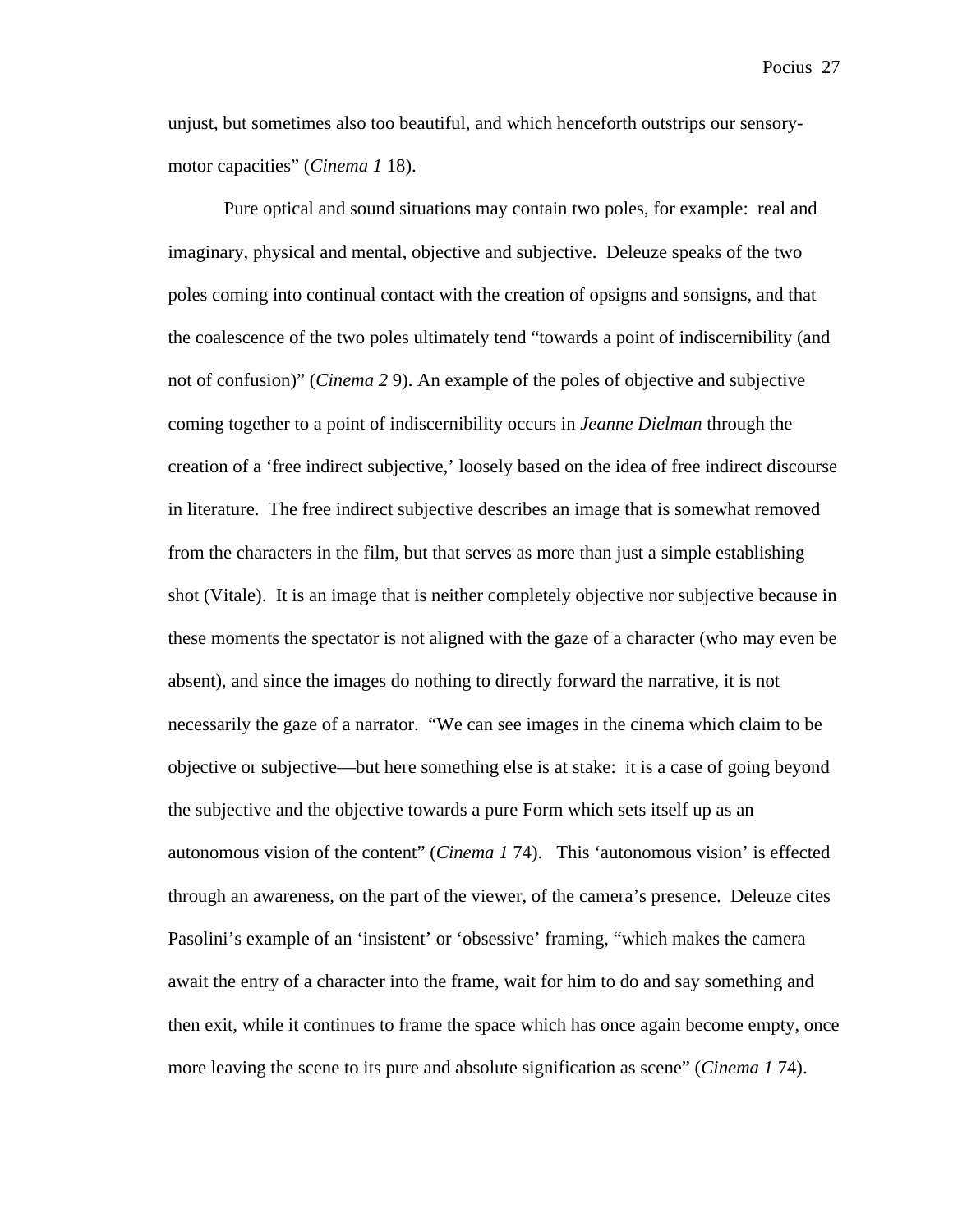unjust, but sometimes also too beautiful, and which henceforth outstrips our sensory-motor capacities" (*Cinema 1* 18).

Pure optical and sound situations may contain two poles, for example:  real and imaginary, physical and mental, objective and subjective.  Deleuze speaks of the two poles coming into continual contact with the creation of opsigns and sonsigns, and that the coalescence of the two poles ultimately tend "towards a point of indiscernibility (and not of confusion)" (*Cinema 2* 9). An example of the poles of objective and subjective coming together to a point of indiscernibility occurs in *Jeanne Dielman* through the creation of a 'free indirect subjective,' loosely based on the idea of free indirect discourse in literature.  The free indirect subjective describes an image that is somewhat removed from the characters in the film, but that serves as more than just a simple establishing shot (Vitale).  It is an image that is neither completely objective nor subjective because in these moments the spectator is not aligned with the gaze of a character (who may even be absent), and since the images do nothing to directly forward the narrative, it is not necessarily the gaze of a narrator.  "We can see images in the cinema which claim to be objective or subjective—but here something else is at stake:  it is a case of going beyond the subjective and the objective towards a pure Form which sets itself up as an autonomous vision of the content" (*Cinema 1* 74).   This 'autonomous vision' is effected through an awareness, on the part of the viewer, of the camera's presence.  Deleuze cites Pasolini's example of an 'insistent' or 'obsessive' framing, "which makes the camera await the entry of a character into the frame, wait for him to do and say something and then exit, while it continues to frame the space which has once again become empty, once more leaving the scene to its pure and absolute signification as scene" (*Cinema 1* 74).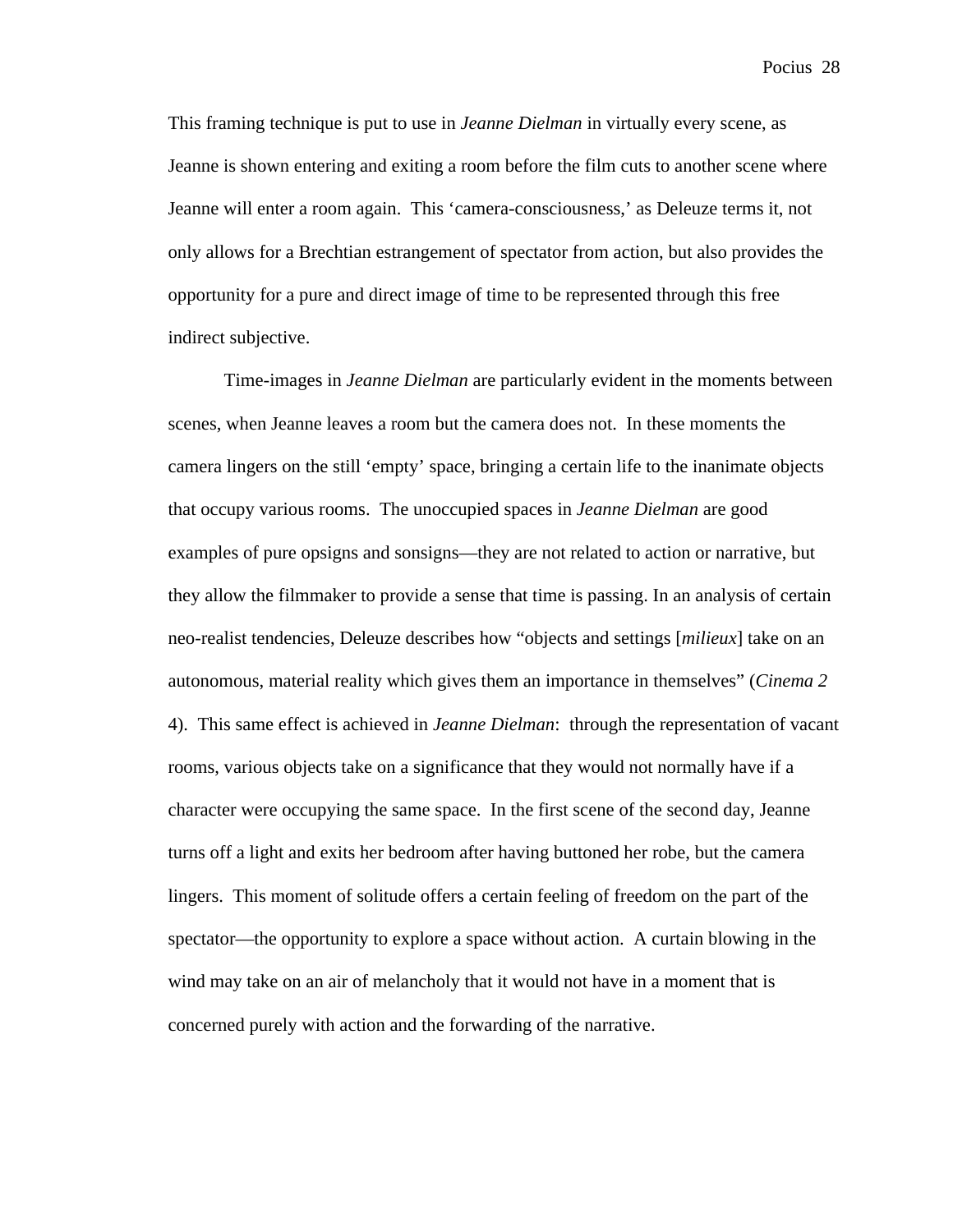This framing technique is put to use in *Jeanne Dielman* in virtually every scene, as Jeanne is shown entering and exiting a room before the film cuts to another scene where Jeanne will enter a room again. This 'camera-consciousness,' as Deleuze terms it, not only allows for a Brechtian estrangement of spectator from action, but also provides the opportunity for a pure and direct image of time to be represented through this free indirect subjective.

Time-images in *Jeanne Dielman* are particularly evident in the moments between scenes, when Jeanne leaves a room but the camera does not. In these moments the camera lingers on the still 'empty' space, bringing a certain life to the inanimate objects that occupy various rooms. The unoccupied spaces in *Jeanne Dielman* are good examples of pure opsigns and sonsigns—they are not related to action or narrative, but they allow the filmmaker to provide a sense that time is passing. In an analysis of certain neo-realist tendencies, Deleuze describes how "objects and settings [*milieux*] take on an autonomous, material reality which gives them an importance in themselves" (*Cinema 2* 4). This same effect is achieved in *Jeanne Dielman*: through the representation of vacant rooms, various objects take on a significance that they would not normally have if a character were occupying the same space. In the first scene of the second day, Jeanne turns off a light and exits her bedroom after having buttoned her robe, but the camera lingers. This moment of solitude offers a certain feeling of freedom on the part of the spectator—the opportunity to explore a space without action. A curtain blowing in the wind may take on an air of melancholy that it would not have in a moment that is concerned purely with action and the forwarding of the narrative.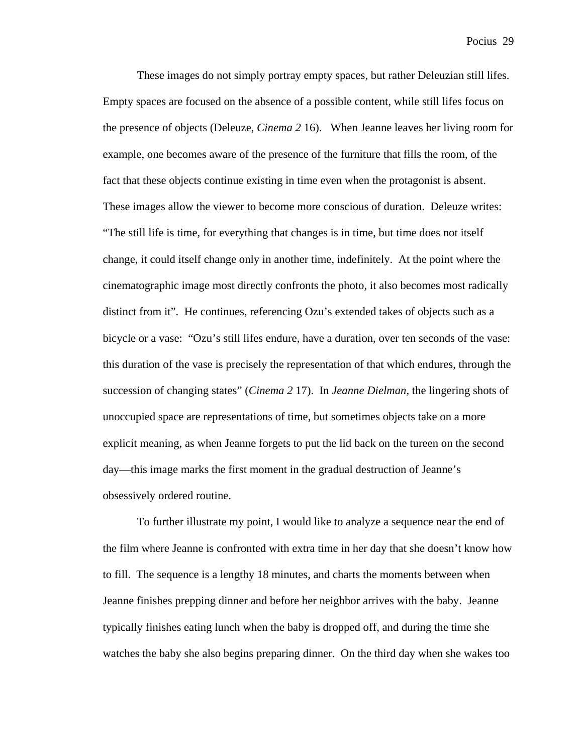These images do not simply portray empty spaces, but rather Deleuzian still lifes. Empty spaces are focused on the absence of a possible content, while still lifes focus on the presence of objects (Deleuze, *Cinema 2* 16). When Jeanne leaves her living room for example, one becomes aware of the presence of the furniture that fills the room, of the fact that these objects continue existing in time even when the protagonist is absent. These images allow the viewer to become more conscious of duration. Deleuze writes: "The still life is time, for everything that changes is in time, but time does not itself change, it could itself change only in another time, indefinitely. At the point where the cinematographic image most directly confronts the photo, it also becomes most radically distinct from it". He continues, referencing Ozu's extended takes of objects such as a bicycle or a vase: "Ozu's still lifes endure, have a duration, over ten seconds of the vase: this duration of the vase is precisely the representation of that which endures, through the succession of changing states" (*Cinema 2* 17). In *Jeanne Dielman*, the lingering shots of unoccupied space are representations of time, but sometimes objects take on a more explicit meaning, as when Jeanne forgets to put the lid back on the tureen on the second day—this image marks the first moment in the gradual destruction of Jeanne's obsessively ordered routine.

To further illustrate my point, I would like to analyze a sequence near the end of the film where Jeanne is confronted with extra time in her day that she doesn't know how to fill. The sequence is a lengthy 18 minutes, and charts the moments between when Jeanne finishes prepping dinner and before her neighbor arrives with the baby. Jeanne typically finishes eating lunch when the baby is dropped off, and during the time she watches the baby she also begins preparing dinner. On the third day when she wakes too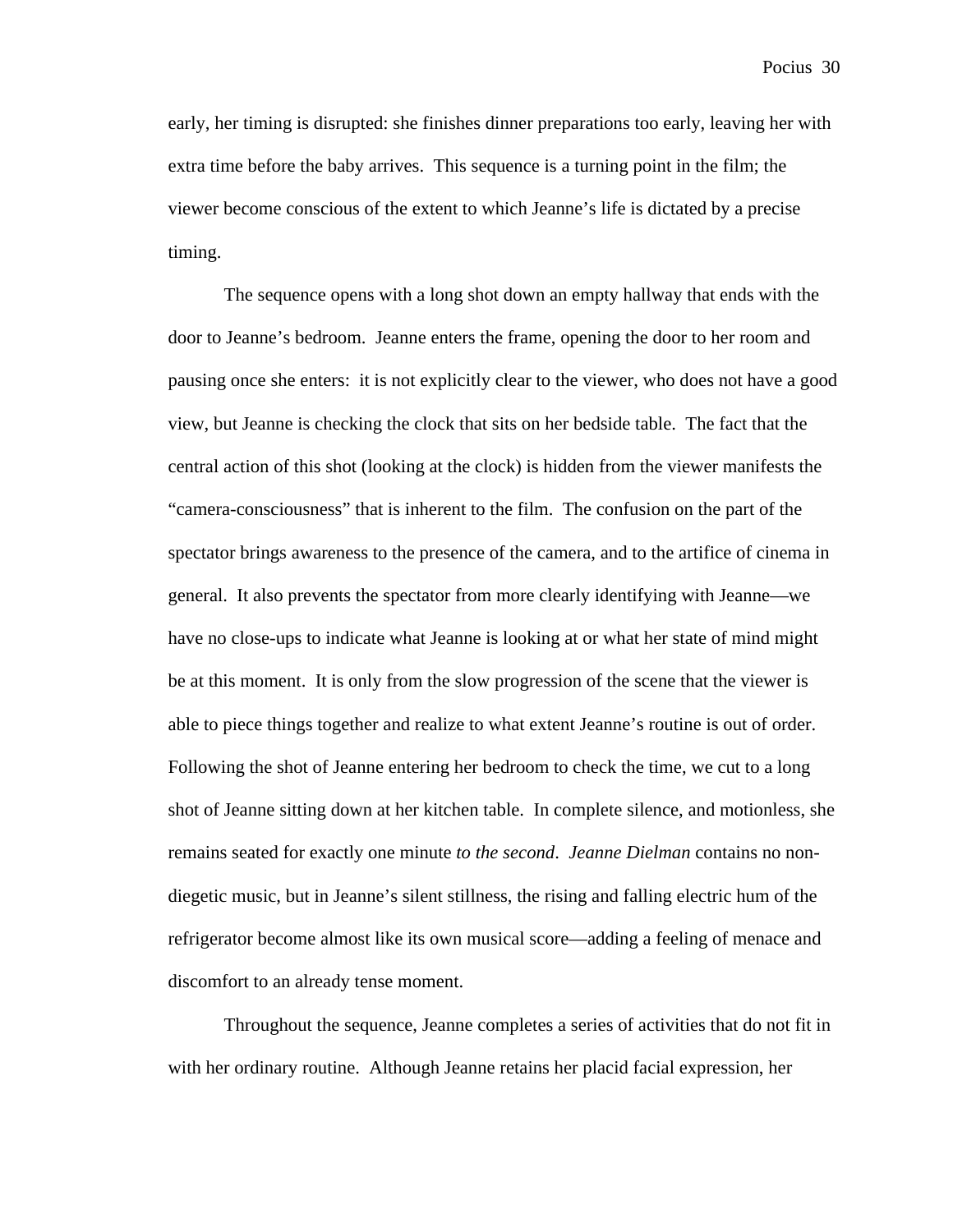early, her timing is disrupted: she finishes dinner preparations too early, leaving her with extra time before the baby arrives. This sequence is a turning point in the film; the viewer become conscious of the extent to which Jeanne's life is dictated by a precise timing.

The sequence opens with a long shot down an empty hallway that ends with the door to Jeanne's bedroom. Jeanne enters the frame, opening the door to her room and pausing once she enters: it is not explicitly clear to the viewer, who does not have a good view, but Jeanne is checking the clock that sits on her bedside table. The fact that the central action of this shot (looking at the clock) is hidden from the viewer manifests the "camera-consciousness" that is inherent to the film. The confusion on the part of the spectator brings awareness to the presence of the camera, and to the artifice of cinema in general. It also prevents the spectator from more clearly identifying with Jeanne—we have no close-ups to indicate what Jeanne is looking at or what her state of mind might be at this moment. It is only from the slow progression of the scene that the viewer is able to piece things together and realize to what extent Jeanne's routine is out of order. Following the shot of Jeanne entering her bedroom to check the time, we cut to a long shot of Jeanne sitting down at her kitchen table. In complete silence, and motionless, she remains seated for exactly one minute *to the second*. *Jeanne Dielman* contains no non-diegetic music, but in Jeanne's silent stillness, the rising and falling electric hum of the refrigerator become almost like its own musical score—adding a feeling of menace and discomfort to an already tense moment.

Throughout the sequence, Jeanne completes a series of activities that do not fit in with her ordinary routine. Although Jeanne retains her placid facial expression, her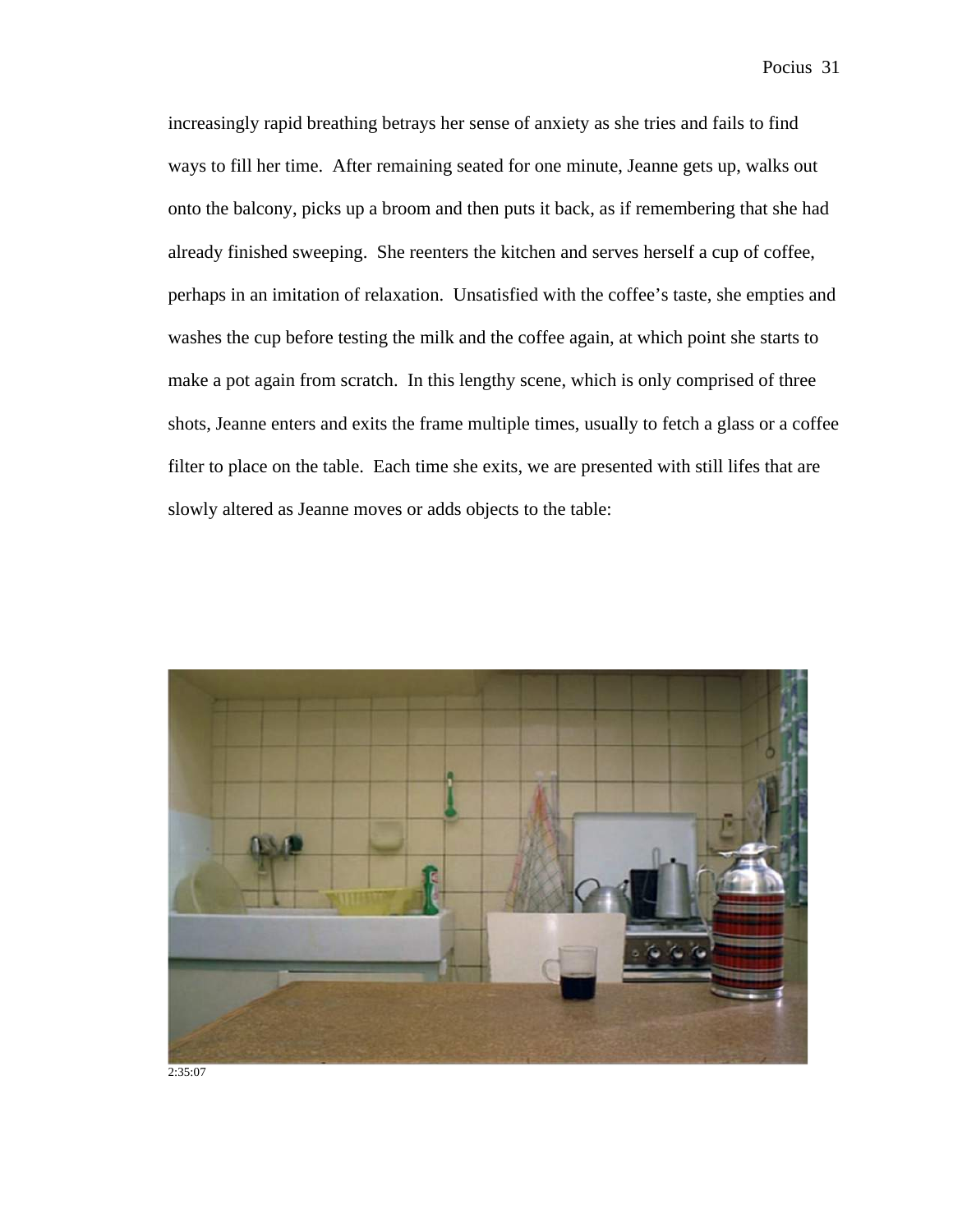increasingly rapid breathing betrays her sense of anxiety as she tries and fails to find ways to fill her time. After remaining seated for one minute, Jeanne gets up, walks out onto the balcony, picks up a broom and then puts it back, as if remembering that she had already finished sweeping. She reenters the kitchen and serves herself a cup of coffee, perhaps in an imitation of relaxation. Unsatisfied with the coffee's taste, she empties and washes the cup before testing the milk and the coffee again, at which point she starts to make a pot again from scratch. In this lengthy scene, which is only comprised of three shots, Jeanne enters and exits the frame multiple times, usually to fetch a glass or a coffee filter to place on the table. Each time she exits, we are presented with still lifes that are slowly altered as Jeanne moves or adds objects to the table:

2:35:07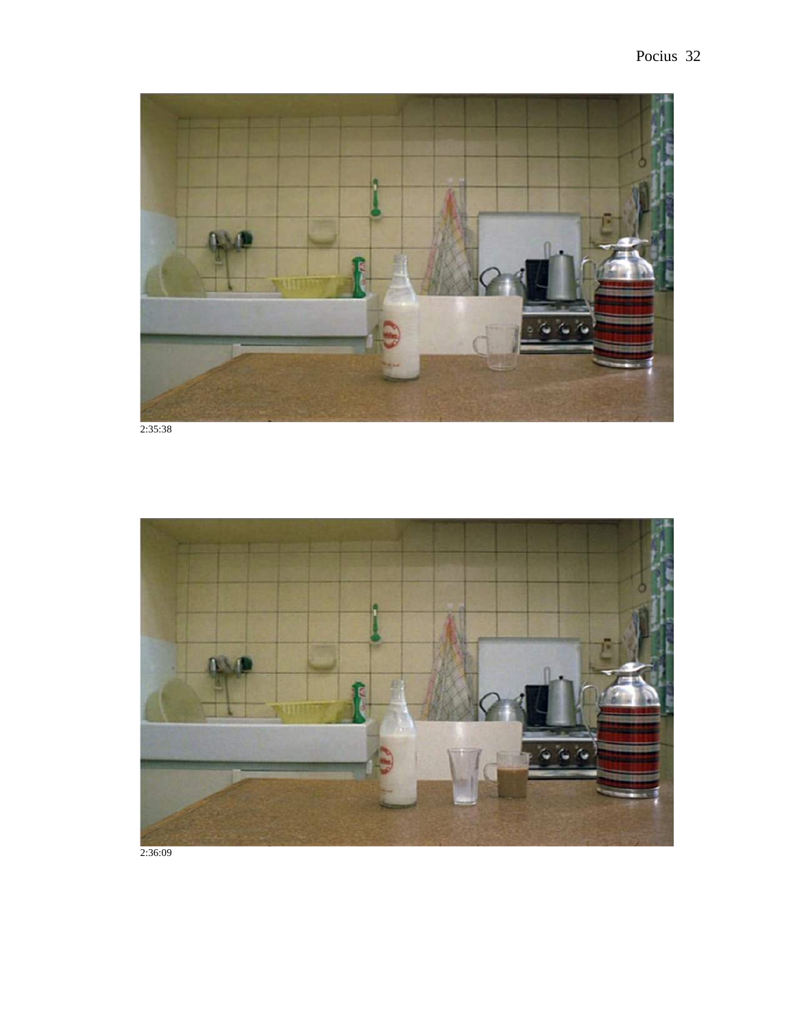2:35:38

2:36:09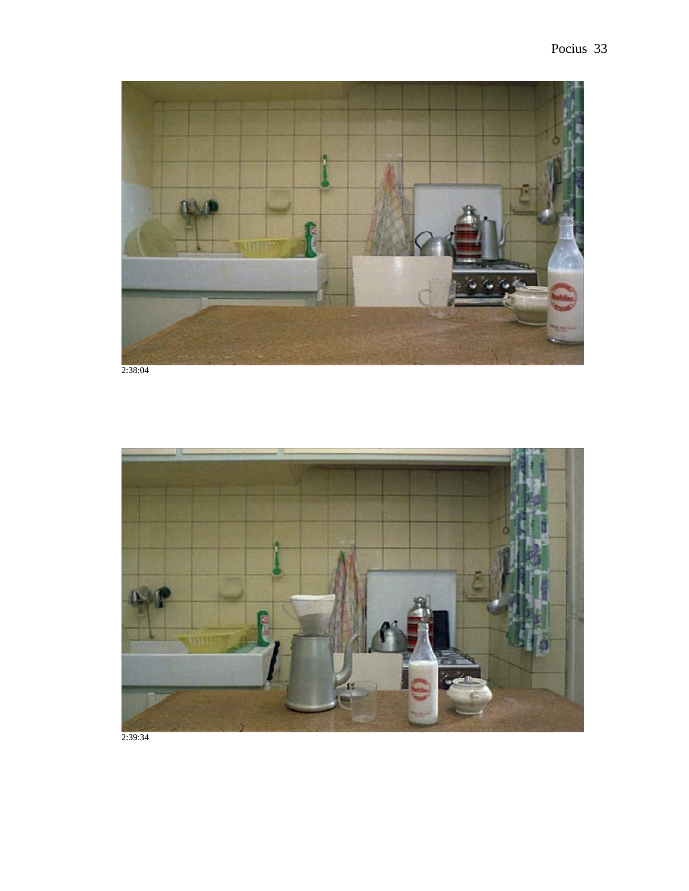2:38:04

2:39:34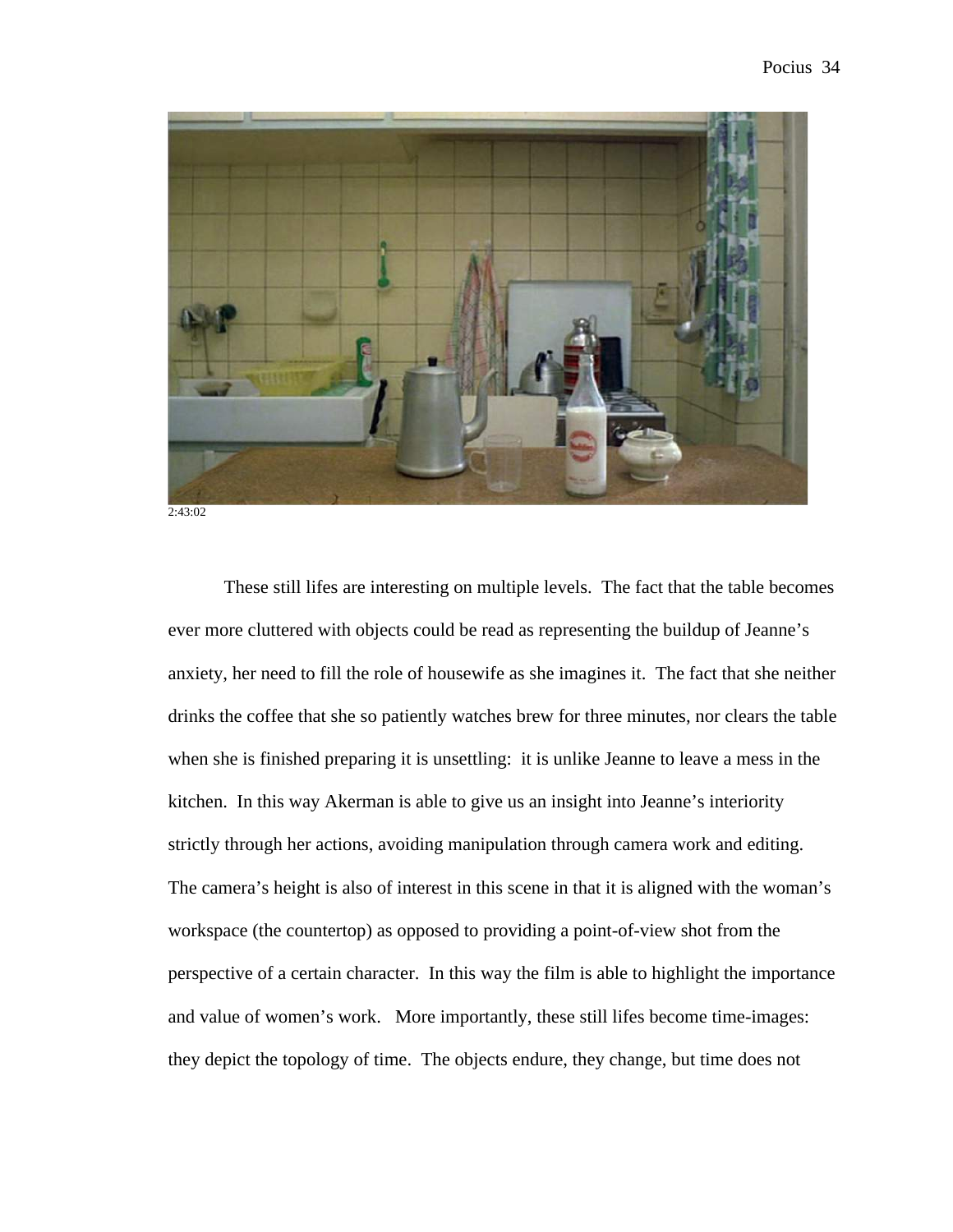2:43:02

These still lifes are interesting on multiple levels. The fact that the table becomes ever more cluttered with objects could be read as representing the buildup of Jeanne's anxiety, her need to fill the role of housewife as she imagines it. The fact that she neither drinks the coffee that she so patiently watches brew for three minutes, nor clears the table when she is finished preparing it is unsettling: it is unlike Jeanne to leave a mess in the kitchen. In this way Akerman is able to give us an insight into Jeanne's interiority strictly through her actions, avoiding manipulation through camera work and editing. The camera's height is also of interest in this scene in that it is aligned with the woman's workspace (the countertop) as opposed to providing a point-of-view shot from the perspective of a certain character. In this way the film is able to highlight the importance and value of women's work. More importantly, these still lifes become time-images: they depict the topology of time. The objects endure, they change, but time does not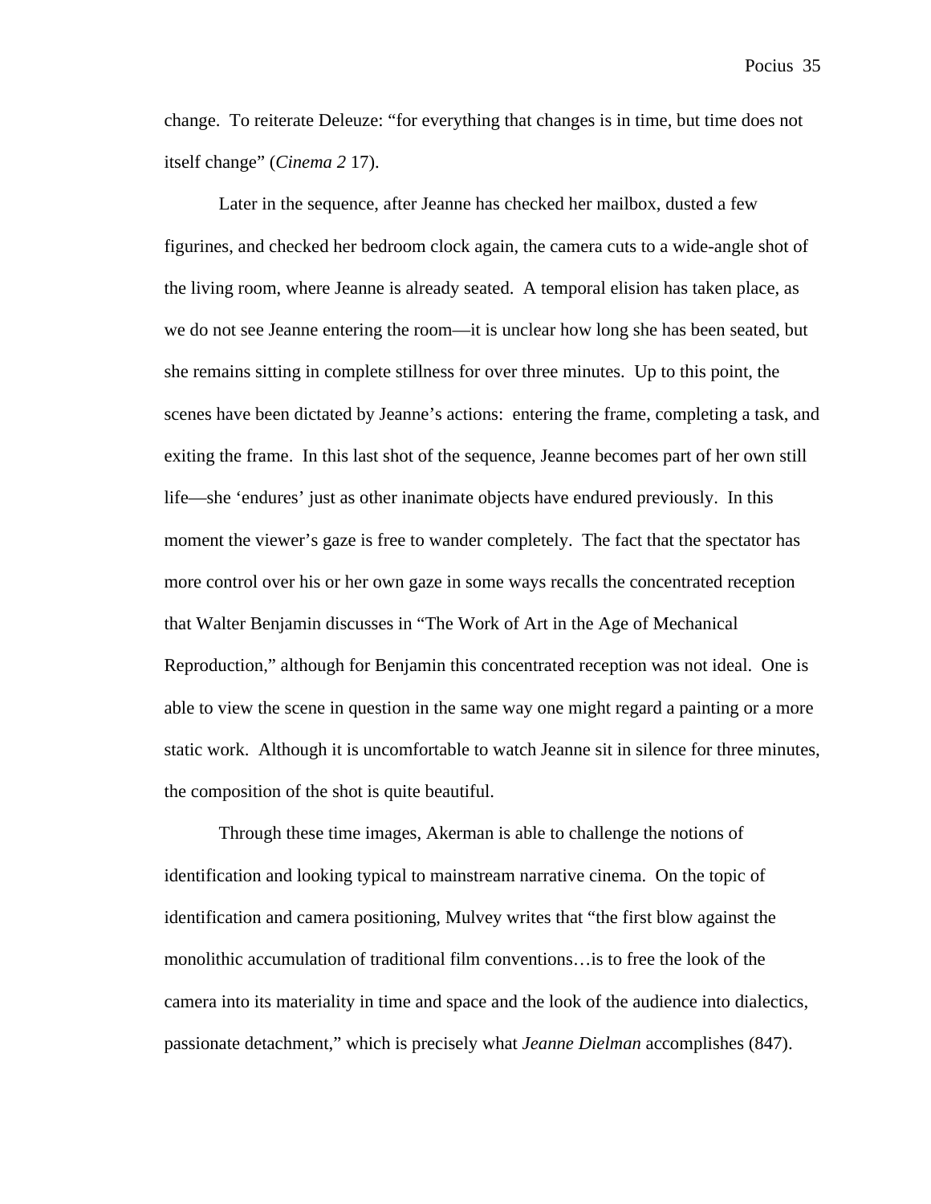change. To reiterate Deleuze: "for everything that changes is in time, but time does not itself change" (*Cinema 2* 17).

Later in the sequence, after Jeanne has checked her mailbox, dusted a few figurines, and checked her bedroom clock again, the camera cuts to a wide-angle shot of the living room, where Jeanne is already seated. A temporal elision has taken place, as we do not see Jeanne entering the room—it is unclear how long she has been seated, but she remains sitting in complete stillness for over three minutes. Up to this point, the scenes have been dictated by Jeanne's actions: entering the frame, completing a task, and exiting the frame. In this last shot of the sequence, Jeanne becomes part of her own still life—she 'endures' just as other inanimate objects have endured previously. In this moment the viewer's gaze is free to wander completely. The fact that the spectator has more control over his or her own gaze in some ways recalls the concentrated reception that Walter Benjamin discusses in "The Work of Art in the Age of Mechanical Reproduction," although for Benjamin this concentrated reception was not ideal. One is able to view the scene in question in the same way one might regard a painting or a more static work. Although it is uncomfortable to watch Jeanne sit in silence for three minutes, the composition of the shot is quite beautiful.

Through these time images, Akerman is able to challenge the notions of identification and looking typical to mainstream narrative cinema. On the topic of identification and camera positioning, Mulvey writes that "the first blow against the monolithic accumulation of traditional film conventions…is to free the look of the camera into its materiality in time and space and the look of the audience into dialectics, passionate detachment," which is precisely what *Jeanne Dielman* accomplishes (847).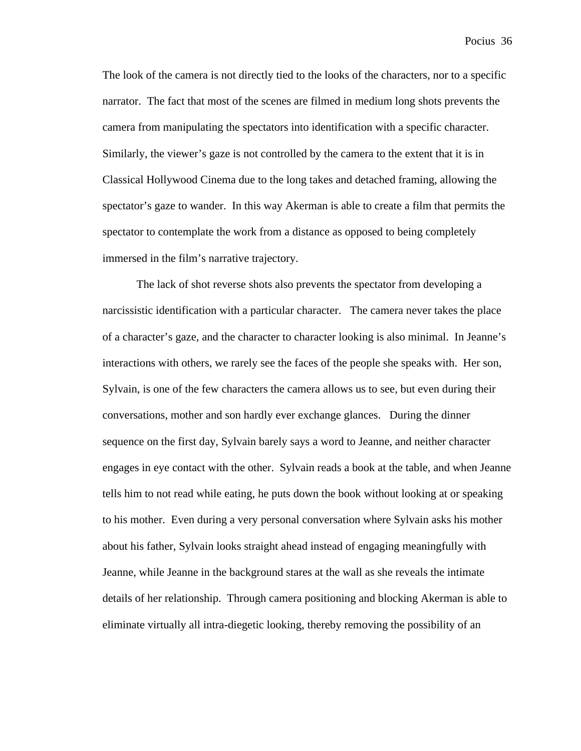The look of the camera is not directly tied to the looks of the characters, nor to a specific narrator. The fact that most of the scenes are filmed in medium long shots prevents the camera from manipulating the spectators into identification with a specific character. Similarly, the viewer's gaze is not controlled by the camera to the extent that it is in Classical Hollywood Cinema due to the long takes and detached framing, allowing the spectator's gaze to wander. In this way Akerman is able to create a film that permits the spectator to contemplate the work from a distance as opposed to being completely immersed in the film's narrative trajectory.

The lack of shot reverse shots also prevents the spectator from developing a narcissistic identification with a particular character. The camera never takes the place of a character's gaze, and the character to character looking is also minimal. In Jeanne's interactions with others, we rarely see the faces of the people she speaks with. Her son, Sylvain, is one of the few characters the camera allows us to see, but even during their conversations, mother and son hardly ever exchange glances. During the dinner sequence on the first day, Sylvain barely says a word to Jeanne, and neither character engages in eye contact with the other. Sylvain reads a book at the table, and when Jeanne tells him to not read while eating, he puts down the book without looking at or speaking to his mother. Even during a very personal conversation where Sylvain asks his mother about his father, Sylvain looks straight ahead instead of engaging meaningfully with Jeanne, while Jeanne in the background stares at the wall as she reveals the intimate details of her relationship. Through camera positioning and blocking Akerman is able to eliminate virtually all intra-diegetic looking, thereby removing the possibility of an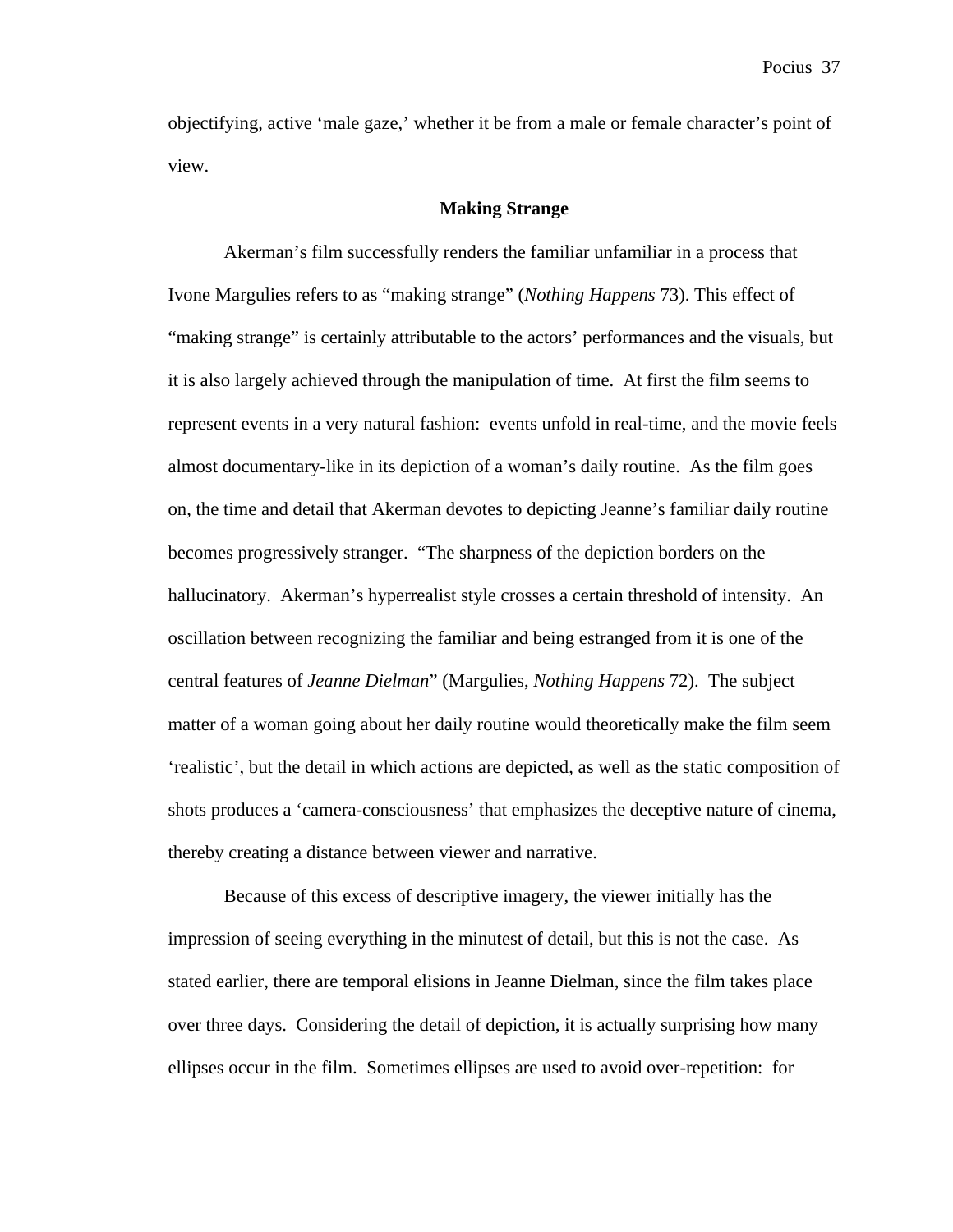objectifying, active 'male gaze,' whether it be from a male or female character's point of view.

### Making Strange

Akerman's film successfully renders the familiar unfamiliar in a process that Ivone Margulies refers to as "making strange" (*Nothing Happens* 73). This effect of "making strange" is certainly attributable to the actors' performances and the visuals, but it is also largely achieved through the manipulation of time. At first the film seems to represent events in a very natural fashion: events unfold in real-time, and the movie feels almost documentary-like in its depiction of a woman's daily routine. As the film goes on, the time and detail that Akerman devotes to depicting Jeanne's familiar daily routine becomes progressively stranger. "The sharpness of the depiction borders on the hallucinatory. Akerman's hyperrealist style crosses a certain threshold of intensity. An oscillation between recognizing the familiar and being estranged from it is one of the central features of *Jeanne Dielman*" (Margulies, *Nothing Happens* 72). The subject matter of a woman going about her daily routine would theoretically make the film seem 'realistic', but the detail in which actions are depicted, as well as the static composition of shots produces a 'camera-consciousness' that emphasizes the deceptive nature of cinema, thereby creating a distance between viewer and narrative.

Because of this excess of descriptive imagery, the viewer initially has the impression of seeing everything in the minutest of detail, but this is not the case. As stated earlier, there are temporal elisions in Jeanne Dielman, since the film takes place over three days. Considering the detail of depiction, it is actually surprising how many ellipses occur in the film. Sometimes ellipses are used to avoid over-repetition: for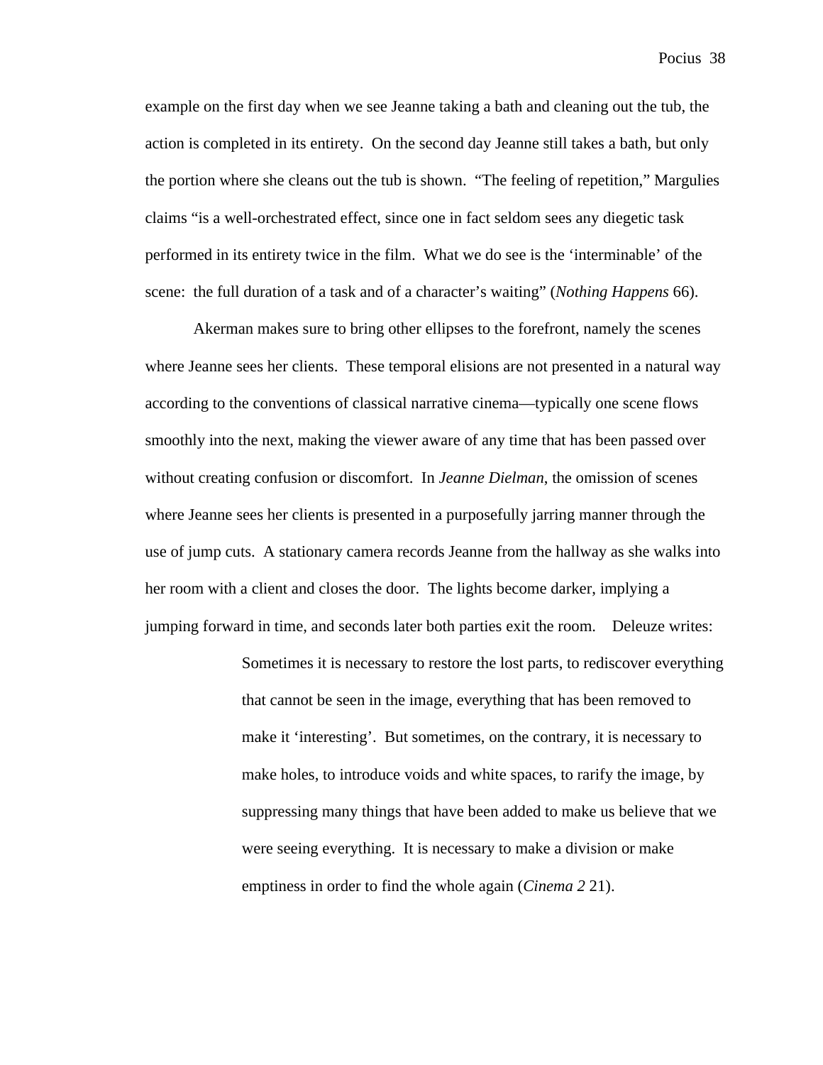example on the first day when we see Jeanne taking a bath and cleaning out the tub, the action is completed in its entirety. On the second day Jeanne still takes a bath, but only the portion where she cleans out the tub is shown. "The feeling of repetition," Margulies claims "is a well-orchestrated effect, since one in fact seldom sees any diegetic task performed in its entirety twice in the film. What we do see is the 'interminable' of the scene: the full duration of a task and of a character's waiting" (*Nothing Happens* 66).

Akerman makes sure to bring other ellipses to the forefront, namely the scenes where Jeanne sees her clients. These temporal elisions are not presented in a natural way according to the conventions of classical narrative cinema—typically one scene flows smoothly into the next, making the viewer aware of any time that has been passed over without creating confusion or discomfort. In *Jeanne Dielman*, the omission of scenes where Jeanne sees her clients is presented in a purposefully jarring manner through the use of jump cuts. A stationary camera records Jeanne from the hallway as she walks into her room with a client and closes the door. The lights become darker, implying a jumping forward in time, and seconds later both parties exit the room. Deleuze writes:

> Sometimes it is necessary to restore the lost parts, to rediscover everything that cannot be seen in the image, everything that has been removed to make it 'interesting'. But sometimes, on the contrary, it is necessary to make holes, to introduce voids and white spaces, to rarify the image, by suppressing many things that have been added to make us believe that we were seeing everything. It is necessary to make a division or make emptiness in order to find the whole again (*Cinema 2* 21).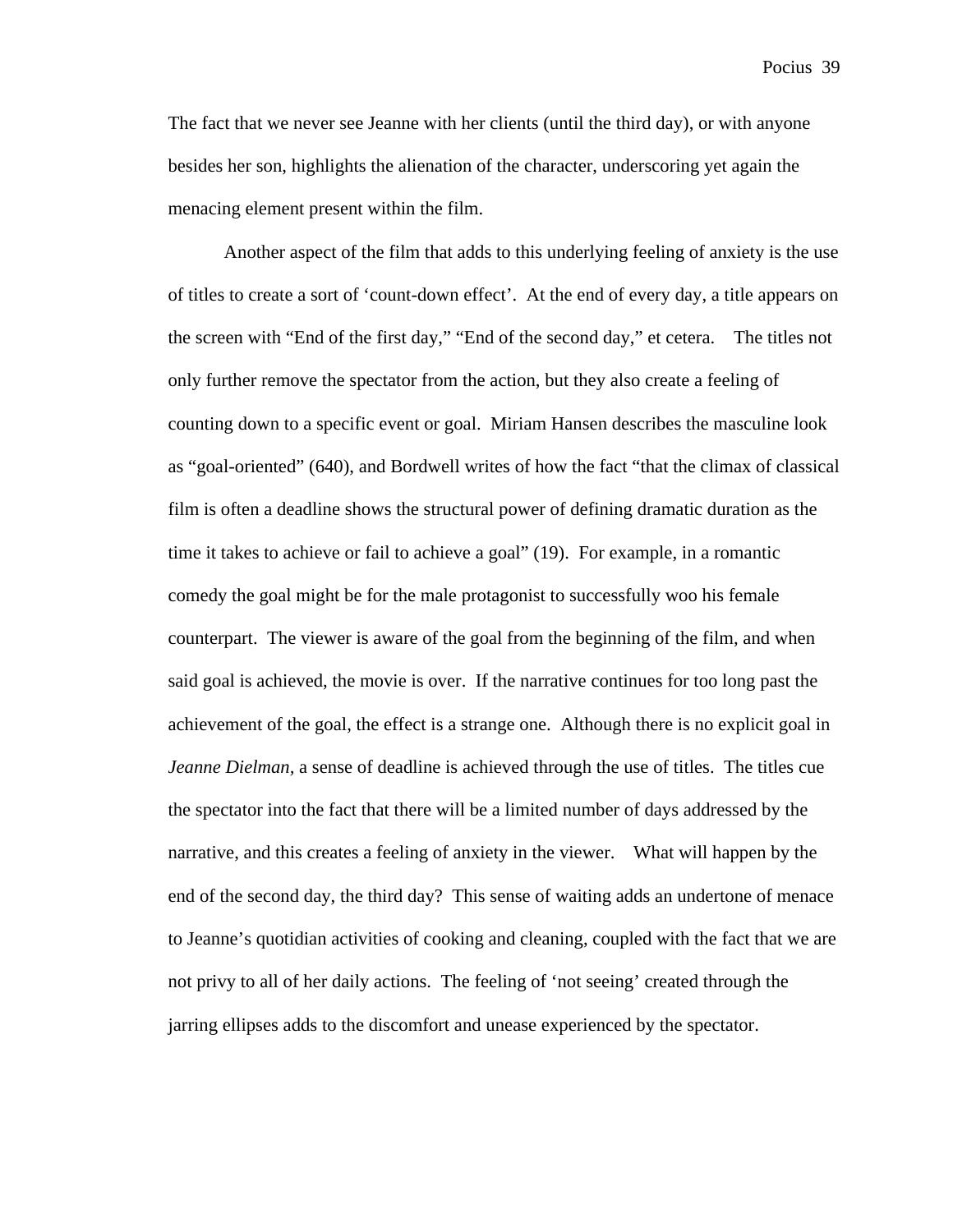The fact that we never see Jeanne with her clients (until the third day), or with anyone besides her son, highlights the alienation of the character, underscoring yet again the menacing element present within the film.

Another aspect of the film that adds to this underlying feeling of anxiety is the use of titles to create a sort of 'count-down effect'. At the end of every day, a title appears on the screen with "End of the first day," "End of the second day," et cetera. The titles not only further remove the spectator from the action, but they also create a feeling of counting down to a specific event or goal. Miriam Hansen describes the masculine look as "goal-oriented" (640), and Bordwell writes of how the fact "that the climax of classical film is often a deadline shows the structural power of defining dramatic duration as the time it takes to achieve or fail to achieve a goal" (19). For example, in a romantic comedy the goal might be for the male protagonist to successfully woo his female counterpart. The viewer is aware of the goal from the beginning of the film, and when said goal is achieved, the movie is over. If the narrative continues for too long past the achievement of the goal, the effect is a strange one. Although there is no explicit goal in *Jeanne Dielman*, a sense of deadline is achieved through the use of titles. The titles cue the spectator into the fact that there will be a limited number of days addressed by the narrative, and this creates a feeling of anxiety in the viewer. What will happen by the end of the second day, the third day? This sense of waiting adds an undertone of menace to Jeanne's quotidian activities of cooking and cleaning, coupled with the fact that we are not privy to all of her daily actions. The feeling of 'not seeing' created through the jarring ellipses adds to the discomfort and unease experienced by the spectator.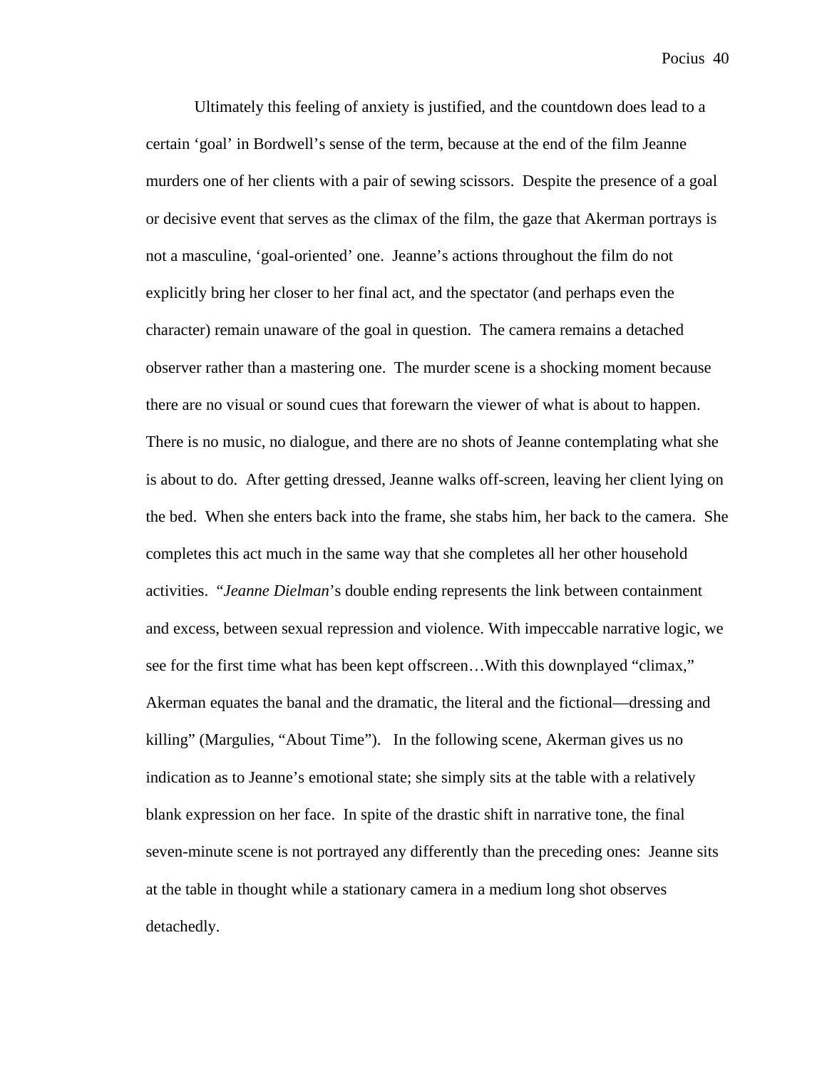Ultimately this feeling of anxiety is justified, and the countdown does lead to a certain 'goal' in Bordwell's sense of the term, because at the end of the film Jeanne murders one of her clients with a pair of sewing scissors. Despite the presence of a goal or decisive event that serves as the climax of the film, the gaze that Akerman portrays is not a masculine, 'goal-oriented' one. Jeanne's actions throughout the film do not explicitly bring her closer to her final act, and the spectator (and perhaps even the character) remain unaware of the goal in question. The camera remains a detached observer rather than a mastering one. The murder scene is a shocking moment because there are no visual or sound cues that forewarn the viewer of what is about to happen. There is no music, no dialogue, and there are no shots of Jeanne contemplating what she is about to do. After getting dressed, Jeanne walks off-screen, leaving her client lying on the bed. When she enters back into the frame, she stabs him, her back to the camera. She completes this act much in the same way that she completes all her other household activities. "*Jeanne Dielman*'s double ending represents the link between containment and excess, between sexual repression and violence. With impeccable narrative logic, we see for the first time what has been kept offscreen…With this downplayed "climax," Akerman equates the banal and the dramatic, the literal and the fictional—dressing and killing" (Margulies, "About Time"). In the following scene, Akerman gives us no indication as to Jeanne's emotional state; she simply sits at the table with a relatively blank expression on her face. In spite of the drastic shift in narrative tone, the final seven-minute scene is not portrayed any differently than the preceding ones: Jeanne sits at the table in thought while a stationary camera in a medium long shot observes detachedly.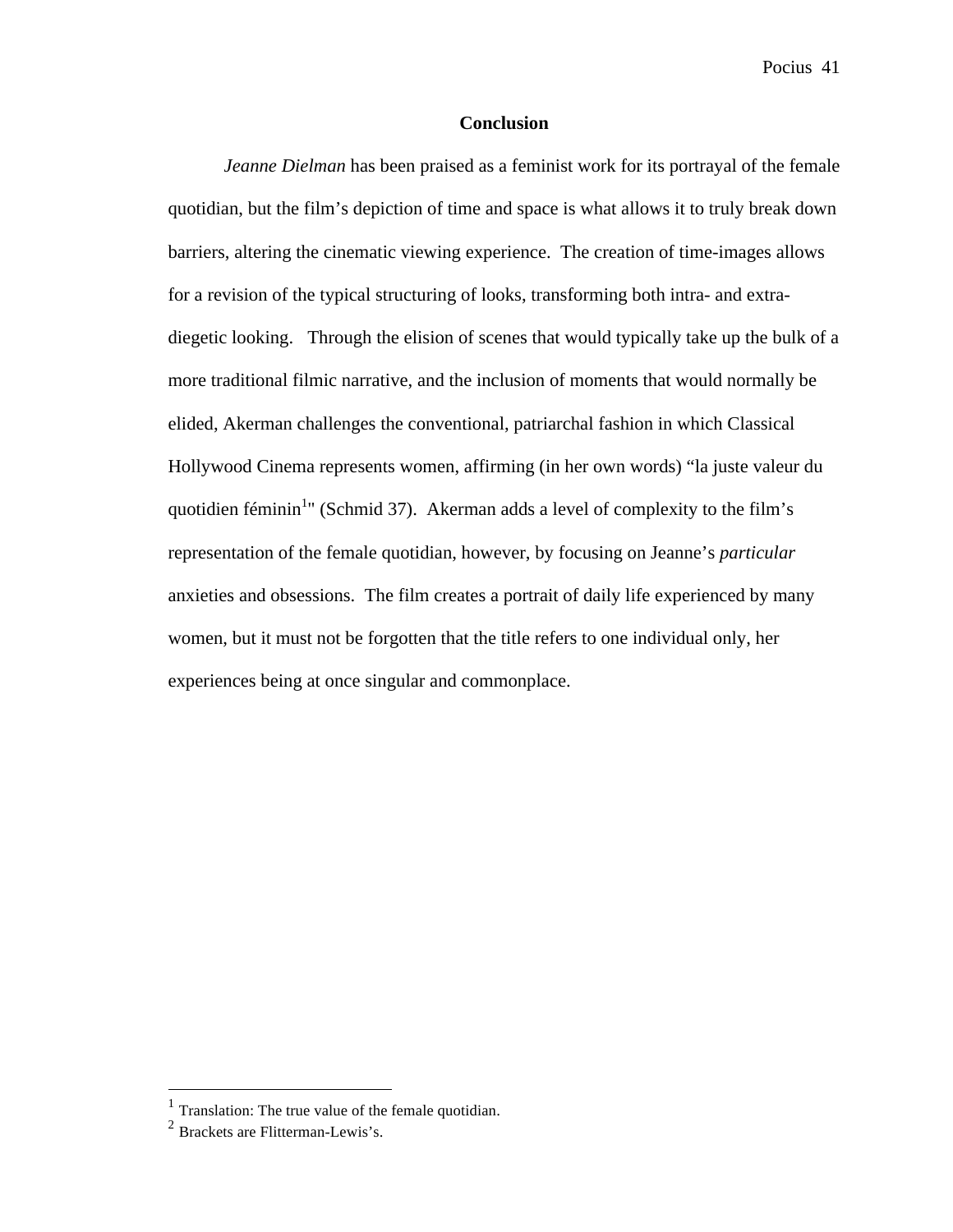## Conclusion

*Jeanne Dielman* has been praised as a feminist work for its portrayal of the female quotidian, but the film's depiction of time and space is what allows it to truly break down barriers, altering the cinematic viewing experience. The creation of time-images allows for a revision of the typical structuring of looks, transforming both intra- and extra-diegetic looking. Through the elision of scenes that would typically take up the bulk of a more traditional filmic narrative, and the inclusion of moments that would normally be elided, Akerman challenges the conventional, patriarchal fashion in which Classical Hollywood Cinema represents women, affirming (in her own words) "la juste valeur du quotidien féminin[1]" (Schmid 37). Akerman adds a level of complexity to the film's representation of the female quotidian, however, by focusing on Jeanne's *particular* anxieties and obsessions. The film creates a portrait of daily life experienced by many women, but it must not be forgotten that the title refers to one individual only, her experiences being at once singular and commonplace.

---

[1] Translation: The true value of the female quotidian.
[2] Brackets are Flitterman-Lewis's.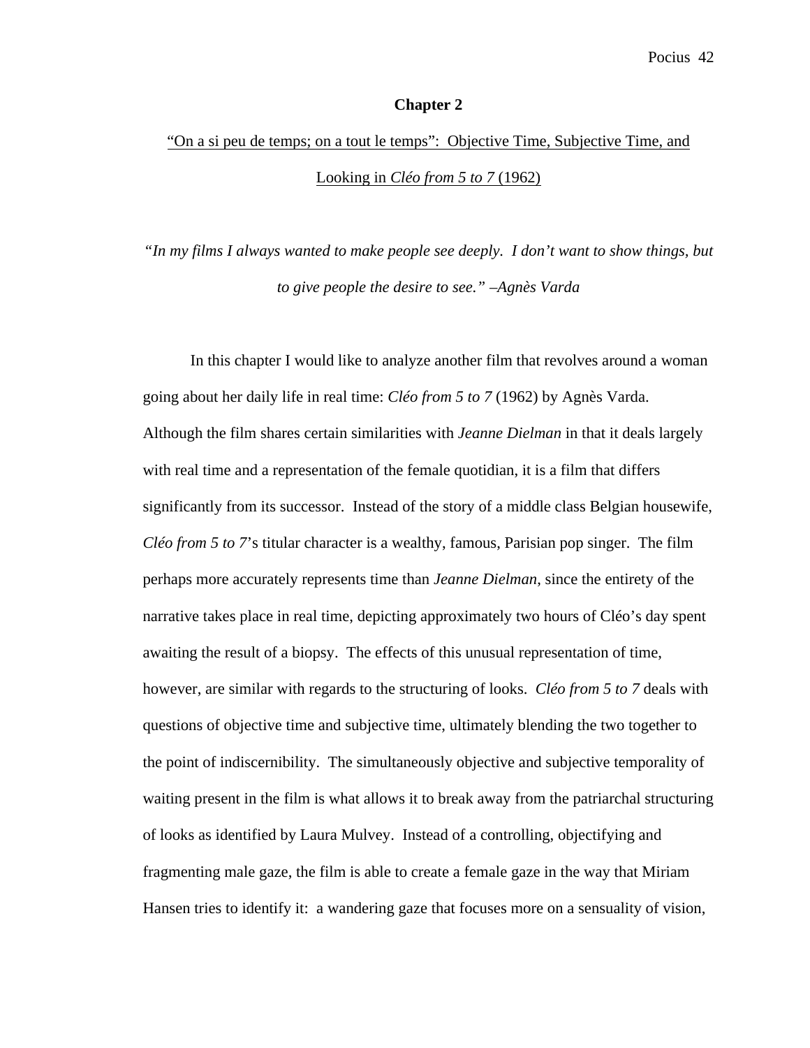# Chapter 2

## <u>"On a si peu de temps; on a tout le temps": Objective Time, Subjective Time, and Looking in *Cléo from 5 to 7* (1962)</u>

*"In my films I always wanted to make people see deeply. I don't want to show things, but to give people the desire to see." –Agnès Varda*

In this chapter I would like to analyze another film that revolves around a woman going about her daily life in real time: *Cléo from 5 to 7* (1962) by Agnès Varda. Although the film shares certain similarities with *Jeanne Dielman* in that it deals largely with real time and a representation of the female quotidian, it is a film that differs significantly from its successor. Instead of the story of a middle class Belgian housewife, *Cléo from 5 to 7*'s titular character is a wealthy, famous, Parisian pop singer. The film perhaps more accurately represents time than *Jeanne Dielman*, since the entirety of the narrative takes place in real time, depicting approximately two hours of Cléo's day spent awaiting the result of a biopsy. The effects of this unusual representation of time, however, are similar with regards to the structuring of looks. *Cléo from 5 to 7* deals with questions of objective time and subjective time, ultimately blending the two together to the point of indiscernibility. The simultaneously objective and subjective temporality of waiting present in the film is what allows it to break away from the patriarchal structuring of looks as identified by Laura Mulvey. Instead of a controlling, objectifying and fragmenting male gaze, the film is able to create a female gaze in the way that Miriam Hansen tries to identify it: a wandering gaze that focuses more on a sensuality of vision,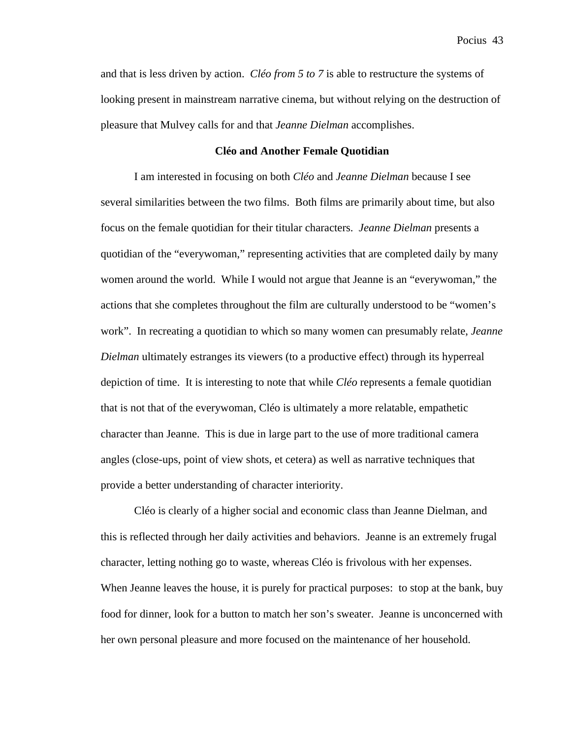and that is less driven by action. *Cléo from 5 to 7* is able to restructure the systems of looking present in mainstream narrative cinema, but without relying on the destruction of pleasure that Mulvey calls for and that *Jeanne Dielman* accomplishes.

### Cléo and Another Female Quotidian

I am interested in focusing on both *Cléo* and *Jeanne Dielman* because I see several similarities between the two films. Both films are primarily about time, but also focus on the female quotidian for their titular characters. *Jeanne Dielman* presents a quotidian of the "everywoman," representing activities that are completed daily by many women around the world. While I would not argue that Jeanne is an "everywoman," the actions that she completes throughout the film are culturally understood to be "women's work". In recreating a quotidian to which so many women can presumably relate, *Jeanne Dielman* ultimately estranges its viewers (to a productive effect) through its hyperreal depiction of time. It is interesting to note that while *Cléo* represents a female quotidian that is not that of the everywoman, Cléo is ultimately a more relatable, empathetic character than Jeanne. This is due in large part to the use of more traditional camera angles (close-ups, point of view shots, et cetera) as well as narrative techniques that provide a better understanding of character interiority.

Cléo is clearly of a higher social and economic class than Jeanne Dielman, and this is reflected through her daily activities and behaviors. Jeanne is an extremely frugal character, letting nothing go to waste, whereas Cléo is frivolous with her expenses. When Jeanne leaves the house, it is purely for practical purposes: to stop at the bank, buy food for dinner, look for a button to match her son's sweater. Jeanne is unconcerned with her own personal pleasure and more focused on the maintenance of her household.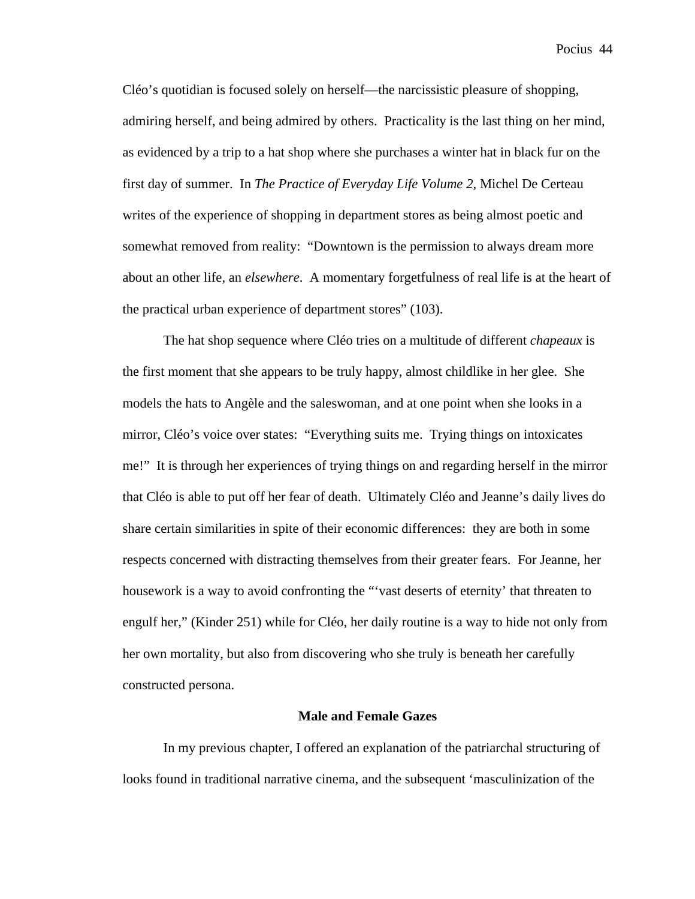Cléo's quotidian is focused solely on herself—the narcissistic pleasure of shopping, admiring herself, and being admired by others. Practicality is the last thing on her mind, as evidenced by a trip to a hat shop where she purchases a winter hat in black fur on the first day of summer. In *The Practice of Everyday Life Volume 2,* Michel De Certeau writes of the experience of shopping in department stores as being almost poetic and somewhat removed from reality: "Downtown is the permission to always dream more about an other life, an *elsewhere*. A momentary forgetfulness of real life is at the heart of the practical urban experience of department stores" (103).

The hat shop sequence where Cléo tries on a multitude of different *chapeaux* is the first moment that she appears to be truly happy, almost childlike in her glee. She models the hats to Angèle and the saleswoman, and at one point when she looks in a mirror, Cléo's voice over states: "Everything suits me. Trying things on intoxicates me!" It is through her experiences of trying things on and regarding herself in the mirror that Cléo is able to put off her fear of death. Ultimately Cléo and Jeanne's daily lives do share certain similarities in spite of their economic differences: they are both in some respects concerned with distracting themselves from their greater fears. For Jeanne, her housework is a way to avoid confronting the "'vast deserts of eternity' that threaten to engulf her," (Kinder 251) while for Cléo, her daily routine is a way to hide not only from her own mortality, but also from discovering who she truly is beneath her carefully constructed persona.

## Male and Female Gazes

In my previous chapter, I offered an explanation of the patriarchal structuring of looks found in traditional narrative cinema, and the subsequent 'masculinization of the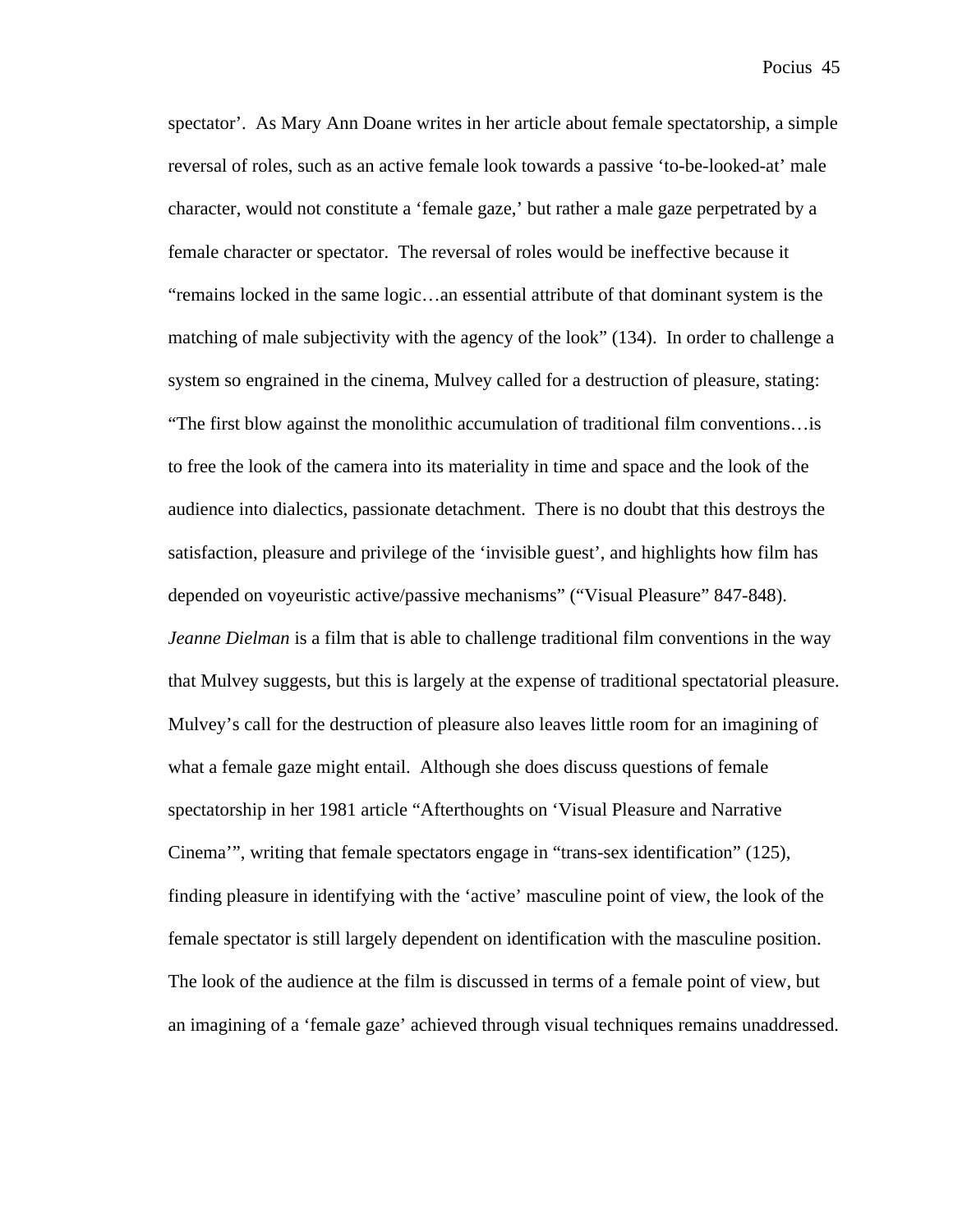spectator'. As Mary Ann Doane writes in her article about female spectatorship, a simple reversal of roles, such as an active female look towards a passive 'to-be-looked-at' male character, would not constitute a 'female gaze,' but rather a male gaze perpetrated by a female character or spectator. The reversal of roles would be ineffective because it "remains locked in the same logic…an essential attribute of that dominant system is the matching of male subjectivity with the agency of the look" (134). In order to challenge a system so engrained in the cinema, Mulvey called for a destruction of pleasure, stating: "The first blow against the monolithic accumulation of traditional film conventions…is to free the look of the camera into its materiality in time and space and the look of the audience into dialectics, passionate detachment. There is no doubt that this destroys the satisfaction, pleasure and privilege of the 'invisible guest', and highlights how film has depended on voyeuristic active/passive mechanisms" ("Visual Pleasure" 847-848). *Jeanne Dielman* is a film that is able to challenge traditional film conventions in the way that Mulvey suggests, but this is largely at the expense of traditional spectatorial pleasure. Mulvey's call for the destruction of pleasure also leaves little room for an imagining of what a female gaze might entail. Although she does discuss questions of female spectatorship in her 1981 article "Afterthoughts on 'Visual Pleasure and Narrative Cinema'", writing that female spectators engage in "trans-sex identification" (125), finding pleasure in identifying with the 'active' masculine point of view, the look of the female spectator is still largely dependent on identification with the masculine position. The look of the audience at the film is discussed in terms of a female point of view, but an imagining of a 'female gaze' achieved through visual techniques remains unaddressed.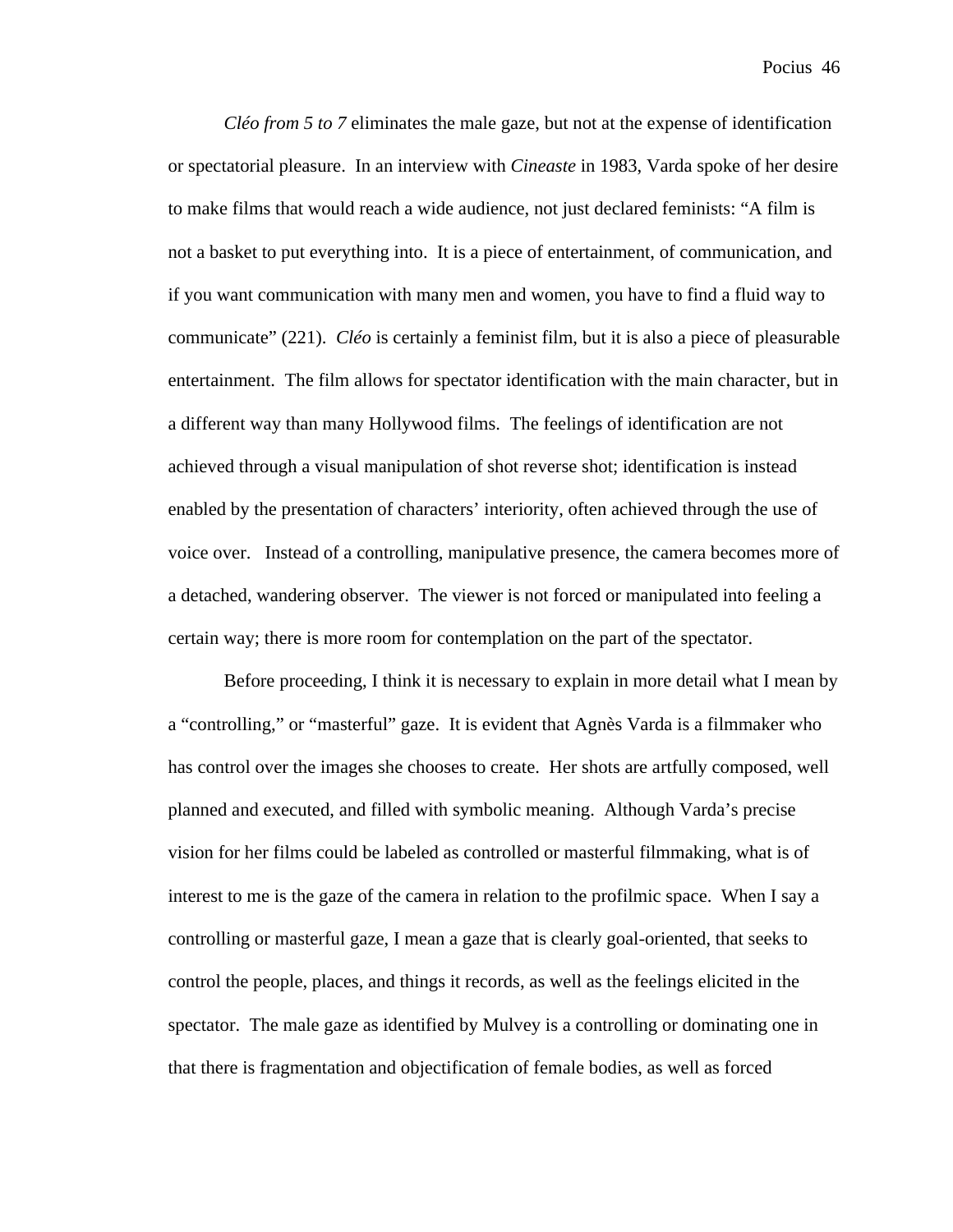*Cléo from 5 to 7* eliminates the male gaze, but not at the expense of identification or spectatorial pleasure. In an interview with *Cineaste* in 1983, Varda spoke of her desire to make films that would reach a wide audience, not just declared feminists: "A film is not a basket to put everything into. It is a piece of entertainment, of communication, and if you want communication with many men and women, you have to find a fluid way to communicate" (221). *Cléo* is certainly a feminist film, but it is also a piece of pleasurable entertainment. The film allows for spectator identification with the main character, but in a different way than many Hollywood films. The feelings of identification are not achieved through a visual manipulation of shot reverse shot; identification is instead enabled by the presentation of characters' interiority, often achieved through the use of voice over. Instead of a controlling, manipulative presence, the camera becomes more of a detached, wandering observer. The viewer is not forced or manipulated into feeling a certain way; there is more room for contemplation on the part of the spectator.

Before proceeding, I think it is necessary to explain in more detail what I mean by a "controlling," or "masterful" gaze. It is evident that Agnès Varda is a filmmaker who has control over the images she chooses to create. Her shots are artfully composed, well planned and executed, and filled with symbolic meaning. Although Varda's precise vision for her films could be labeled as controlled or masterful filmmaking, what is of interest to me is the gaze of the camera in relation to the profilmic space. When I say a controlling or masterful gaze, I mean a gaze that is clearly goal-oriented, that seeks to control the people, places, and things it records, as well as the feelings elicited in the spectator. The male gaze as identified by Mulvey is a controlling or dominating one in that there is fragmentation and objectification of female bodies, as well as forced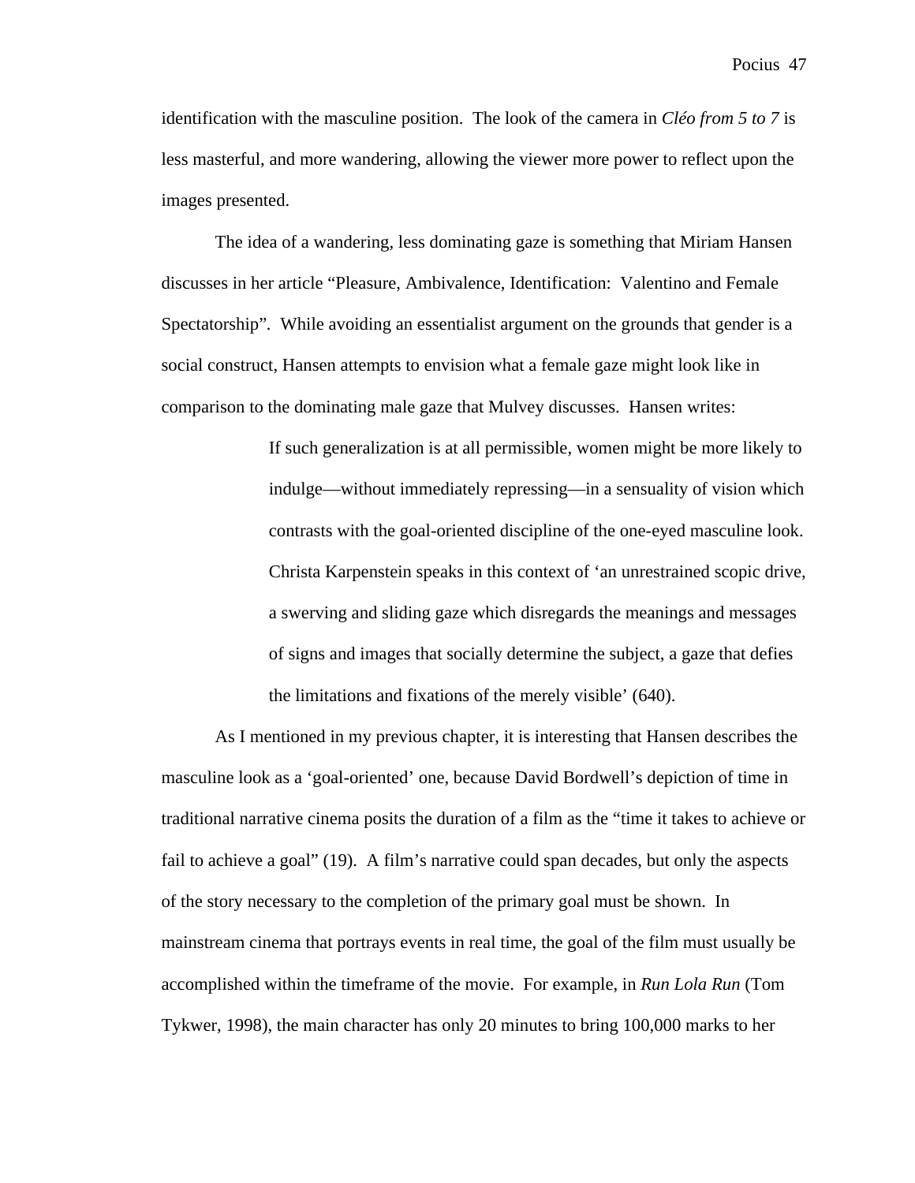identification with the masculine position.  The look of the camera in *Cléo from 5 to 7* is less masterful, and more wandering, allowing the viewer more power to reflect upon the images presented.

The idea of a wandering, less dominating gaze is something that Miriam Hansen discusses in her article "Pleasure, Ambivalence, Identification:  Valentino and Female Spectatorship".  While avoiding an essentialist argument on the grounds that gender is a social construct, Hansen attempts to envision what a female gaze might look like in comparison to the dominating male gaze that Mulvey discusses.  Hansen writes:

> If such generalization is at all permissible, women might be more likely to indulge—without immediately repressing—in a sensuality of vision which contrasts with the goal-oriented discipline of the one-eyed masculine look. Christa Karpenstein speaks in this context of 'an unrestrained scopic drive, a swerving and sliding gaze which disregards the meanings and messages of signs and images that socially determine the subject, a gaze that defies the limitations and fixations of the merely visible' (640).

As I mentioned in my previous chapter, it is interesting that Hansen describes the masculine look as a 'goal-oriented' one, because David Bordwell's depiction of time in traditional narrative cinema posits the duration of a film as the "time it takes to achieve or fail to achieve a goal" (19).  A film's narrative could span decades, but only the aspects of the story necessary to the completion of the primary goal must be shown.  In mainstream cinema that portrays events in real time, the goal of the film must usually be accomplished within the timeframe of the movie.  For example, in *Run Lola Run* (Tom Tykwer, 1998), the main character has only 20 minutes to bring 100,000 marks to her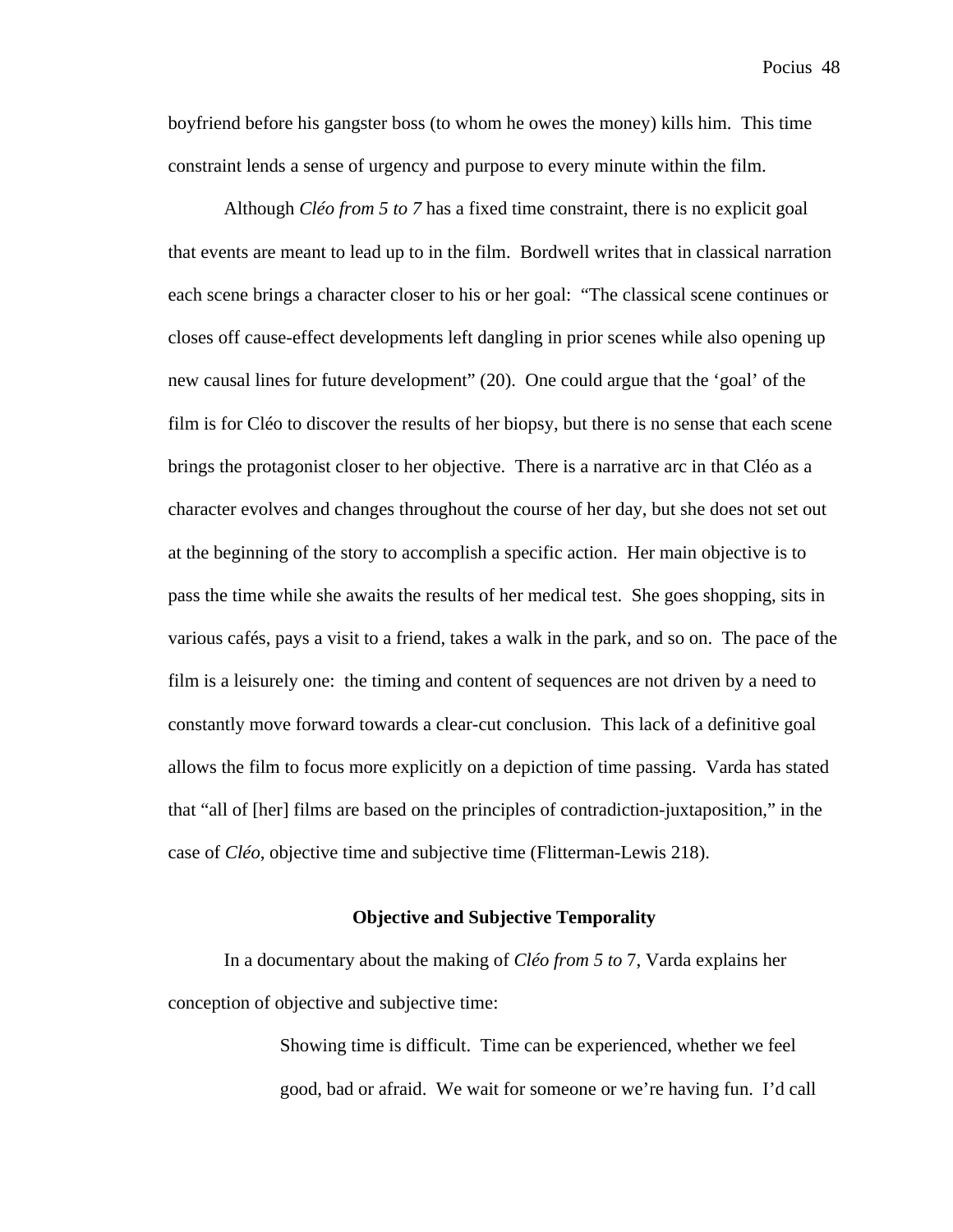boyfriend before his gangster boss (to whom he owes the money) kills him. This time constraint lends a sense of urgency and purpose to every minute within the film.

Although *Cléo from 5 to 7* has a fixed time constraint, there is no explicit goal that events are meant to lead up to in the film. Bordwell writes that in classical narration each scene brings a character closer to his or her goal: "The classical scene continues or closes off cause-effect developments left dangling in prior scenes while also opening up new causal lines for future development" (20). One could argue that the 'goal' of the film is for Cléo to discover the results of her biopsy, but there is no sense that each scene brings the protagonist closer to her objective. There is a narrative arc in that Cléo as a character evolves and changes throughout the course of her day, but she does not set out at the beginning of the story to accomplish a specific action. Her main objective is to pass the time while she awaits the results of her medical test. She goes shopping, sits in various cafés, pays a visit to a friend, takes a walk in the park, and so on. The pace of the film is a leisurely one: the timing and content of sequences are not driven by a need to constantly move forward towards a clear-cut conclusion. This lack of a definitive goal allows the film to focus more explicitly on a depiction of time passing. Varda has stated that "all of [her] films are based on the principles of contradiction-juxtaposition," in the case of *Cléo*, objective time and subjective time (Flitterman-Lewis 218).

### Objective and Subjective Temporality

In a documentary about the making of *Cléo from 5 to* 7, Varda explains her conception of objective and subjective time:

> Showing time is difficult. Time can be experienced, whether we feel good, bad or afraid. We wait for someone or we're having fun. I'd call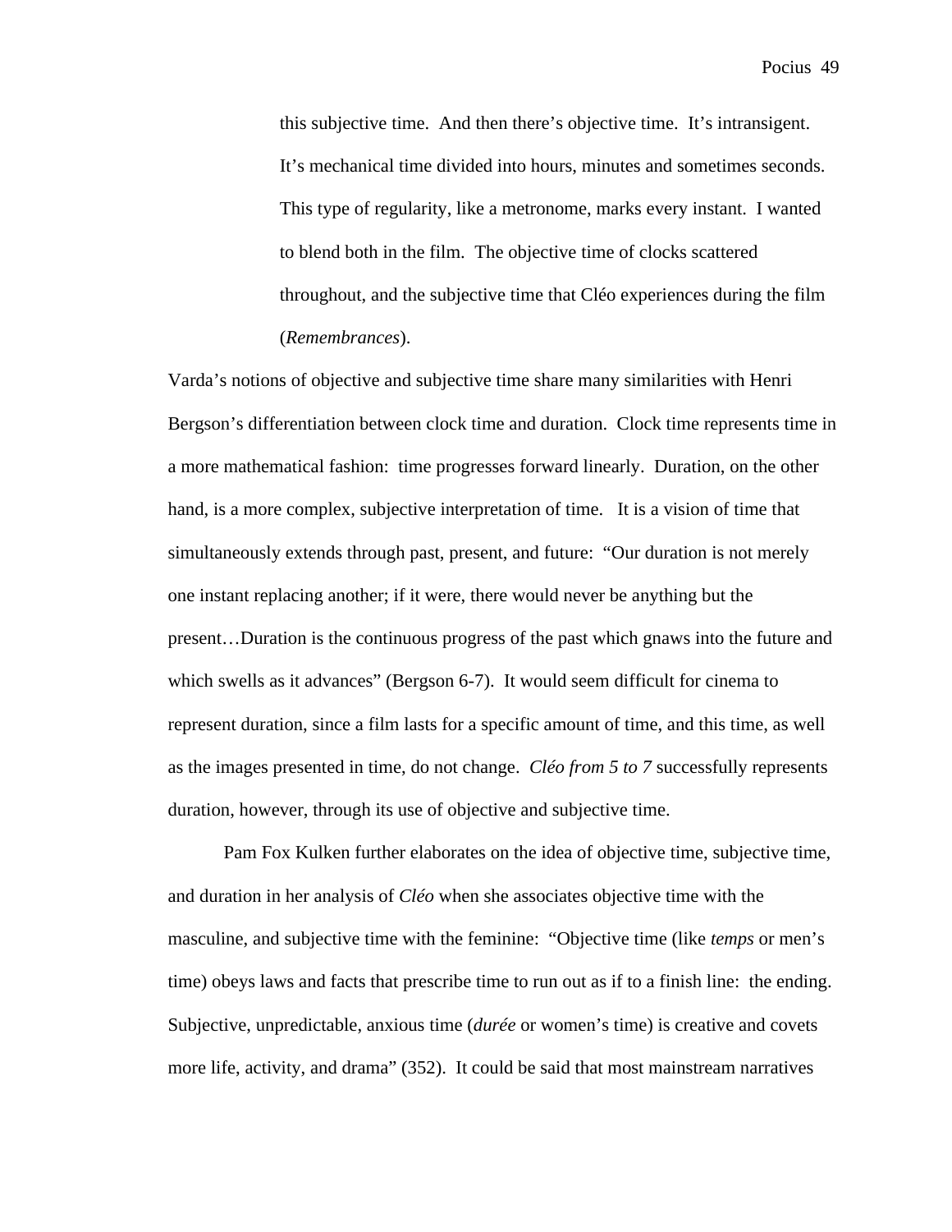> this subjective time. And then there's objective time. It's intransigent. It's mechanical time divided into hours, minutes and sometimes seconds. This type of regularity, like a metronome, marks every instant. I wanted to blend both in the film. The objective time of clocks scattered throughout, and the subjective time that Cléo experiences during the film (*Remembrances*).

Varda's notions of objective and subjective time share many similarities with Henri Bergson's differentiation between clock time and duration. Clock time represents time in a more mathematical fashion: time progresses forward linearly. Duration, on the other hand, is a more complex, subjective interpretation of time. It is a vision of time that simultaneously extends through past, present, and future: "Our duration is not merely one instant replacing another; if it were, there would never be anything but the present…Duration is the continuous progress of the past which gnaws into the future and which swells as it advances" (Bergson 6-7). It would seem difficult for cinema to represent duration, since a film lasts for a specific amount of time, and this time, as well as the images presented in time, do not change. *Cléo from 5 to 7* successfully represents duration, however, through its use of objective and subjective time.

Pam Fox Kulken further elaborates on the idea of objective time, subjective time, and duration in her analysis of *Cléo* when she associates objective time with the masculine, and subjective time with the feminine: "Objective time (like *temps* or men's time) obeys laws and facts that prescribe time to run out as if to a finish line: the ending. Subjective, unpredictable, anxious time (*durée* or women's time) is creative and covets more life, activity, and drama" (352). It could be said that most mainstream narratives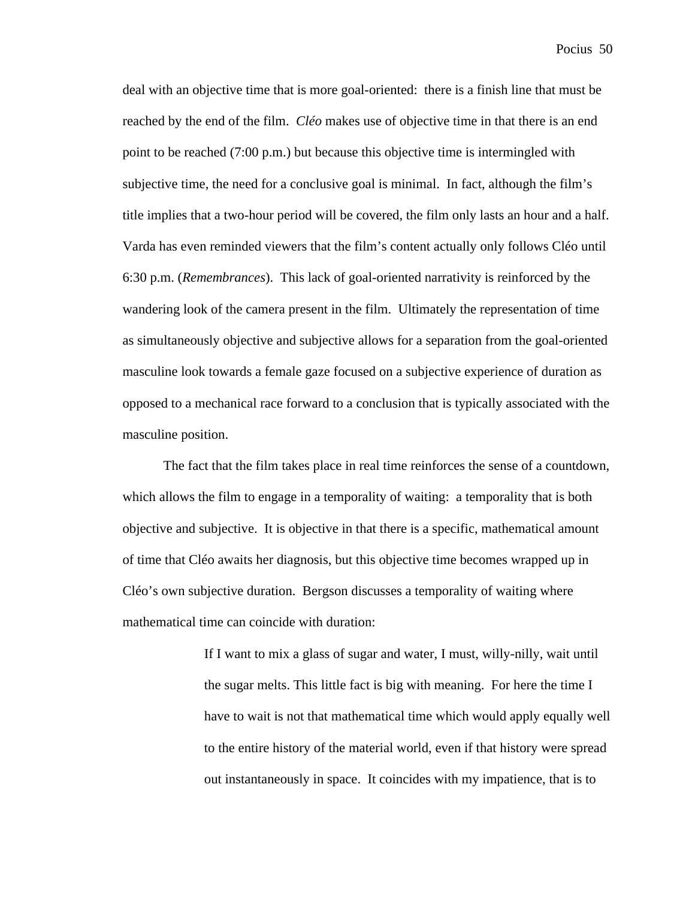deal with an objective time that is more goal-oriented: there is a finish line that must be reached by the end of the film. *Cléo* makes use of objective time in that there is an end point to be reached (7:00 p.m.) but because this objective time is intermingled with subjective time, the need for a conclusive goal is minimal. In fact, although the film's title implies that a two-hour period will be covered, the film only lasts an hour and a half. Varda has even reminded viewers that the film's content actually only follows Cléo until 6:30 p.m. (*Remembrances*). This lack of goal-oriented narrativity is reinforced by the wandering look of the camera present in the film. Ultimately the representation of time as simultaneously objective and subjective allows for a separation from the goal-oriented masculine look towards a female gaze focused on a subjective experience of duration as opposed to a mechanical race forward to a conclusion that is typically associated with the masculine position.

The fact that the film takes place in real time reinforces the sense of a countdown, which allows the film to engage in a temporality of waiting: a temporality that is both objective and subjective. It is objective in that there is a specific, mathematical amount of time that Cléo awaits her diagnosis, but this objective time becomes wrapped up in Cléo's own subjective duration. Bergson discusses a temporality of waiting where mathematical time can coincide with duration:

> If I want to mix a glass of sugar and water, I must, willy-nilly, wait until the sugar melts. This little fact is big with meaning. For here the time I have to wait is not that mathematical time which would apply equally well to the entire history of the material world, even if that history were spread out instantaneously in space. It coincides with my impatience, that is to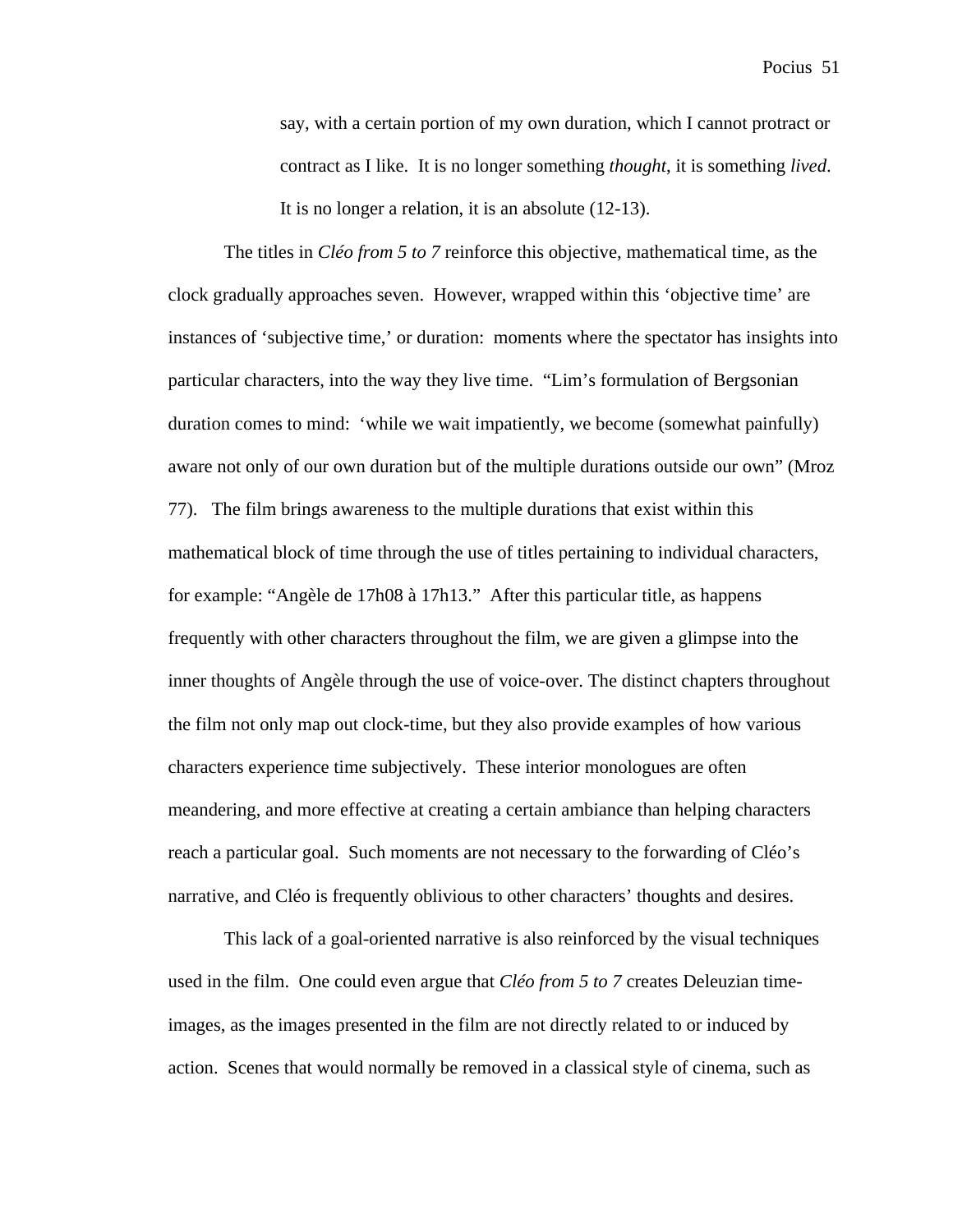> say, with a certain portion of my own duration, which I cannot protract or contract as I like. It is no longer something *thought*, it is something *lived*. It is no longer a relation, it is an absolute (12-13).

The titles in *Cléo from 5 to 7* reinforce this objective, mathematical time, as the clock gradually approaches seven. However, wrapped within this 'objective time' are instances of 'subjective time,' or duration: moments where the spectator has insights into particular characters, into the way they live time. "Lim's formulation of Bergsonian duration comes to mind: 'while we wait impatiently, we become (somewhat painfully) aware not only of our own duration but of the multiple durations outside our own" (Mroz 77). The film brings awareness to the multiple durations that exist within this mathematical block of time through the use of titles pertaining to individual characters, for example: "Angèle de 17h08 à 17h13." After this particular title, as happens frequently with other characters throughout the film, we are given a glimpse into the inner thoughts of Angèle through the use of voice-over. The distinct chapters throughout the film not only map out clock-time, but they also provide examples of how various characters experience time subjectively. These interior monologues are often meandering, and more effective at creating a certain ambiance than helping characters reach a particular goal. Such moments are not necessary to the forwarding of Cléo's narrative, and Cléo is frequently oblivious to other characters' thoughts and desires.

This lack of a goal-oriented narrative is also reinforced by the visual techniques used in the film. One could even argue that *Cléo from 5 to 7* creates Deleuzian time-images, as the images presented in the film are not directly related to or induced by action. Scenes that would normally be removed in a classical style of cinema, such as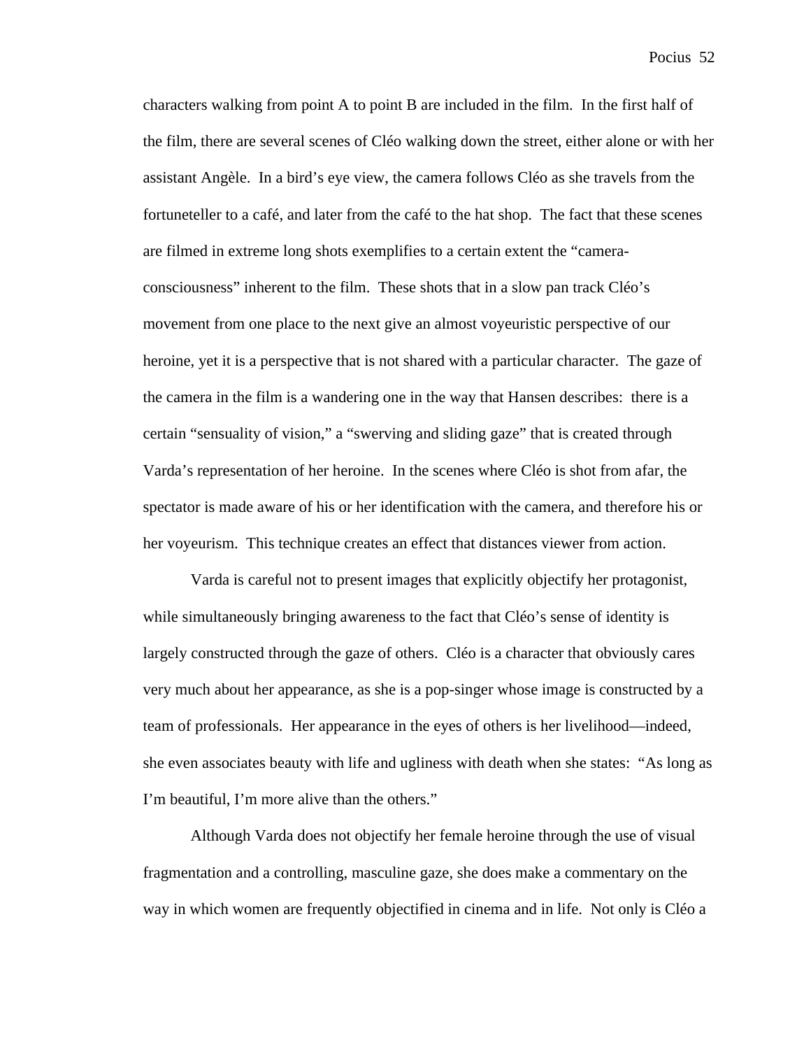characters walking from point A to point B are included in the film. In the first half of the film, there are several scenes of Cléo walking down the street, either alone or with her assistant Angèle. In a bird's eye view, the camera follows Cléo as she travels from the fortuneteller to a café, and later from the café to the hat shop. The fact that these scenes are filmed in extreme long shots exemplifies to a certain extent the "camera-consciousness" inherent to the film. These shots that in a slow pan track Cléo's movement from one place to the next give an almost voyeuristic perspective of our heroine, yet it is a perspective that is not shared with a particular character. The gaze of the camera in the film is a wandering one in the way that Hansen describes: there is a certain "sensuality of vision," a "swerving and sliding gaze" that is created through Varda's representation of her heroine. In the scenes where Cléo is shot from afar, the spectator is made aware of his or her identification with the camera, and therefore his or her voyeurism. This technique creates an effect that distances viewer from action.

Varda is careful not to present images that explicitly objectify her protagonist, while simultaneously bringing awareness to the fact that Cléo's sense of identity is largely constructed through the gaze of others. Cléo is a character that obviously cares very much about her appearance, as she is a pop-singer whose image is constructed by a team of professionals. Her appearance in the eyes of others is her livelihood—indeed, she even associates beauty with life and ugliness with death when she states: "As long as I'm beautiful, I'm more alive than the others."

Although Varda does not objectify her female heroine through the use of visual fragmentation and a controlling, masculine gaze, she does make a commentary on the way in which women are frequently objectified in cinema and in life. Not only is Cléo a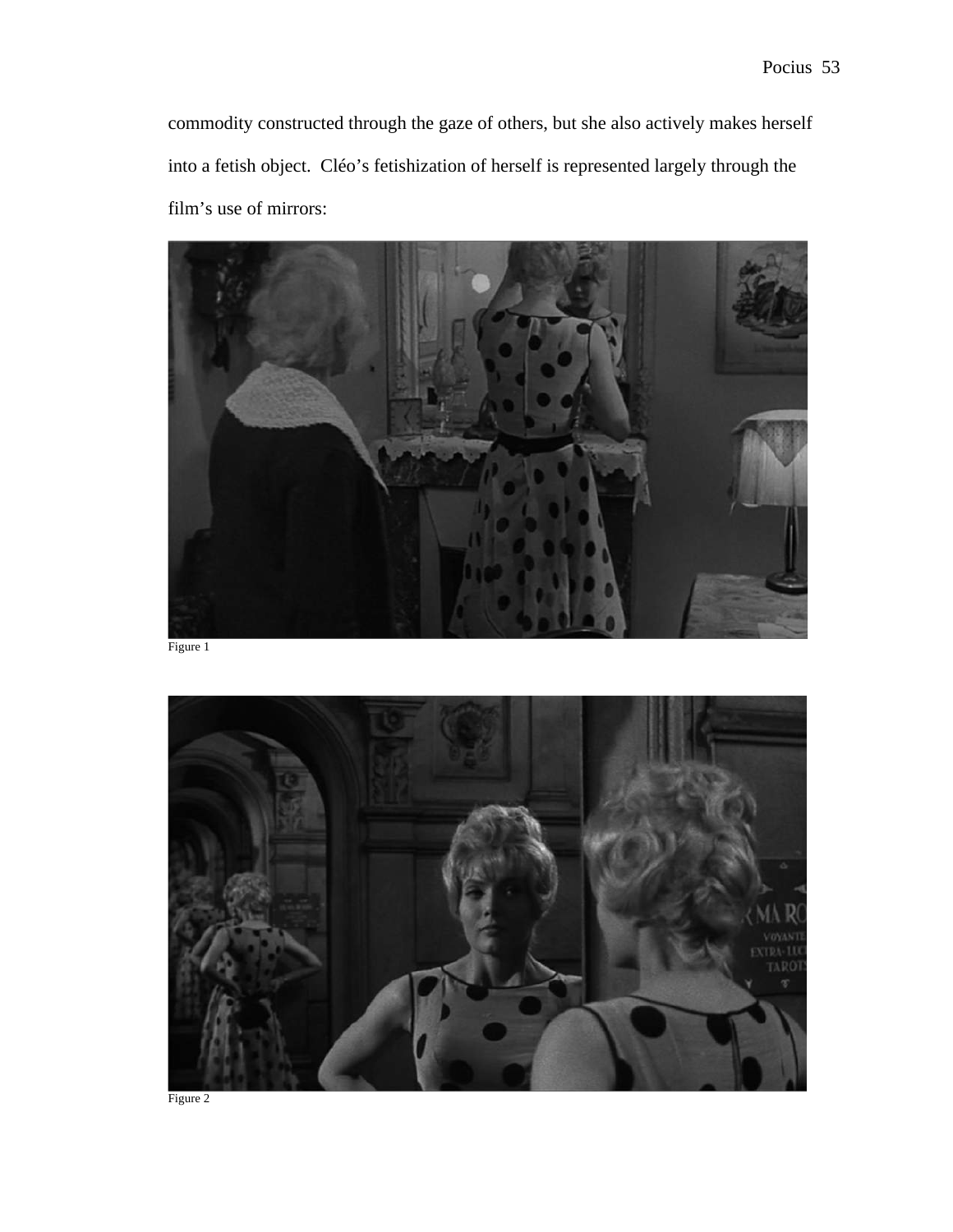commodity constructed through the gaze of others, but she also actively makes herself into a fetish object. Cléo's fetishization of herself is represented largely through the film's use of mirrors:

Figure 1

Figure 2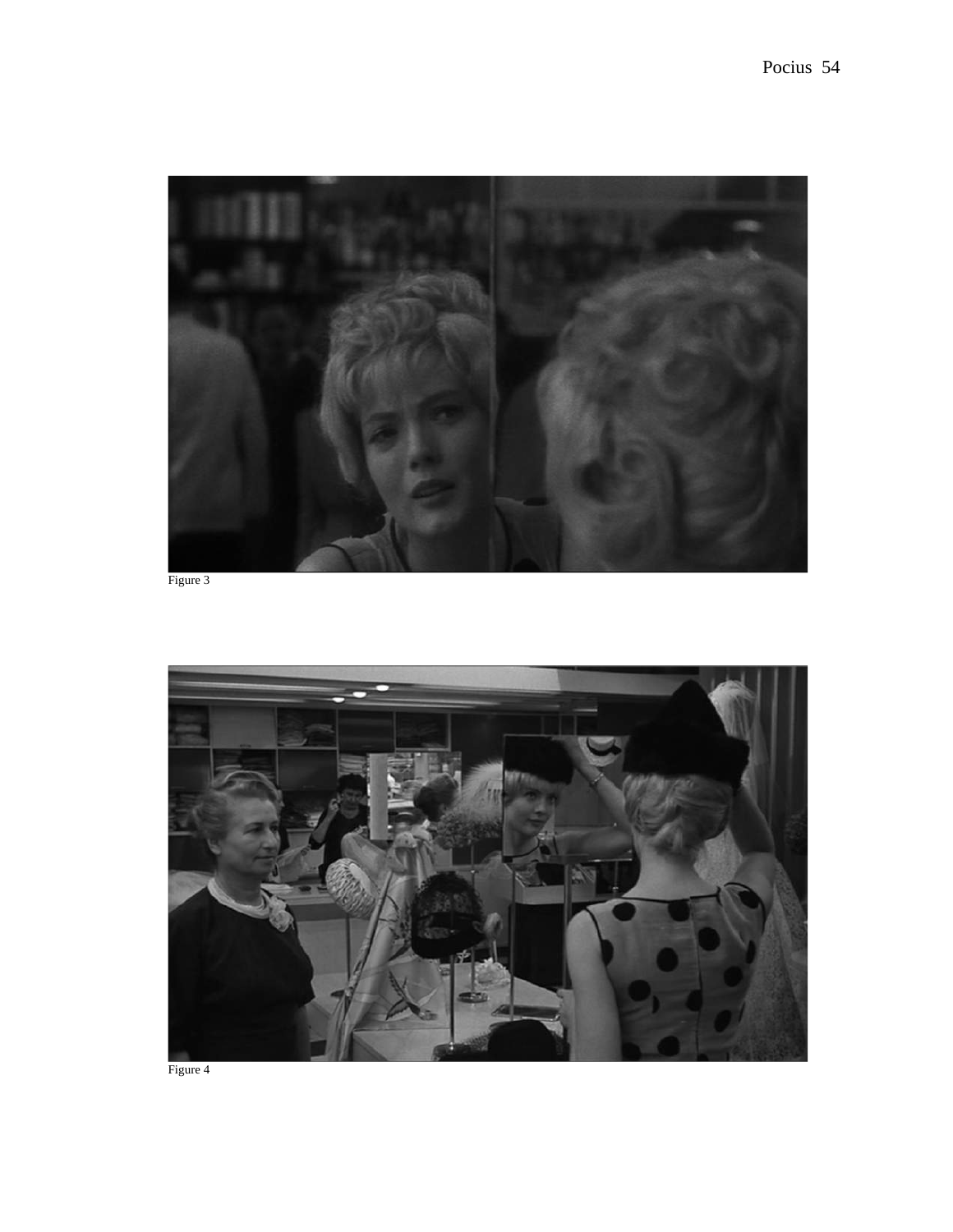Figure 3

Figure 4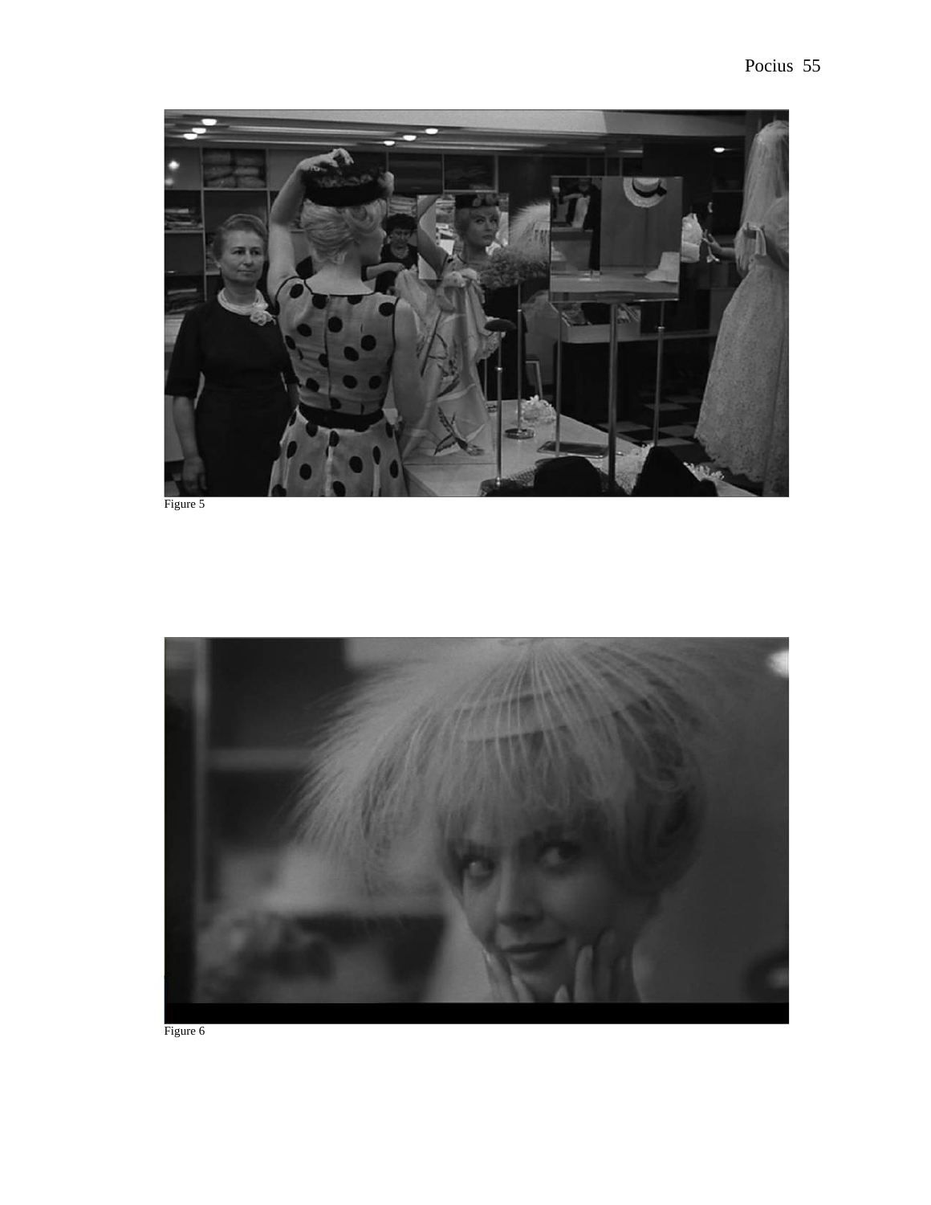Figure 5

Figure 6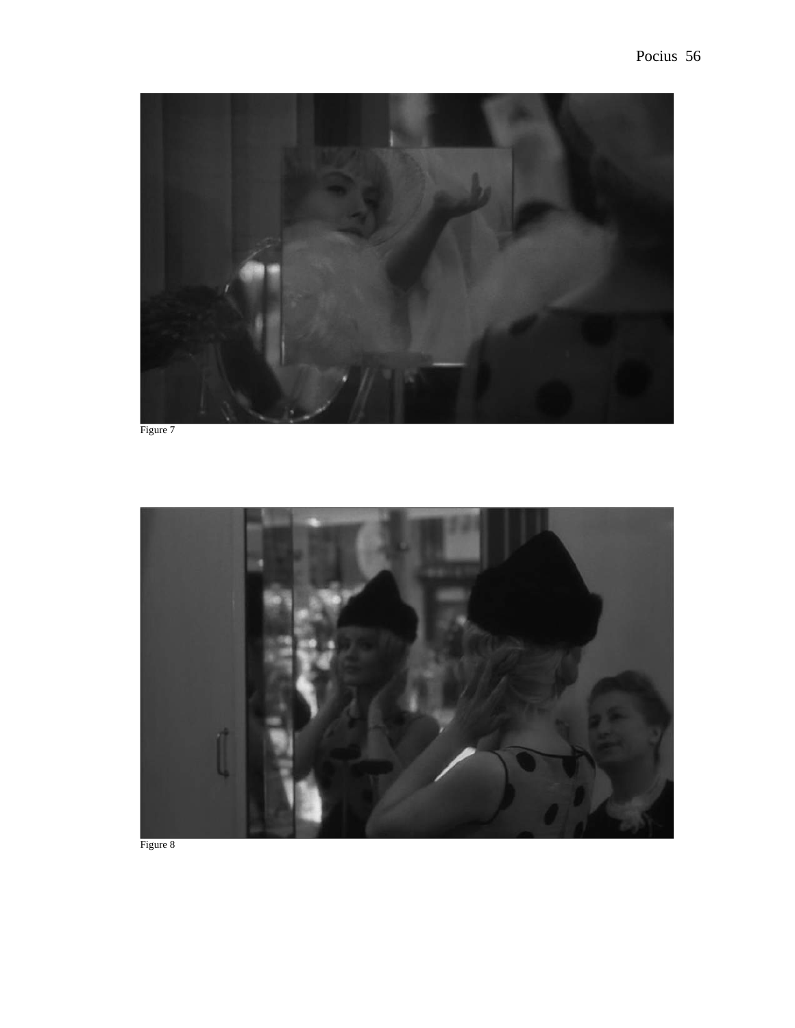Figure 7

Figure 8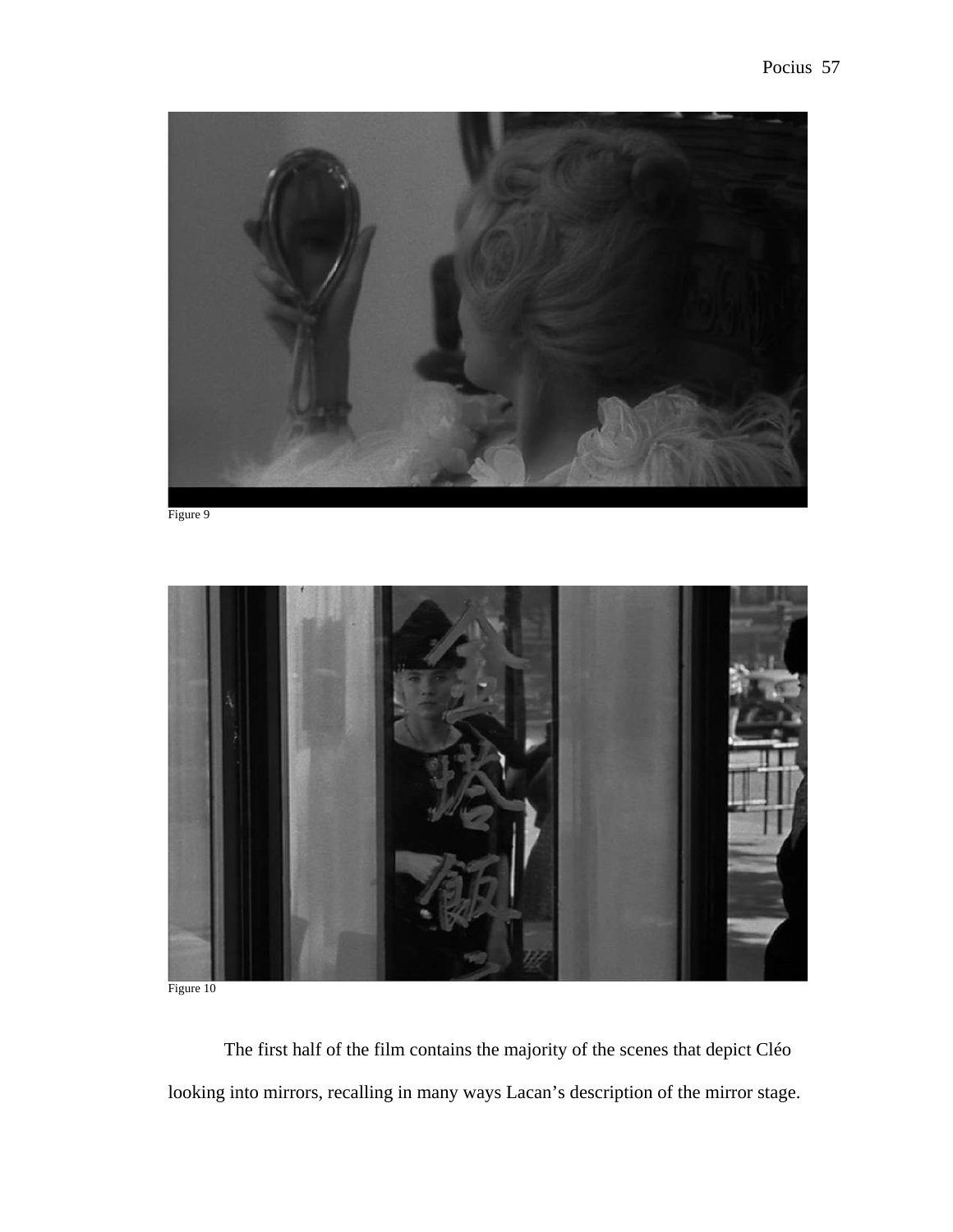Figure 9

Figure 10

The first half of the film contains the majority of the scenes that depict Cléo looking into mirrors, recalling in many ways Lacan's description of the mirror stage.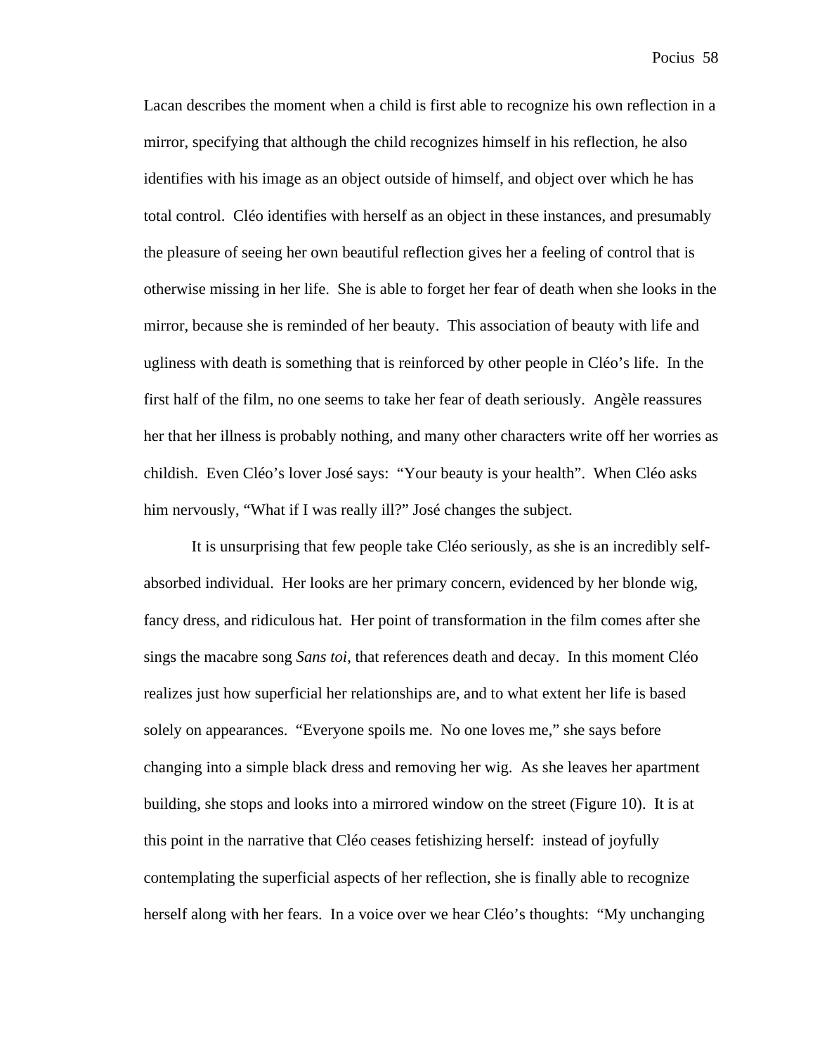Lacan describes the moment when a child is first able to recognize his own reflection in a mirror, specifying that although the child recognizes himself in his reflection, he also identifies with his image as an object outside of himself, and object over which he has total control. Cléo identifies with herself as an object in these instances, and presumably the pleasure of seeing her own beautiful reflection gives her a feeling of control that is otherwise missing in her life. She is able to forget her fear of death when she looks in the mirror, because she is reminded of her beauty. This association of beauty with life and ugliness with death is something that is reinforced by other people in Cléo's life. In the first half of the film, no one seems to take her fear of death seriously. Angèle reassures her that her illness is probably nothing, and many other characters write off her worries as childish. Even Cléo's lover José says: "Your beauty is your health". When Cléo asks him nervously, "What if I was really ill?" José changes the subject.

It is unsurprising that few people take Cléo seriously, as she is an incredibly self-absorbed individual. Her looks are her primary concern, evidenced by her blonde wig, fancy dress, and ridiculous hat. Her point of transformation in the film comes after she sings the macabre song *Sans toi*, that references death and decay. In this moment Cléo realizes just how superficial her relationships are, and to what extent her life is based solely on appearances. "Everyone spoils me. No one loves me," she says before changing into a simple black dress and removing her wig. As she leaves her apartment building, she stops and looks into a mirrored window on the street (Figure 10). It is at this point in the narrative that Cléo ceases fetishizing herself: instead of joyfully contemplating the superficial aspects of her reflection, she is finally able to recognize herself along with her fears. In a voice over we hear Cléo's thoughts: "My unchanging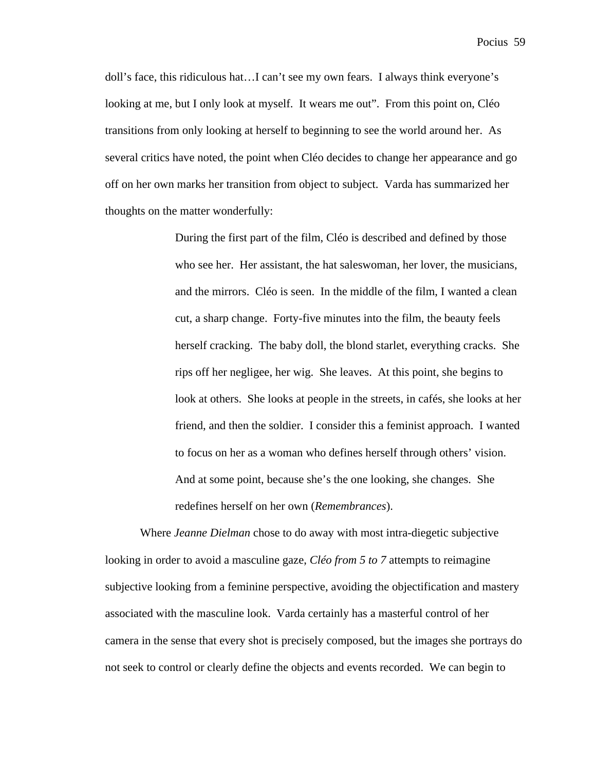doll's face, this ridiculous hat…I can't see my own fears. I always think everyone's looking at me, but I only look at myself. It wears me out". From this point on, Cléo transitions from only looking at herself to beginning to see the world around her. As several critics have noted, the point when Cléo decides to change her appearance and go off on her own marks her transition from object to subject. Varda has summarized her thoughts on the matter wonderfully:

> During the first part of the film, Cléo is described and defined by those who see her. Her assistant, the hat saleswoman, her lover, the musicians, and the mirrors. Cléo is seen. In the middle of the film, I wanted a clean cut, a sharp change. Forty-five minutes into the film, the beauty feels herself cracking. The baby doll, the blond starlet, everything cracks. She rips off her negligee, her wig. She leaves. At this point, she begins to look at others. She looks at people in the streets, in cafés, she looks at her friend, and then the soldier. I consider this a feminist approach. I wanted to focus on her as a woman who defines herself through others' vision. And at some point, because she's the one looking, she changes. She redefines herself on her own (*Remembrances*).

Where *Jeanne Dielman* chose to do away with most intra-diegetic subjective looking in order to avoid a masculine gaze, *Cléo from 5 to 7* attempts to reimagine subjective looking from a feminine perspective, avoiding the objectification and mastery associated with the masculine look. Varda certainly has a masterful control of her camera in the sense that every shot is precisely composed, but the images she portrays do not seek to control or clearly define the objects and events recorded. We can begin to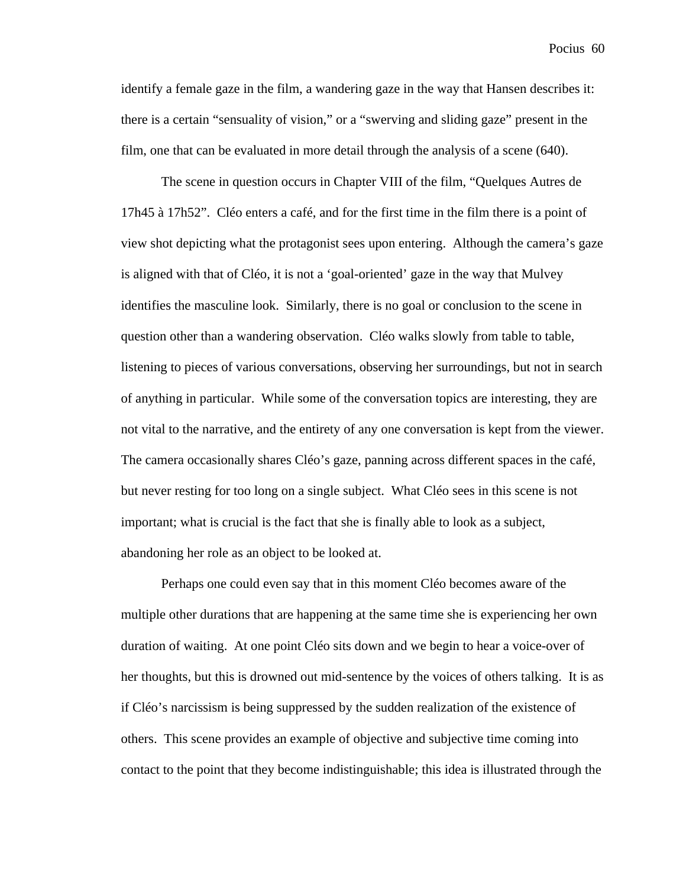identify a female gaze in the film, a wandering gaze in the way that Hansen describes it: there is a certain "sensuality of vision," or a "swerving and sliding gaze" present in the film, one that can be evaluated in more detail through the analysis of a scene (640).

The scene in question occurs in Chapter VIII of the film, "Quelques Autres de 17h45 à 17h52". Cléo enters a café, and for the first time in the film there is a point of view shot depicting what the protagonist sees upon entering. Although the camera's gaze is aligned with that of Cléo, it is not a 'goal-oriented' gaze in the way that Mulvey identifies the masculine look. Similarly, there is no goal or conclusion to the scene in question other than a wandering observation. Cléo walks slowly from table to table, listening to pieces of various conversations, observing her surroundings, but not in search of anything in particular. While some of the conversation topics are interesting, they are not vital to the narrative, and the entirety of any one conversation is kept from the viewer. The camera occasionally shares Cléo's gaze, panning across different spaces in the café, but never resting for too long on a single subject. What Cléo sees in this scene is not important; what is crucial is the fact that she is finally able to look as a subject, abandoning her role as an object to be looked at.

Perhaps one could even say that in this moment Cléo becomes aware of the multiple other durations that are happening at the same time she is experiencing her own duration of waiting. At one point Cléo sits down and we begin to hear a voice-over of her thoughts, but this is drowned out mid-sentence by the voices of others talking. It is as if Cléo's narcissism is being suppressed by the sudden realization of the existence of others. This scene provides an example of objective and subjective time coming into contact to the point that they become indistinguishable; this idea is illustrated through the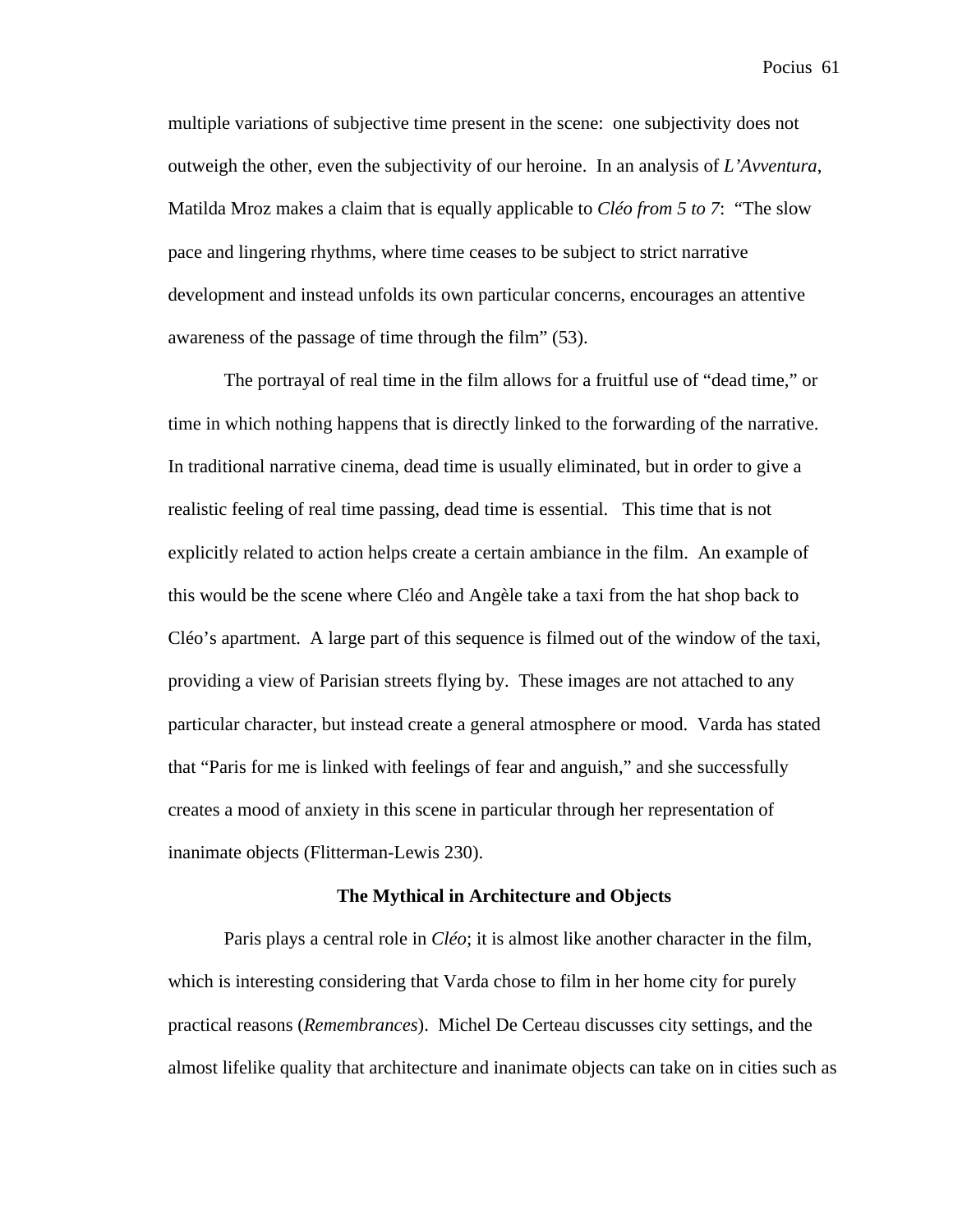multiple variations of subjective time present in the scene:  one subjectivity does not outweigh the other, even the subjectivity of our heroine.  In an analysis of *L'Avventura*, Matilda Mroz makes a claim that is equally applicable to *Cléo from 5 to 7*:  "The slow pace and lingering rhythms, where time ceases to be subject to strict narrative development and instead unfolds its own particular concerns, encourages an attentive awareness of the passage of time through the film" (53).

The portrayal of real time in the film allows for a fruitful use of "dead time," or time in which nothing happens that is directly linked to the forwarding of the narrative. In traditional narrative cinema, dead time is usually eliminated, but in order to give a realistic feeling of real time passing, dead time is essential.   This time that is not explicitly related to action helps create a certain ambiance in the film.  An example of this would be the scene where Cléo and Angèle take a taxi from the hat shop back to Cléo's apartment.  A large part of this sequence is filmed out of the window of the taxi, providing a view of Parisian streets flying by.  These images are not attached to any particular character, but instead create a general atmosphere or mood.  Varda has stated that "Paris for me is linked with feelings of fear and anguish," and she successfully creates a mood of anxiety in this scene in particular through her representation of inanimate objects (Flitterman-Lewis 230).

**The Mythical in Architecture and Objects**

Paris plays a central role in *Cléo*; it is almost like another character in the film, which is interesting considering that Varda chose to film in her home city for purely practical reasons (*Remembrances*).  Michel De Certeau discusses city settings, and the almost lifelike quality that architecture and inanimate objects can take on in cities such as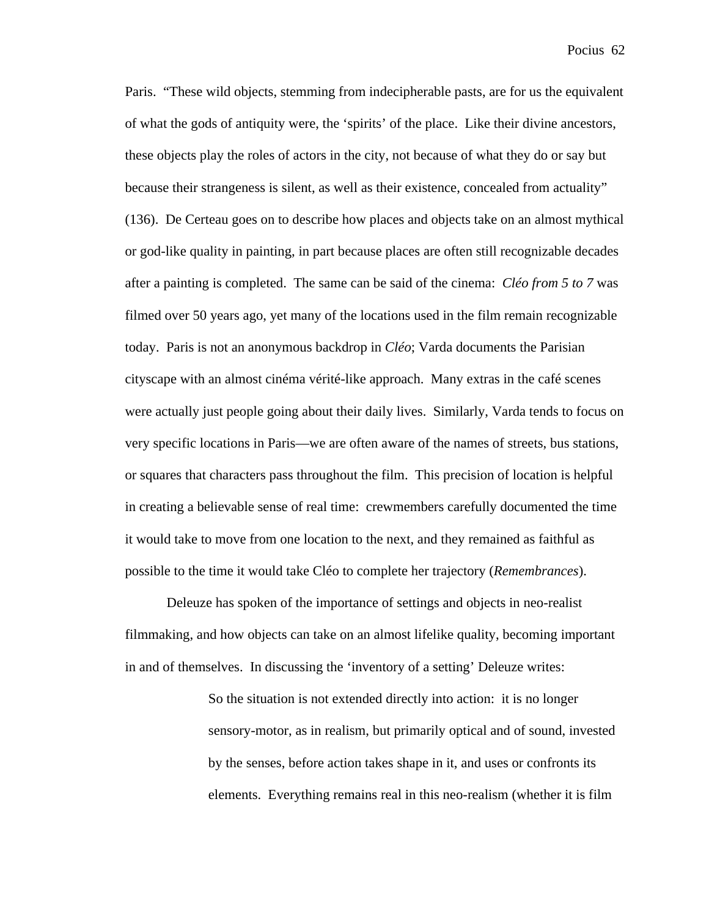Paris. "These wild objects, stemming from indecipherable pasts, are for us the equivalent of what the gods of antiquity were, the 'spirits' of the place. Like their divine ancestors, these objects play the roles of actors in the city, not because of what they do or say but because their strangeness is silent, as well as their existence, concealed from actuality" (136). De Certeau goes on to describe how places and objects take on an almost mythical or god-like quality in painting, in part because places are often still recognizable decades after a painting is completed. The same can be said of the cinema: *Cléo from 5 to 7* was filmed over 50 years ago, yet many of the locations used in the film remain recognizable today. Paris is not an anonymous backdrop in *Cléo*; Varda documents the Parisian cityscape with an almost cinéma vérité-like approach. Many extras in the café scenes were actually just people going about their daily lives. Similarly, Varda tends to focus on very specific locations in Paris—we are often aware of the names of streets, bus stations, or squares that characters pass throughout the film. This precision of location is helpful in creating a believable sense of real time: crewmembers carefully documented the time it would take to move from one location to the next, and they remained as faithful as possible to the time it would take Cléo to complete her trajectory (*Remembrances*).

Deleuze has spoken of the importance of settings and objects in neo-realist filmmaking, and how objects can take on an almost lifelike quality, becoming important in and of themselves. In discussing the 'inventory of a setting' Deleuze writes:

> So the situation is not extended directly into action: it is no longer sensory-motor, as in realism, but primarily optical and of sound, invested by the senses, before action takes shape in it, and uses or confronts its elements. Everything remains real in this neo-realism (whether it is film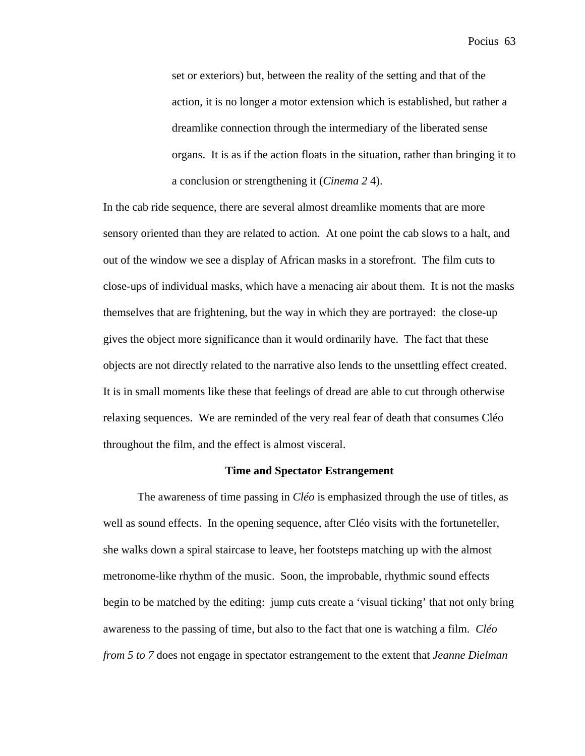> set or exteriors) but, between the reality of the setting and that of the action, it is no longer a motor extension which is established, but rather a dreamlike connection through the intermediary of the liberated sense organs. It is as if the action floats in the situation, rather than bringing it to a conclusion or strengthening it (*Cinema 2* 4).

In the cab ride sequence, there are several almost dreamlike moments that are more sensory oriented than they are related to action. At one point the cab slows to a halt, and out of the window we see a display of African masks in a storefront. The film cuts to close-ups of individual masks, which have a menacing air about them. It is not the masks themselves that are frightening, but the way in which they are portrayed: the close-up gives the object more significance than it would ordinarily have. The fact that these objects are not directly related to the narrative also lends to the unsettling effect created. It is in small moments like these that feelings of dread are able to cut through otherwise relaxing sequences. We are reminded of the very real fear of death that consumes Cléo throughout the film, and the effect is almost visceral.

## Time and Spectator Estrangement

The awareness of time passing in *Cléo* is emphasized through the use of titles, as well as sound effects. In the opening sequence, after Cléo visits with the fortuneteller, she walks down a spiral staircase to leave, her footsteps matching up with the almost metronome-like rhythm of the music. Soon, the improbable, rhythmic sound effects begin to be matched by the editing: jump cuts create a 'visual ticking' that not only bring awareness to the passing of time, but also to the fact that one is watching a film. *Cléo from 5 to 7* does not engage in spectator estrangement to the extent that *Jeanne Dielman*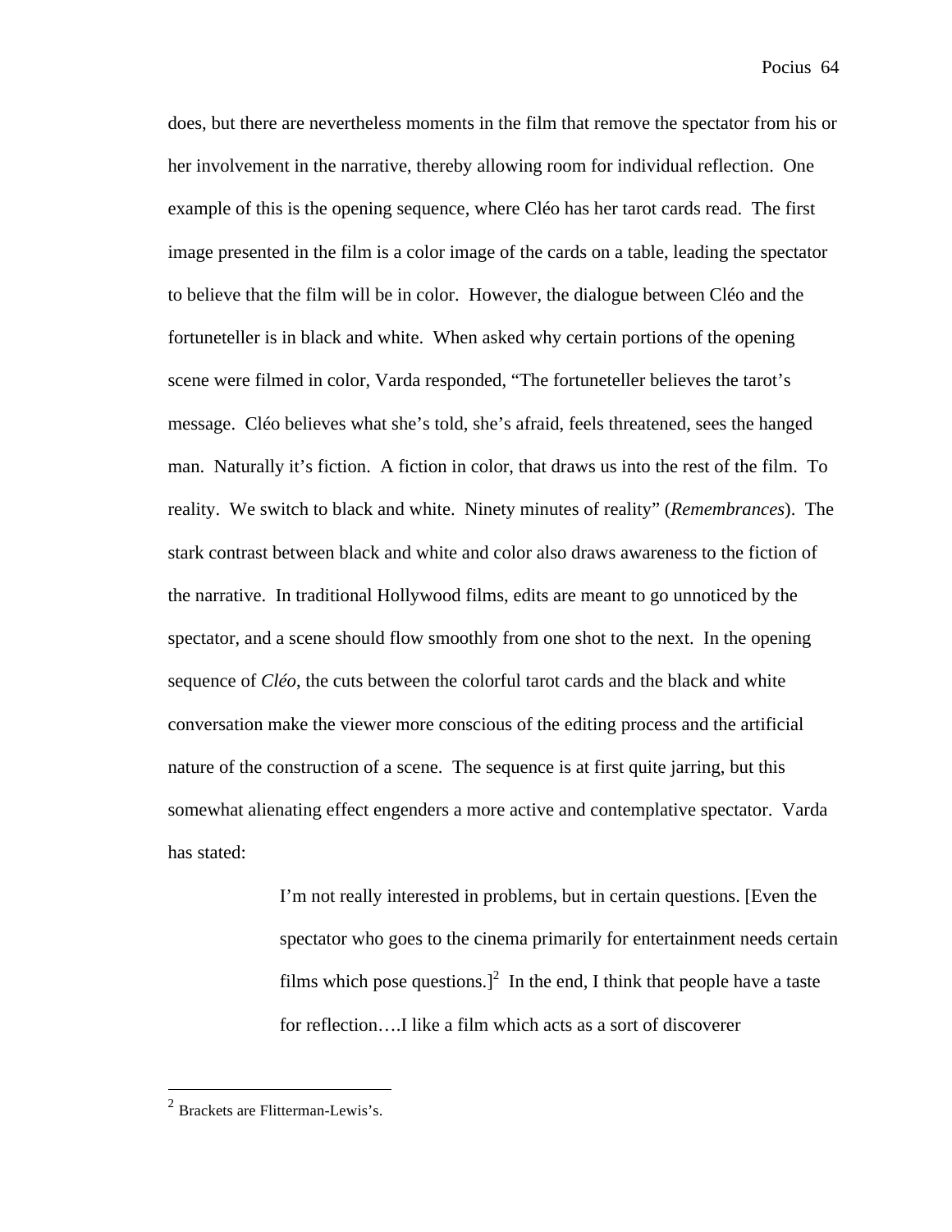does, but there are nevertheless moments in the film that remove the spectator from his or her involvement in the narrative, thereby allowing room for individual reflection. One example of this is the opening sequence, where Cléo has her tarot cards read. The first image presented in the film is a color image of the cards on a table, leading the spectator to believe that the film will be in color. However, the dialogue between Cléo and the fortuneteller is in black and white. When asked why certain portions of the opening scene were filmed in color, Varda responded, "The fortuneteller believes the tarot's message. Cléo believes what she's told, she's afraid, feels threatened, sees the hanged man. Naturally it's fiction. A fiction in color, that draws us into the rest of the film. To reality. We switch to black and white. Ninety minutes of reality" (*Remembrances*). The stark contrast between black and white and color also draws awareness to the fiction of the narrative. In traditional Hollywood films, edits are meant to go unnoticed by the spectator, and a scene should flow smoothly from one shot to the next. In the opening sequence of *Cléo*, the cuts between the colorful tarot cards and the black and white conversation make the viewer more conscious of the editing process and the artificial nature of the construction of a scene. The sequence is at first quite jarring, but this somewhat alienating effect engenders a more active and contemplative spectator. Varda has stated:

> I'm not really interested in problems, but in certain questions. [Even the spectator who goes to the cinema primarily for entertainment needs certain films which pose questions.][2] In the end, I think that people have a taste for reflection….I like a film which acts as a sort of discoverer

[2] Brackets are Flitterman-Lewis's.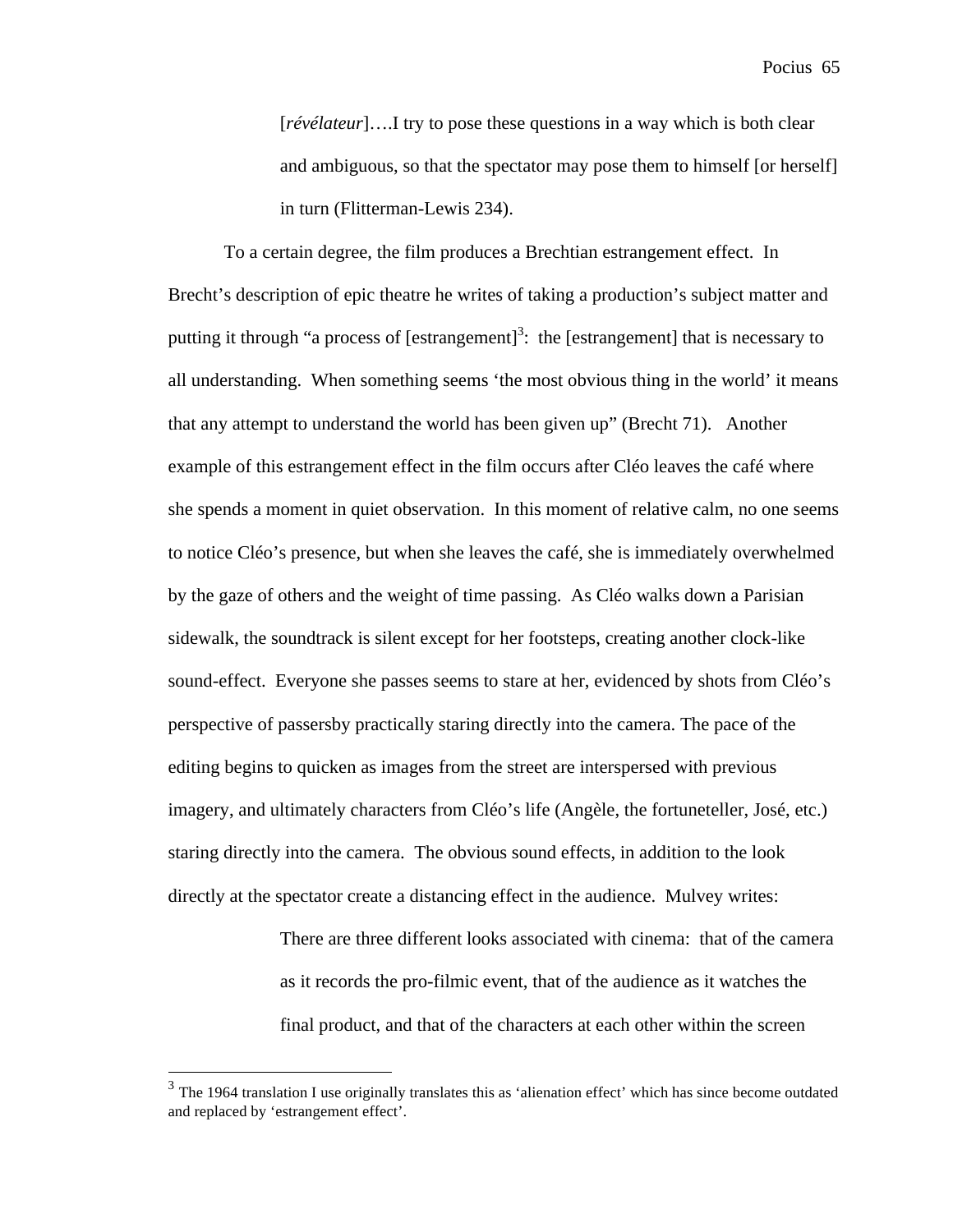> [*révélateur*]….I try to pose these questions in a way which is both clear and ambiguous, so that the spectator may pose them to himself [or herself] in turn (Flitterman-Lewis 234).

To a certain degree, the film produces a Brechtian estrangement effect. In Brecht's description of epic theatre he writes of taking a production's subject matter and putting it through "a process of [estrangement][3]: the [estrangement] that is necessary to all understanding. When something seems 'the most obvious thing in the world' it means that any attempt to understand the world has been given up" (Brecht 71). Another example of this estrangement effect in the film occurs after Cléo leaves the café where she spends a moment in quiet observation. In this moment of relative calm, no one seems to notice Cléo's presence, but when she leaves the café, she is immediately overwhelmed by the gaze of others and the weight of time passing. As Cléo walks down a Parisian sidewalk, the soundtrack is silent except for her footsteps, creating another clock-like sound-effect. Everyone she passes seems to stare at her, evidenced by shots from Cléo's perspective of passersby practically staring directly into the camera. The pace of the editing begins to quicken as images from the street are interspersed with previous imagery, and ultimately characters from Cléo's life (Angèle, the fortuneteller, José, etc.) staring directly into the camera. The obvious sound effects, in addition to the look directly at the spectator create a distancing effect in the audience. Mulvey writes:

> There are three different looks associated with cinema: that of the camera as it records the pro-filmic event, that of the audience as it watches the final product, and that of the characters at each other within the screen

[3] The 1964 translation I use originally translates this as 'alienation effect' which has since become outdated and replaced by 'estrangement effect'.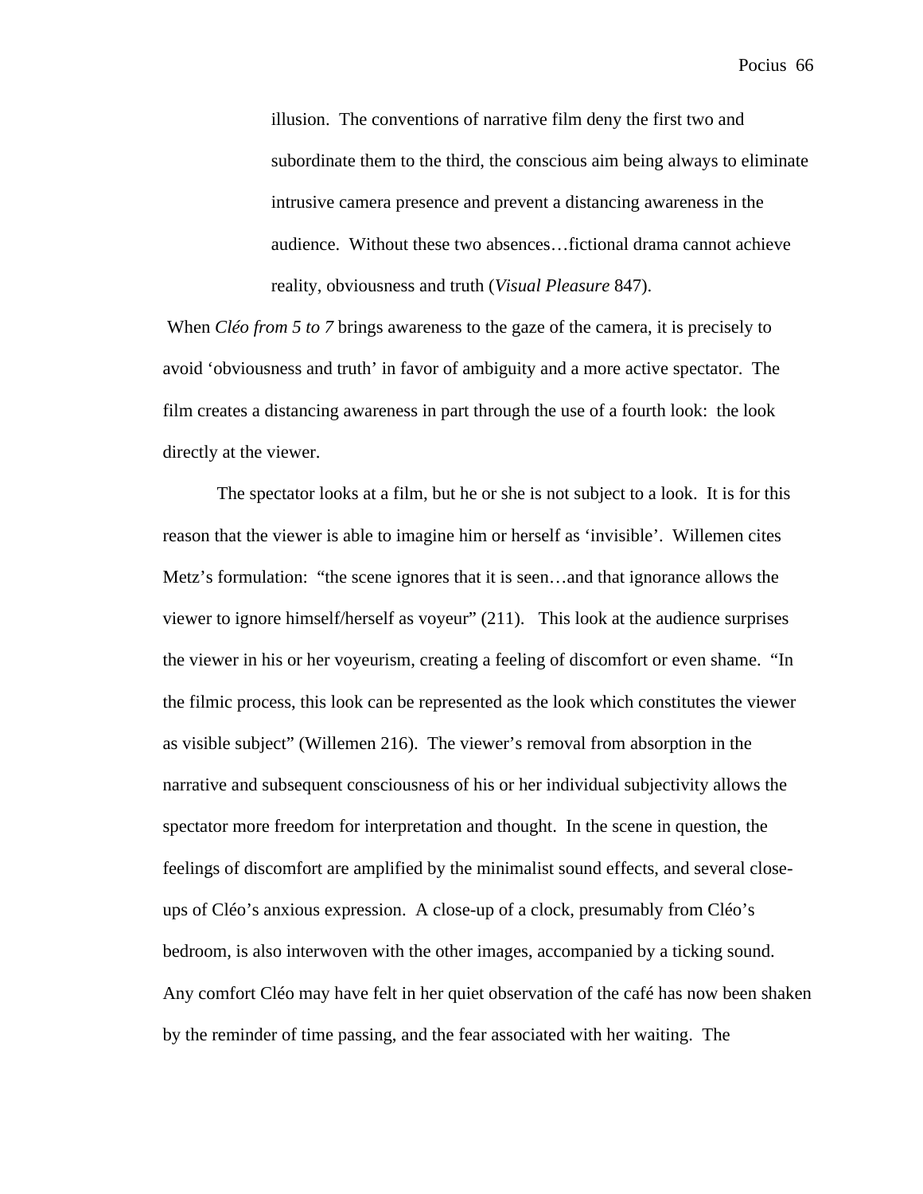> illusion. The conventions of narrative film deny the first two and subordinate them to the third, the conscious aim being always to eliminate intrusive camera presence and prevent a distancing awareness in the audience. Without these two absences…fictional drama cannot achieve reality, obviousness and truth (*Visual Pleasure* 847).

When *Cléo from 5 to 7* brings awareness to the gaze of the camera, it is precisely to avoid 'obviousness and truth' in favor of ambiguity and a more active spectator. The film creates a distancing awareness in part through the use of a fourth look: the look directly at the viewer.

The spectator looks at a film, but he or she is not subject to a look. It is for this reason that the viewer is able to imagine him or herself as 'invisible'. Willemen cites Metz's formulation: "the scene ignores that it is seen…and that ignorance allows the viewer to ignore himself/herself as voyeur" (211). This look at the audience surprises the viewer in his or her voyeurism, creating a feeling of discomfort or even shame. "In the filmic process, this look can be represented as the look which constitutes the viewer as visible subject" (Willemen 216). The viewer's removal from absorption in the narrative and subsequent consciousness of his or her individual subjectivity allows the spectator more freedom for interpretation and thought. In the scene in question, the feelings of discomfort are amplified by the minimalist sound effects, and several close-ups of Cléo's anxious expression. A close-up of a clock, presumably from Cléo's bedroom, is also interwoven with the other images, accompanied by a ticking sound. Any comfort Cléo may have felt in her quiet observation of the café has now been shaken by the reminder of time passing, and the fear associated with her waiting. The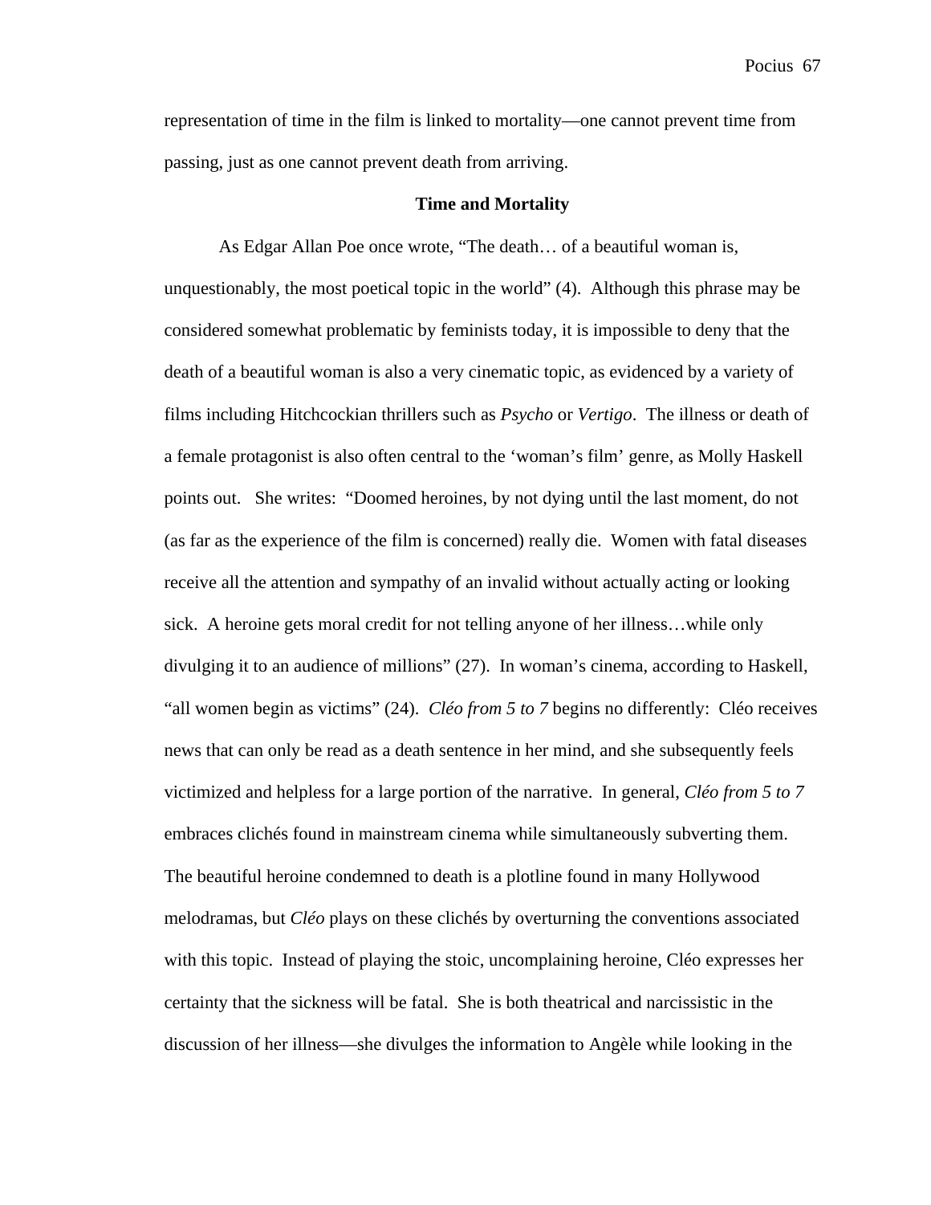representation of time in the film is linked to mortality—one cannot prevent time from passing, just as one cannot prevent death from arriving.

### Time and Mortality

As Edgar Allan Poe once wrote, "The death… of a beautiful woman is, unquestionably, the most poetical topic in the world" (4). Although this phrase may be considered somewhat problematic by feminists today, it is impossible to deny that the death of a beautiful woman is also a very cinematic topic, as evidenced by a variety of films including Hitchcockian thrillers such as *Psycho* or *Vertigo*. The illness or death of a female protagonist is also often central to the 'woman's film' genre, as Molly Haskell points out. She writes: "Doomed heroines, by not dying until the last moment, do not (as far as the experience of the film is concerned) really die. Women with fatal diseases receive all the attention and sympathy of an invalid without actually acting or looking sick. A heroine gets moral credit for not telling anyone of her illness…while only divulging it to an audience of millions" (27). In woman's cinema, according to Haskell, "all women begin as victims" (24). *Cléo from 5 to 7* begins no differently: Cléo receives news that can only be read as a death sentence in her mind, and she subsequently feels victimized and helpless for a large portion of the narrative. In general, *Cléo from 5 to 7* embraces clichés found in mainstream cinema while simultaneously subverting them. The beautiful heroine condemned to death is a plotline found in many Hollywood melodramas, but *Cléo* plays on these clichés by overturning the conventions associated with this topic. Instead of playing the stoic, uncomplaining heroine, Cléo expresses her certainty that the sickness will be fatal. She is both theatrical and narcissistic in the discussion of her illness—she divulges the information to Angèle while looking in the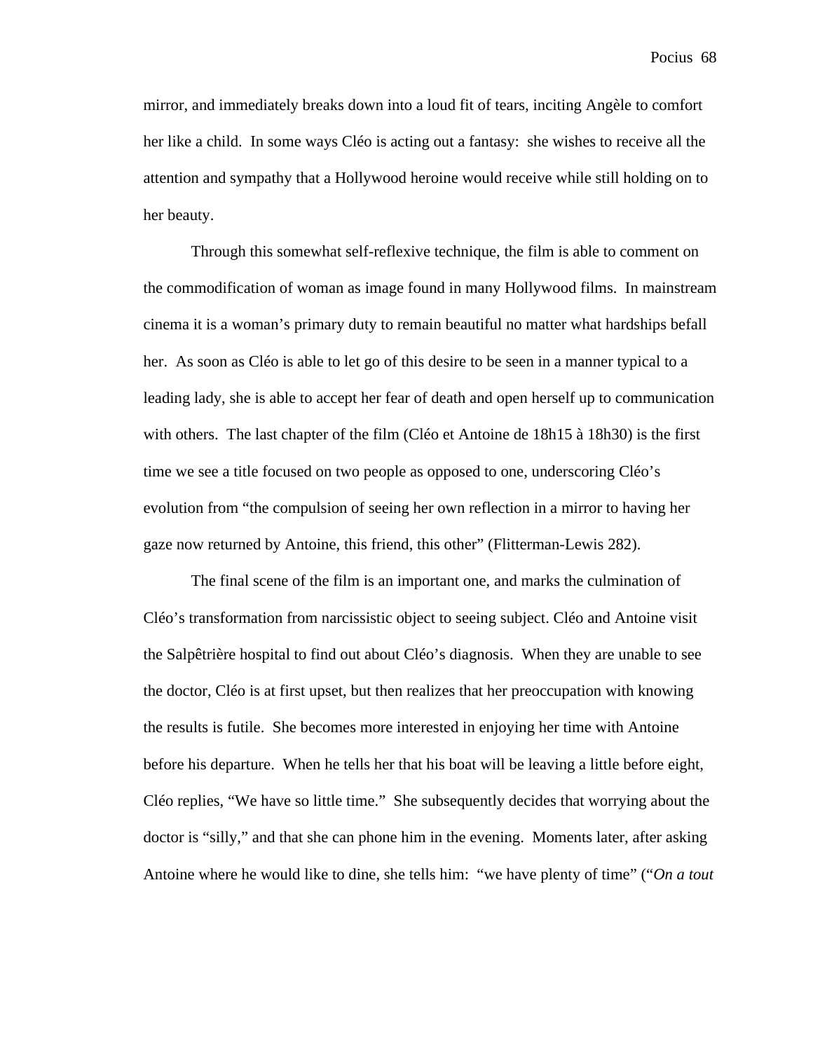mirror, and immediately breaks down into a loud fit of tears, inciting Angèle to comfort her like a child. In some ways Cléo is acting out a fantasy: she wishes to receive all the attention and sympathy that a Hollywood heroine would receive while still holding on to her beauty.

Through this somewhat self-reflexive technique, the film is able to comment on the commodification of woman as image found in many Hollywood films. In mainstream cinema it is a woman's primary duty to remain beautiful no matter what hardships befall her. As soon as Cléo is able to let go of this desire to be seen in a manner typical to a leading lady, she is able to accept her fear of death and open herself up to communication with others. The last chapter of the film (Cléo et Antoine de 18h15 à 18h30) is the first time we see a title focused on two people as opposed to one, underscoring Cléo's evolution from "the compulsion of seeing her own reflection in a mirror to having her gaze now returned by Antoine, this friend, this other" (Flitterman-Lewis 282).

The final scene of the film is an important one, and marks the culmination of Cléo's transformation from narcissistic object to seeing subject. Cléo and Antoine visit the Salpêtrière hospital to find out about Cléo's diagnosis. When they are unable to see the doctor, Cléo is at first upset, but then realizes that her preoccupation with knowing the results is futile. She becomes more interested in enjoying her time with Antoine before his departure. When he tells her that his boat will be leaving a little before eight, Cléo replies, "We have so little time." She subsequently decides that worrying about the doctor is "silly," and that she can phone him in the evening. Moments later, after asking Antoine where he would like to dine, she tells him: "we have plenty of time" ("*On a tout*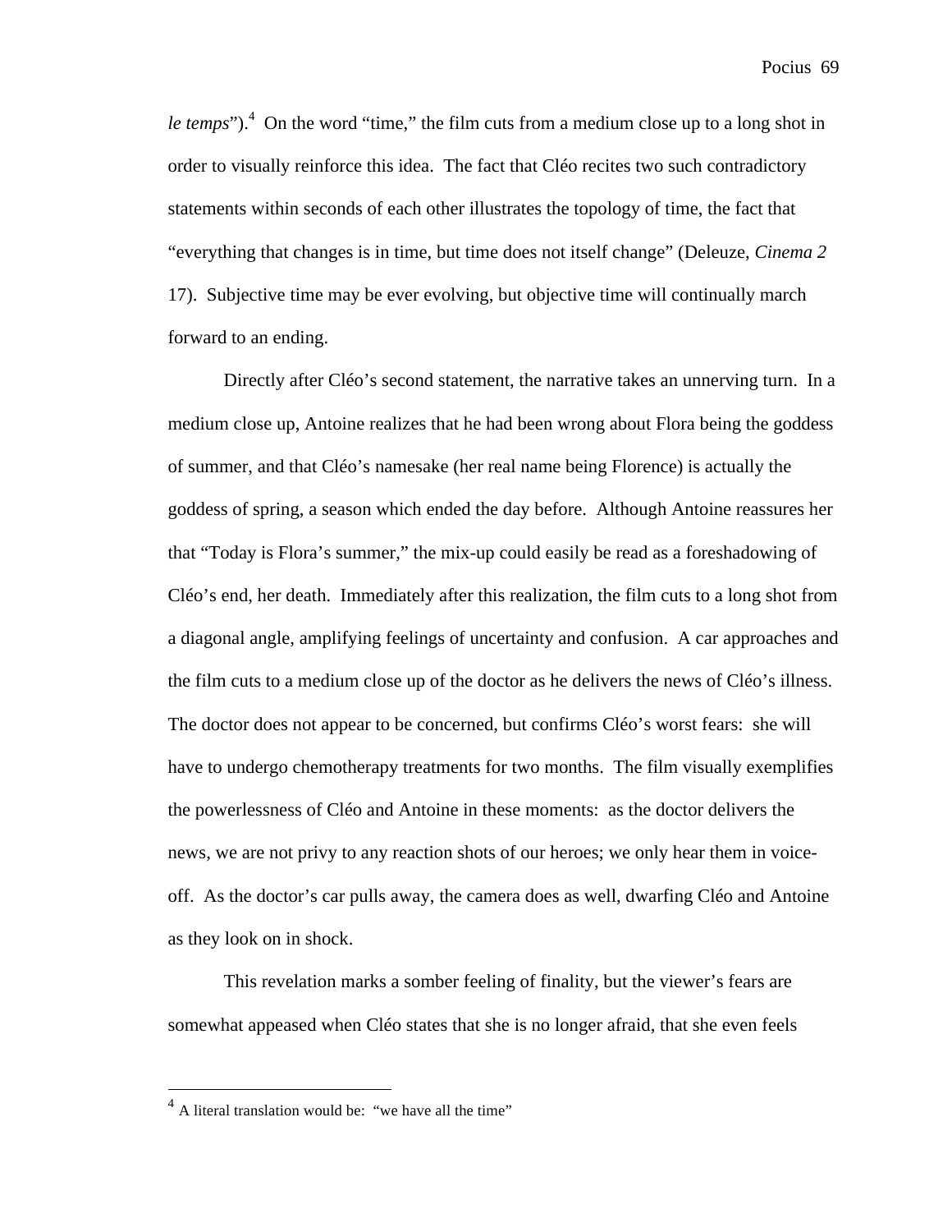*le temps*").[4] On the word "time," the film cuts from a medium close up to a long shot in order to visually reinforce this idea. The fact that Cléo recites two such contradictory statements within seconds of each other illustrates the topology of time, the fact that "everything that changes is in time, but time does not itself change" (Deleuze, *Cinema 2* 17). Subjective time may be ever evolving, but objective time will continually march forward to an ending.

Directly after Cléo's second statement, the narrative takes an unnerving turn. In a medium close up, Antoine realizes that he had been wrong about Flora being the goddess of summer, and that Cléo's namesake (her real name being Florence) is actually the goddess of spring, a season which ended the day before. Although Antoine reassures her that "Today is Flora's summer," the mix-up could easily be read as a foreshadowing of Cléo's end, her death. Immediately after this realization, the film cuts to a long shot from a diagonal angle, amplifying feelings of uncertainty and confusion. A car approaches and the film cuts to a medium close up of the doctor as he delivers the news of Cléo's illness. The doctor does not appear to be concerned, but confirms Cléo's worst fears: she will have to undergo chemotherapy treatments for two months. The film visually exemplifies the powerlessness of Cléo and Antoine in these moments: as the doctor delivers the news, we are not privy to any reaction shots of our heroes; we only hear them in voice-off. As the doctor's car pulls away, the camera does as well, dwarfing Cléo and Antoine as they look on in shock.

This revelation marks a somber feeling of finality, but the viewer's fears are somewhat appeased when Cléo states that she is no longer afraid, that she even feels

---

[4] A literal translation would be: "we have all the time"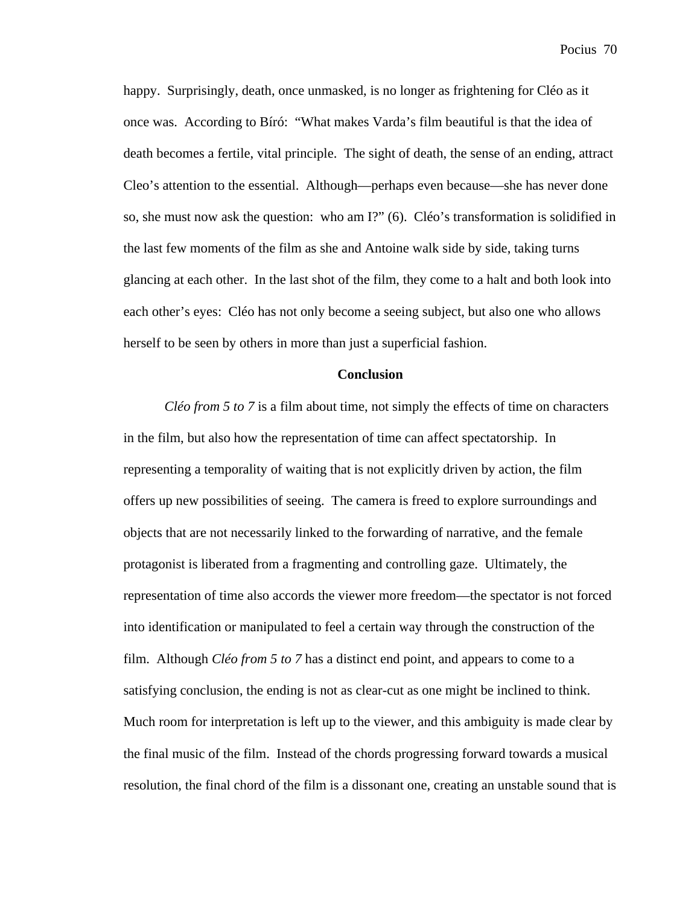happy. Surprisingly, death, once unmasked, is no longer as frightening for Cléo as it once was. According to Bíró: "What makes Varda's film beautiful is that the idea of death becomes a fertile, vital principle. The sight of death, the sense of an ending, attract Cleo's attention to the essential. Although—perhaps even because—she has never done so, she must now ask the question: who am I?" (6). Cléo's transformation is solidified in the last few moments of the film as she and Antoine walk side by side, taking turns glancing at each other. In the last shot of the film, they come to a halt and both look into each other's eyes: Cléo has not only become a seeing subject, but also one who allows herself to be seen by others in more than just a superficial fashion.

## Conclusion

*Cléo from 5 to 7* is a film about time, not simply the effects of time on characters in the film, but also how the representation of time can affect spectatorship. In representing a temporality of waiting that is not explicitly driven by action, the film offers up new possibilities of seeing. The camera is freed to explore surroundings and objects that are not necessarily linked to the forwarding of narrative, and the female protagonist is liberated from a fragmenting and controlling gaze. Ultimately, the representation of time also accords the viewer more freedom—the spectator is not forced into identification or manipulated to feel a certain way through the construction of the film. Although *Cléo from 5 to 7* has a distinct end point, and appears to come to a satisfying conclusion, the ending is not as clear-cut as one might be inclined to think. Much room for interpretation is left up to the viewer, and this ambiguity is made clear by the final music of the film. Instead of the chords progressing forward towards a musical resolution, the final chord of the film is a dissonant one, creating an unstable sound that is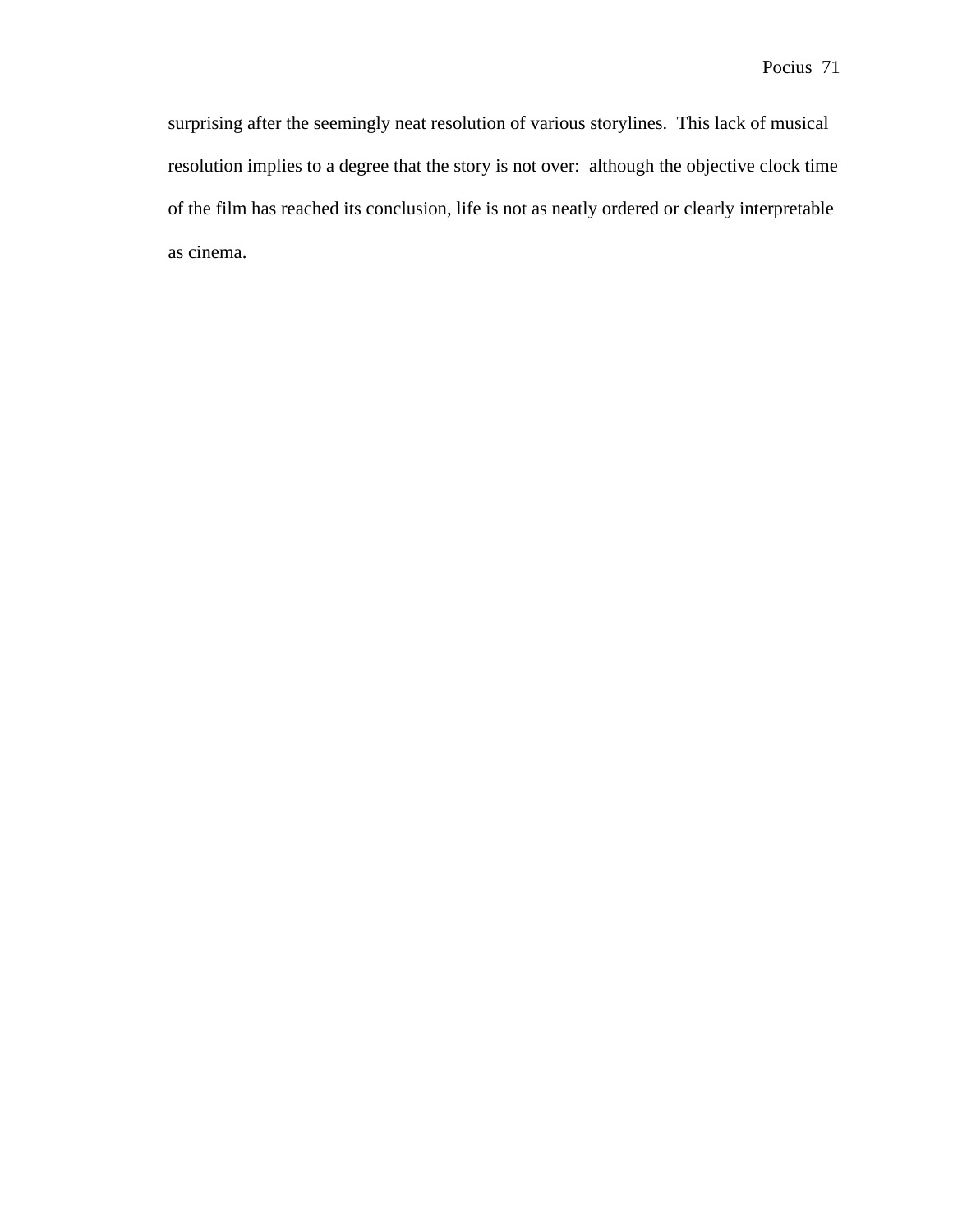surprising after the seemingly neat resolution of various storylines. This lack of musical resolution implies to a degree that the story is not over: although the objective clock time of the film has reached its conclusion, life is not as neatly ordered or clearly interpretable as cinema.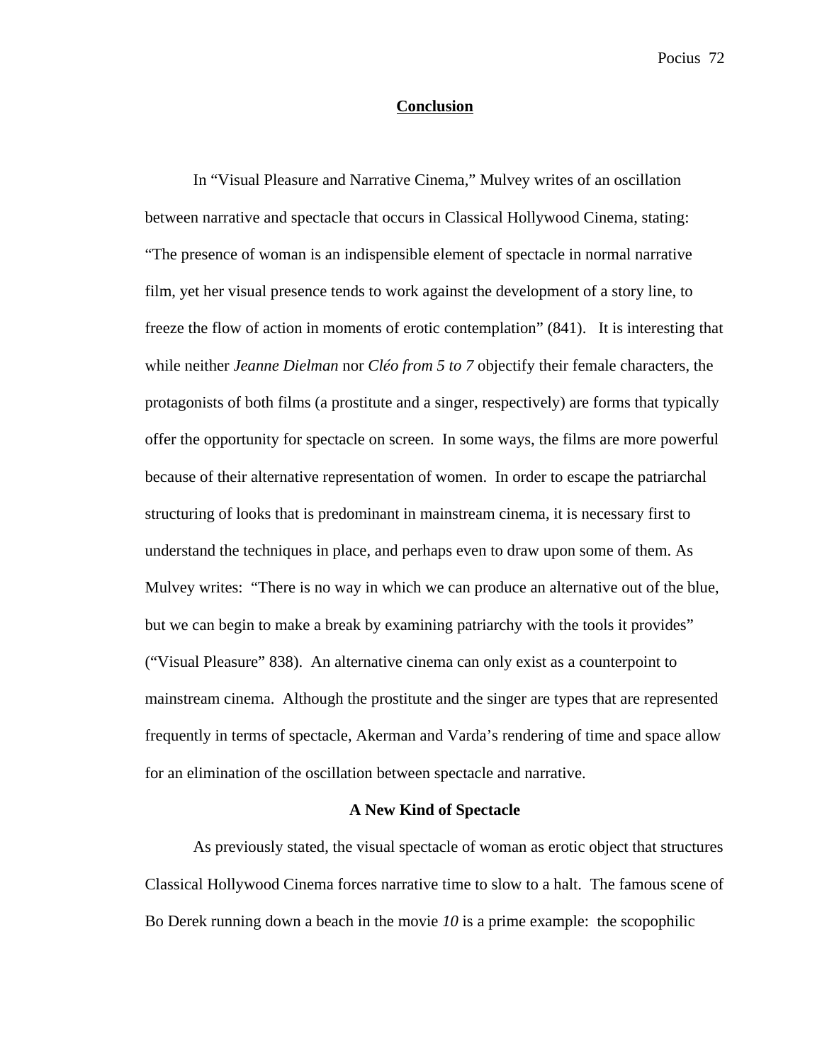## Conclusion

In "Visual Pleasure and Narrative Cinema," Mulvey writes of an oscillation between narrative and spectacle that occurs in Classical Hollywood Cinema, stating: "The presence of woman is an indispensible element of spectacle in normal narrative film, yet her visual presence tends to work against the development of a story line, to freeze the flow of action in moments of erotic contemplation" (841). It is interesting that while neither *Jeanne Dielman* nor *Cléo from 5 to 7* objectify their female characters, the protagonists of both films (a prostitute and a singer, respectively) are forms that typically offer the opportunity for spectacle on screen. In some ways, the films are more powerful because of their alternative representation of women. In order to escape the patriarchal structuring of looks that is predominant in mainstream cinema, it is necessary first to understand the techniques in place, and perhaps even to draw upon some of them. As Mulvey writes: "There is no way in which we can produce an alternative out of the blue, but we can begin to make a break by examining patriarchy with the tools it provides" ("Visual Pleasure" 838). An alternative cinema can only exist as a counterpoint to mainstream cinema. Although the prostitute and the singer are types that are represented frequently in terms of spectacle, Akerman and Varda's rendering of time and space allow for an elimination of the oscillation between spectacle and narrative.

### A New Kind of Spectacle

As previously stated, the visual spectacle of woman as erotic object that structures Classical Hollywood Cinema forces narrative time to slow to a halt. The famous scene of Bo Derek running down a beach in the movie *10* is a prime example: the scopophilic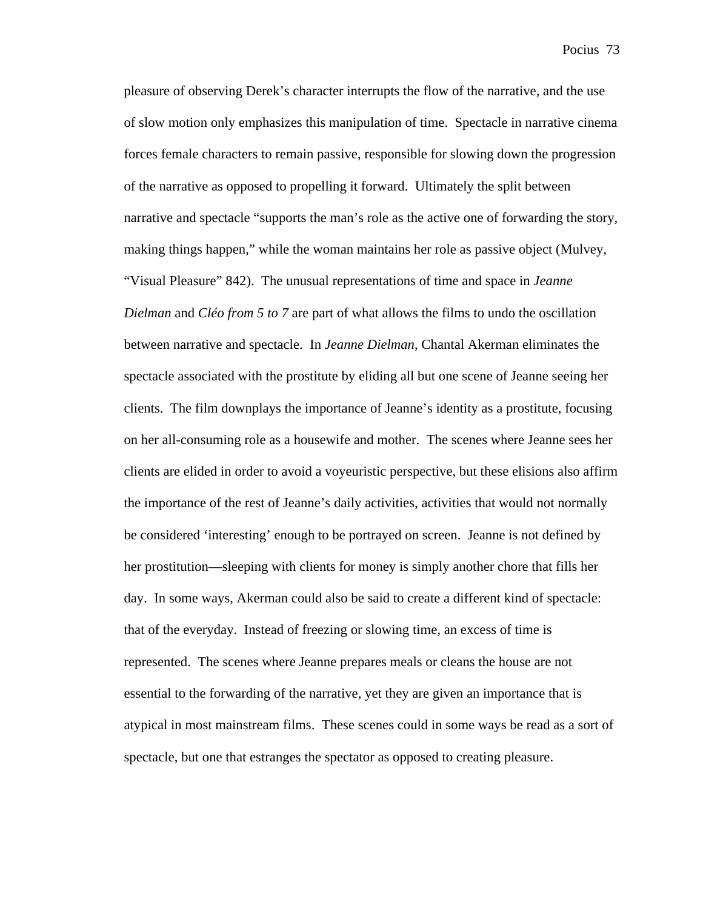pleasure of observing Derek's character interrupts the flow of the narrative, and the use of slow motion only emphasizes this manipulation of time. Spectacle in narrative cinema forces female characters to remain passive, responsible for slowing down the progression of the narrative as opposed to propelling it forward. Ultimately the split between narrative and spectacle "supports the man's role as the active one of forwarding the story, making things happen," while the woman maintains her role as passive object (Mulvey, "Visual Pleasure" 842). The unusual representations of time and space in *Jeanne Dielman* and *Cléo from 5 to 7* are part of what allows the films to undo the oscillation between narrative and spectacle. In *Jeanne Dielman*, Chantal Akerman eliminates the spectacle associated with the prostitute by eliding all but one scene of Jeanne seeing her clients. The film downplays the importance of Jeanne's identity as a prostitute, focusing on her all-consuming role as a housewife and mother. The scenes where Jeanne sees her clients are elided in order to avoid a voyeuristic perspective, but these elisions also affirm the importance of the rest of Jeanne's daily activities, activities that would not normally be considered 'interesting' enough to be portrayed on screen. Jeanne is not defined by her prostitution—sleeping with clients for money is simply another chore that fills her day. In some ways, Akerman could also be said to create a different kind of spectacle: that of the everyday. Instead of freezing or slowing time, an excess of time is represented. The scenes where Jeanne prepares meals or cleans the house are not essential to the forwarding of the narrative, yet they are given an importance that is atypical in most mainstream films. These scenes could in some ways be read as a sort of spectacle, but one that estranges the spectator as opposed to creating pleasure.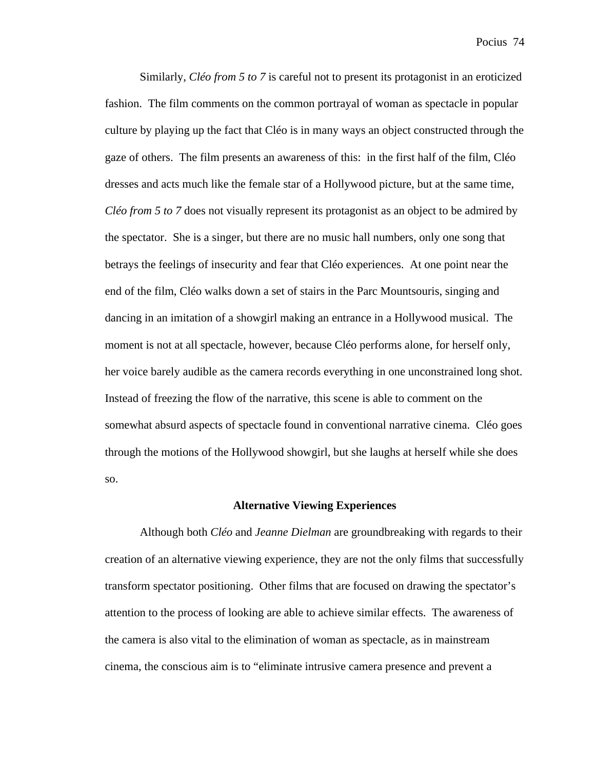Similarly, *Cléo from 5 to 7* is careful not to present its protagonist in an eroticized fashion. The film comments on the common portrayal of woman as spectacle in popular culture by playing up the fact that Cléo is in many ways an object constructed through the gaze of others. The film presents an awareness of this: in the first half of the film, Cléo dresses and acts much like the female star of a Hollywood picture, but at the same time, *Cléo from 5 to 7* does not visually represent its protagonist as an object to be admired by the spectator. She is a singer, but there are no music hall numbers, only one song that betrays the feelings of insecurity and fear that Cléo experiences. At one point near the end of the film, Cléo walks down a set of stairs in the Parc Mountsouris, singing and dancing in an imitation of a showgirl making an entrance in a Hollywood musical. The moment is not at all spectacle, however, because Cléo performs alone, for herself only, her voice barely audible as the camera records everything in one unconstrained long shot. Instead of freezing the flow of the narrative, this scene is able to comment on the somewhat absurd aspects of spectacle found in conventional narrative cinema. Cléo goes through the motions of the Hollywood showgirl, but she laughs at herself while she does so.

## Alternative Viewing Experiences

Although both *Cléo* and *Jeanne Dielman* are groundbreaking with regards to their creation of an alternative viewing experience, they are not the only films that successfully transform spectator positioning. Other films that are focused on drawing the spectator's attention to the process of looking are able to achieve similar effects. The awareness of the camera is also vital to the elimination of woman as spectacle, as in mainstream cinema, the conscious aim is to "eliminate intrusive camera presence and prevent a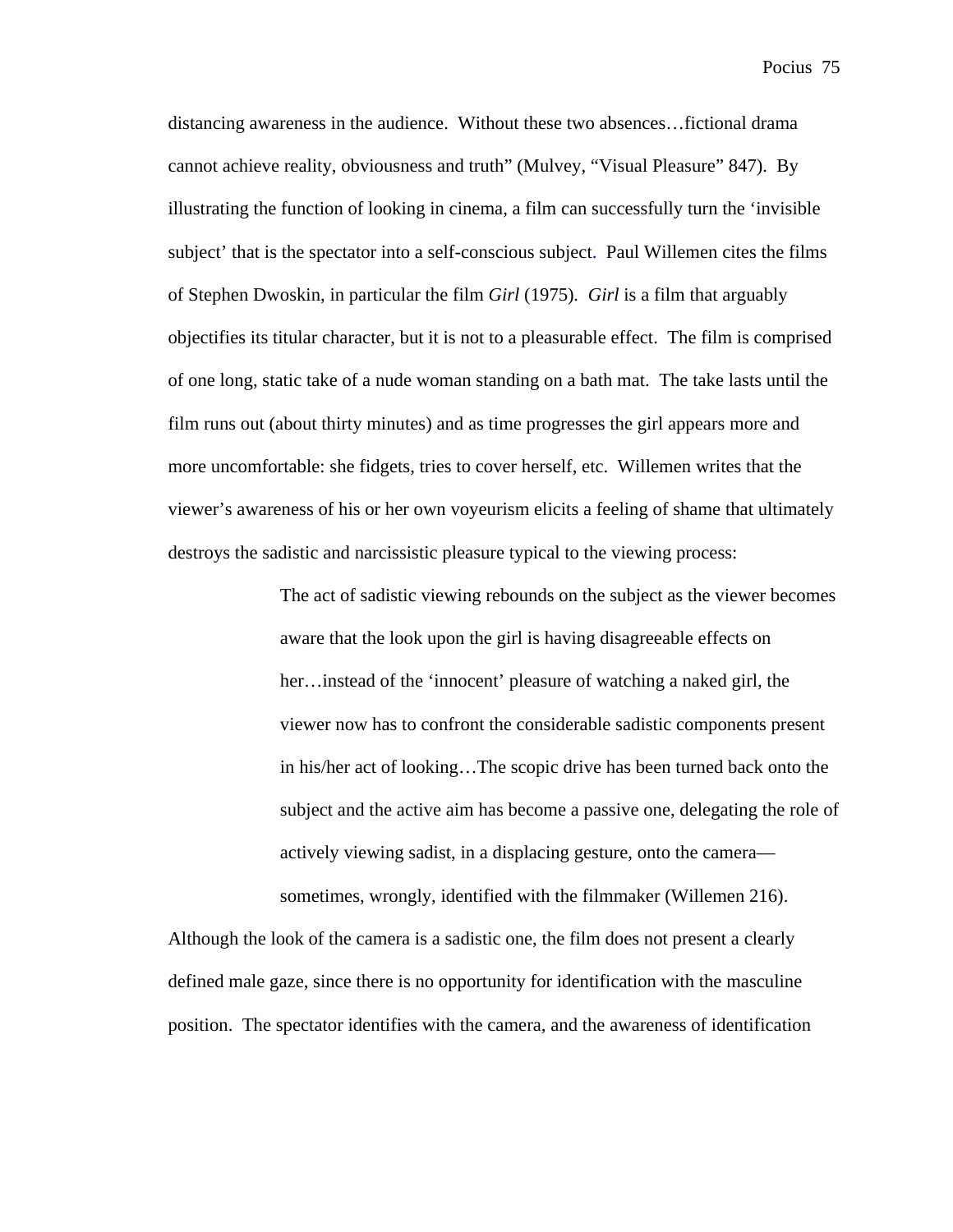distancing awareness in the audience. Without these two absences…fictional drama cannot achieve reality, obviousness and truth" (Mulvey, "Visual Pleasure" 847). By illustrating the function of looking in cinema, a film can successfully turn the 'invisible subject' that is the spectator into a self-conscious subject. Paul Willemen cites the films of Stephen Dwoskin, in particular the film *Girl* (1975). *Girl* is a film that arguably objectifies its titular character, but it is not to a pleasurable effect. The film is comprised of one long, static take of a nude woman standing on a bath mat. The take lasts until the film runs out (about thirty minutes) and as time progresses the girl appears more and more uncomfortable: she fidgets, tries to cover herself, etc. Willemen writes that the viewer's awareness of his or her own voyeurism elicits a feeling of shame that ultimately destroys the sadistic and narcissistic pleasure typical to the viewing process:

> The act of sadistic viewing rebounds on the subject as the viewer becomes aware that the look upon the girl is having disagreeable effects on her…instead of the 'innocent' pleasure of watching a naked girl, the viewer now has to confront the considerable sadistic components present in his/her act of looking…The scopic drive has been turned back onto the subject and the active aim has become a passive one, delegating the role of actively viewing sadist, in a displacing gesture, onto the camera—sometimes, wrongly, identified with the filmmaker (Willemen 216).

Although the look of the camera is a sadistic one, the film does not present a clearly defined male gaze, since there is no opportunity for identification with the masculine position. The spectator identifies with the camera, and the awareness of identification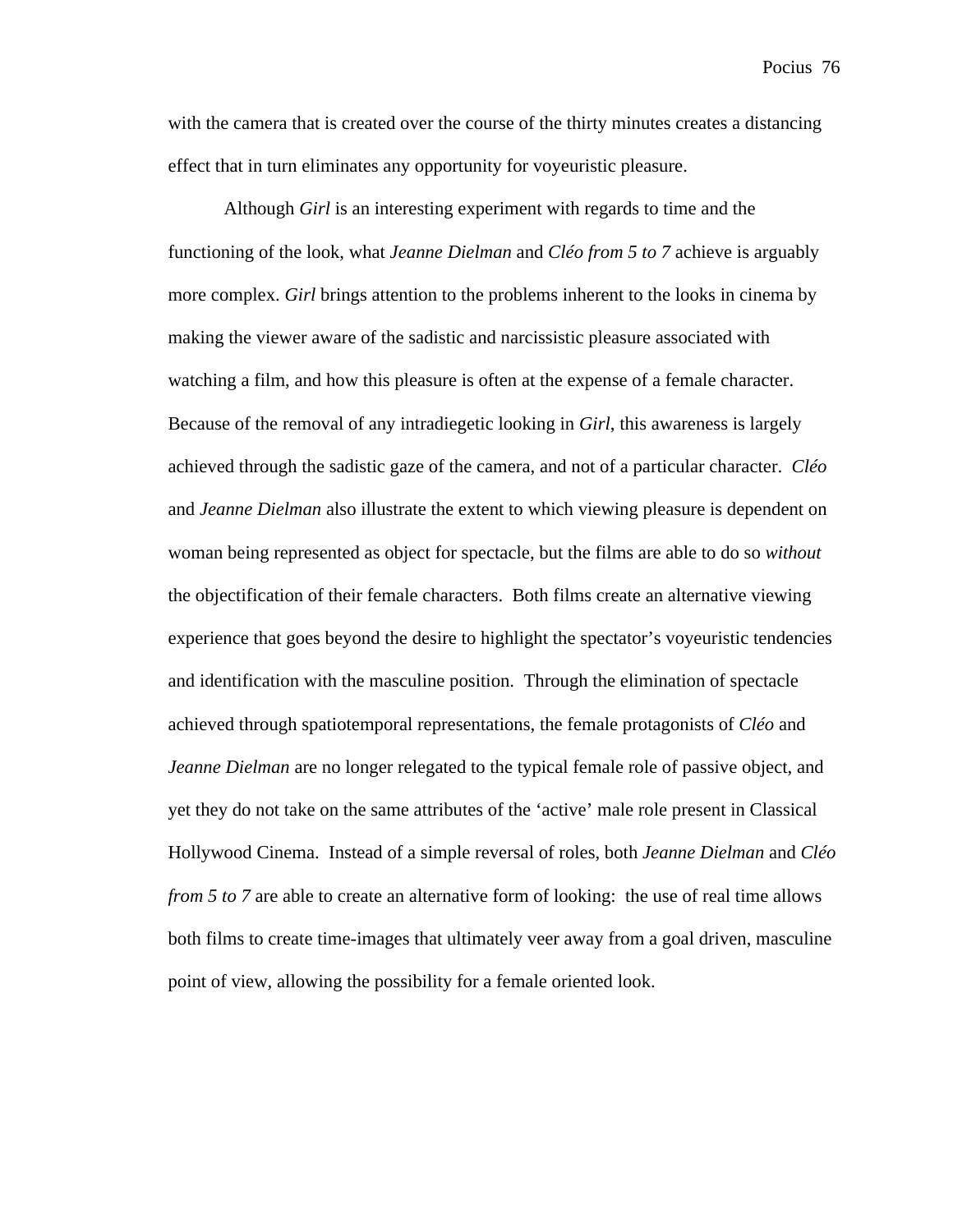with the camera that is created over the course of the thirty minutes creates a distancing effect that in turn eliminates any opportunity for voyeuristic pleasure.

Although *Girl* is an interesting experiment with regards to time and the functioning of the look, what *Jeanne Dielman* and *Cléo from 5 to 7* achieve is arguably more complex. *Girl* brings attention to the problems inherent to the looks in cinema by making the viewer aware of the sadistic and narcissistic pleasure associated with watching a film, and how this pleasure is often at the expense of a female character. Because of the removal of any intradiegetic looking in *Girl*, this awareness is largely achieved through the sadistic gaze of the camera, and not of a particular character. *Cléo* and *Jeanne Dielman* also illustrate the extent to which viewing pleasure is dependent on woman being represented as object for spectacle, but the films are able to do so *without* the objectification of their female characters. Both films create an alternative viewing experience that goes beyond the desire to highlight the spectator's voyeuristic tendencies and identification with the masculine position. Through the elimination of spectacle achieved through spatiotemporal representations, the female protagonists of *Cléo* and *Jeanne Dielman* are no longer relegated to the typical female role of passive object, and yet they do not take on the same attributes of the 'active' male role present in Classical Hollywood Cinema. Instead of a simple reversal of roles, both *Jeanne Dielman* and *Cléo from 5 to 7* are able to create an alternative form of looking: the use of real time allows both films to create time-images that ultimately veer away from a goal driven, masculine point of view, allowing the possibility for a female oriented look.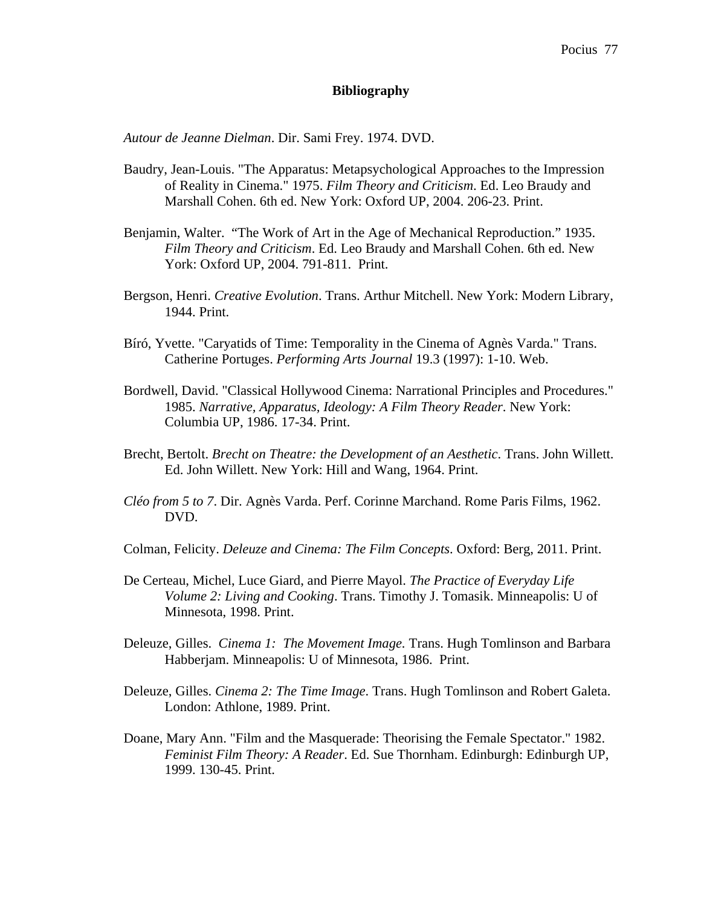# Bibliography

*Autour de Jeanne Dielman*. Dir. Sami Frey. 1974. DVD.

Baudry, Jean-Louis. "The Apparatus: Metapsychological Approaches to the Impression of Reality in Cinema." 1975. *Film Theory and Criticism*. Ed. Leo Braudy and Marshall Cohen. 6th ed. New York: Oxford UP, 2004. 206-23. Print.

Benjamin, Walter. "The Work of Art in the Age of Mechanical Reproduction." 1935. *Film Theory and Criticism*. Ed. Leo Braudy and Marshall Cohen. 6th ed. New York: Oxford UP, 2004. 791-811. Print.

Bergson, Henri. *Creative Evolution*. Trans. Arthur Mitchell. New York: Modern Library, 1944. Print.

Bíró, Yvette. "Caryatids of Time: Temporality in the Cinema of Agnès Varda." Trans. Catherine Portuges. *Performing Arts Journal* 19.3 (1997): 1-10. Web.

Bordwell, David. "Classical Hollywood Cinema: Narrational Principles and Procedures." 1985. *Narrative, Apparatus, Ideology: A Film Theory Reader*. New York: Columbia UP, 1986. 17-34. Print.

Brecht, Bertolt. *Brecht on Theatre: the Development of an Aesthetic*. Trans. John Willett. Ed. John Willett. New York: Hill and Wang, 1964. Print.

*Cléo from 5 to 7*. Dir. Agnès Varda. Perf. Corinne Marchand. Rome Paris Films, 1962. DVD.

Colman, Felicity. *Deleuze and Cinema: The Film Concepts*. Oxford: Berg, 2011. Print.

De Certeau, Michel, Luce Giard, and Pierre Mayol. *The Practice of Everyday Life Volume 2: Living and Cooking*. Trans. Timothy J. Tomasik. Minneapolis: U of Minnesota, 1998. Print.

Deleuze, Gilles. *Cinema 1: The Movement Image*. Trans. Hugh Tomlinson and Barbara Habberjam. Minneapolis: U of Minnesota, 1986. Print.

Deleuze, Gilles. *Cinema 2: The Time Image*. Trans. Hugh Tomlinson and Robert Galeta. London: Athlone, 1989. Print.

Doane, Mary Ann. "Film and the Masquerade: Theorising the Female Spectator." 1982. *Feminist Film Theory: A Reader*. Ed. Sue Thornham. Edinburgh: Edinburgh UP, 1999. 130-45. Print.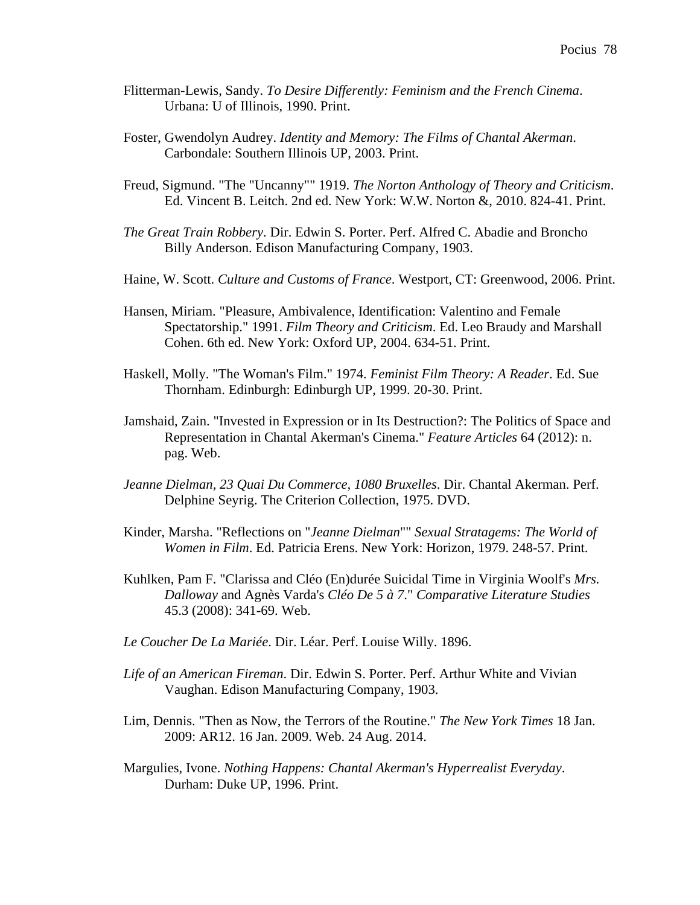Flitterman-Lewis, Sandy. *To Desire Differently: Feminism and the French Cinema*. Urbana: U of Illinois, 1990. Print.

Foster, Gwendolyn Audrey. *Identity and Memory: The Films of Chantal Akerman*. Carbondale: Southern Illinois UP, 2003. Print.

Freud, Sigmund. "The "Uncanny"" 1919. *The Norton Anthology of Theory and Criticism*. Ed. Vincent B. Leitch. 2nd ed. New York: W.W. Norton &, 2010. 824-41. Print.

*The Great Train Robbery*. Dir. Edwin S. Porter. Perf. Alfred C. Abadie and Broncho Billy Anderson. Edison Manufacturing Company, 1903.

Haine, W. Scott. *Culture and Customs of France*. Westport, CT: Greenwood, 2006. Print.

Hansen, Miriam. "Pleasure, Ambivalence, Identification: Valentino and Female Spectatorship." 1991. *Film Theory and Criticism*. Ed. Leo Braudy and Marshall Cohen. 6th ed. New York: Oxford UP, 2004. 634-51. Print.

Haskell, Molly. "The Woman's Film." 1974. *Feminist Film Theory: A Reader*. Ed. Sue Thornham. Edinburgh: Edinburgh UP, 1999. 20-30. Print.

Jamshaid, Zain. "Invested in Expression or in Its Destruction?: The Politics of Space and Representation in Chantal Akerman's Cinema." *Feature Articles* 64 (2012): n. pag. Web.

*Jeanne Dielman, 23 Quai Du Commerce, 1080 Bruxelles*. Dir. Chantal Akerman. Perf. Delphine Seyrig. The Criterion Collection, 1975. DVD.

Kinder, Marsha. "Reflections on "*Jeanne Dielman*"" *Sexual Stratagems: The World of Women in Film*. Ed. Patricia Erens. New York: Horizon, 1979. 248-57. Print.

Kuhlken, Pam F. "Clarissa and Cléo (En)durée Suicidal Time in Virginia Woolf's *Mrs. Dalloway* and Agnès Varda's *Cléo De 5 à 7*." *Comparative Literature Studies* 45.3 (2008): 341-69. Web.

*Le Coucher De La Mariée*. Dir. Léar. Perf. Louise Willy. 1896.

*Life of an American Fireman*. Dir. Edwin S. Porter. Perf. Arthur White and Vivian Vaughan. Edison Manufacturing Company, 1903.

Lim, Dennis. "Then as Now, the Terrors of the Routine." *The New York Times* 18 Jan. 2009: AR12. 16 Jan. 2009. Web. 24 Aug. 2014.

Margulies, Ivone. *Nothing Happens: Chantal Akerman's Hyperrealist Everyday*. Durham: Duke UP, 1996. Print.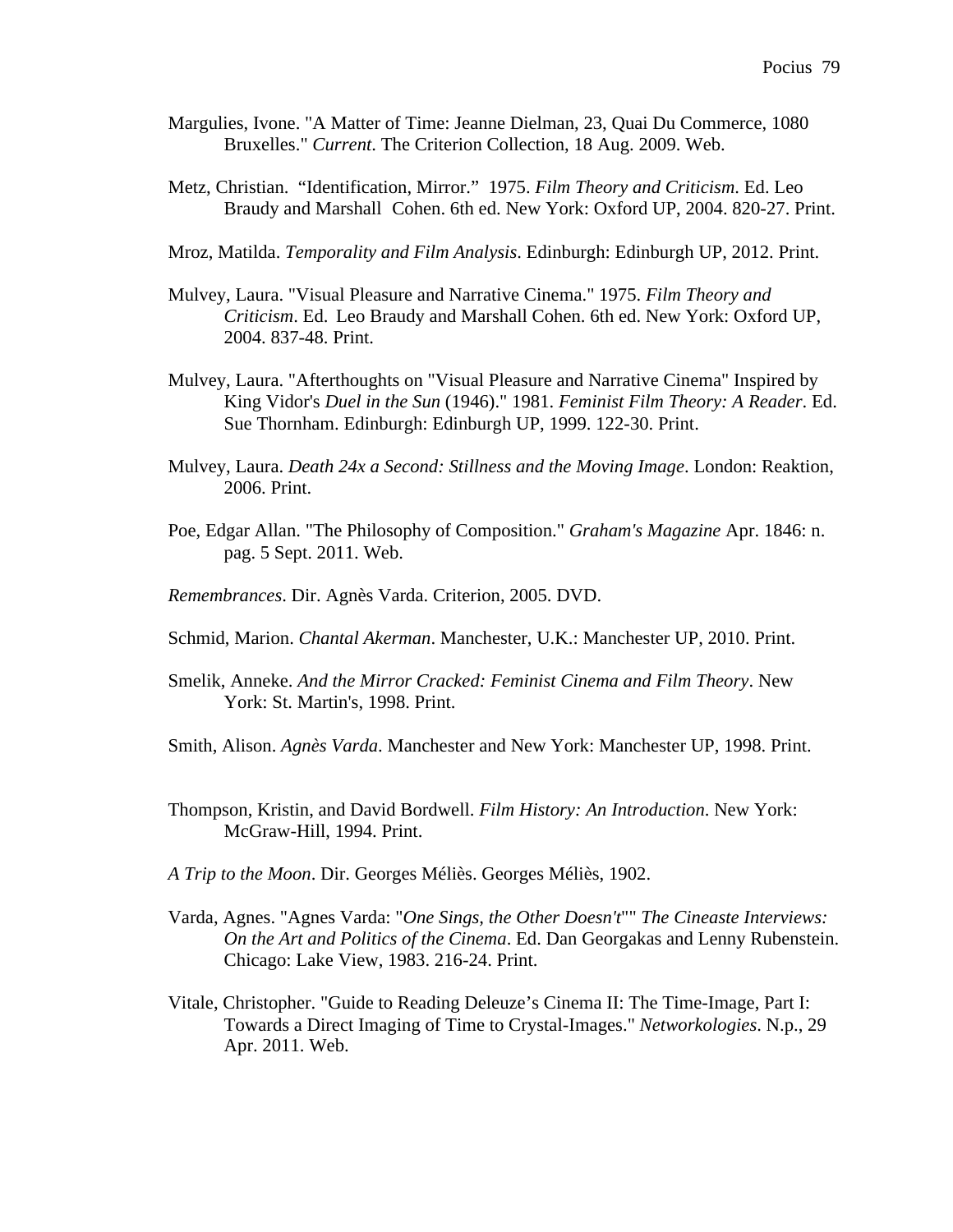Margulies, Ivone. "A Matter of Time: Jeanne Dielman, 23, Quai Du Commerce, 1080 Bruxelles." *Current*. The Criterion Collection, 18 Aug. 2009. Web.

Metz, Christian. "Identification, Mirror." 1975. *Film Theory and Criticism*. Ed. Leo Braudy and Marshall Cohen. 6th ed. New York: Oxford UP, 2004. 820-27. Print.

Mroz, Matilda. *Temporality and Film Analysis*. Edinburgh: Edinburgh UP, 2012. Print.

Mulvey, Laura. "Visual Pleasure and Narrative Cinema." 1975. *Film Theory and Criticism*. Ed. Leo Braudy and Marshall Cohen. 6th ed. New York: Oxford UP, 2004. 837-48. Print.

Mulvey, Laura. "Afterthoughts on "Visual Pleasure and Narrative Cinema" Inspired by King Vidor's *Duel in the Sun* (1946)." 1981. *Feminist Film Theory: A Reader*. Ed. Sue Thornham. Edinburgh: Edinburgh UP, 1999. 122-30. Print.

Mulvey, Laura. *Death 24x a Second: Stillness and the Moving Image*. London: Reaktion, 2006. Print.

Poe, Edgar Allan. "The Philosophy of Composition." *Graham's Magazine* Apr. 1846: n. pag. 5 Sept. 2011. Web.

*Remembrances*. Dir. Agnès Varda. Criterion, 2005. DVD.

Schmid, Marion. *Chantal Akerman*. Manchester, U.K.: Manchester UP, 2010. Print.

Smelik, Anneke. *And the Mirror Cracked: Feminist Cinema and Film Theory*. New York: St. Martin's, 1998. Print.

Smith, Alison. *Agnès Varda*. Manchester and New York: Manchester UP, 1998. Print.

Thompson, Kristin, and David Bordwell. *Film History: An Introduction*. New York: McGraw-Hill, 1994. Print.

*A Trip to the Moon*. Dir. Georges Méliès. Georges Méliès, 1902.

Varda, Agnes. "Agnes Varda: "*One Sings, the Other Doesn't*"" *The Cineaste Interviews: On the Art and Politics of the Cinema*. Ed. Dan Georgakas and Lenny Rubenstein. Chicago: Lake View, 1983. 216-24. Print.

Vitale, Christopher. "Guide to Reading Deleuze's Cinema II: The Time-Image, Part I: Towards a Direct Imaging of Time to Crystal-Images." *Networkologies*. N.p., 29 Apr. 2011. Web.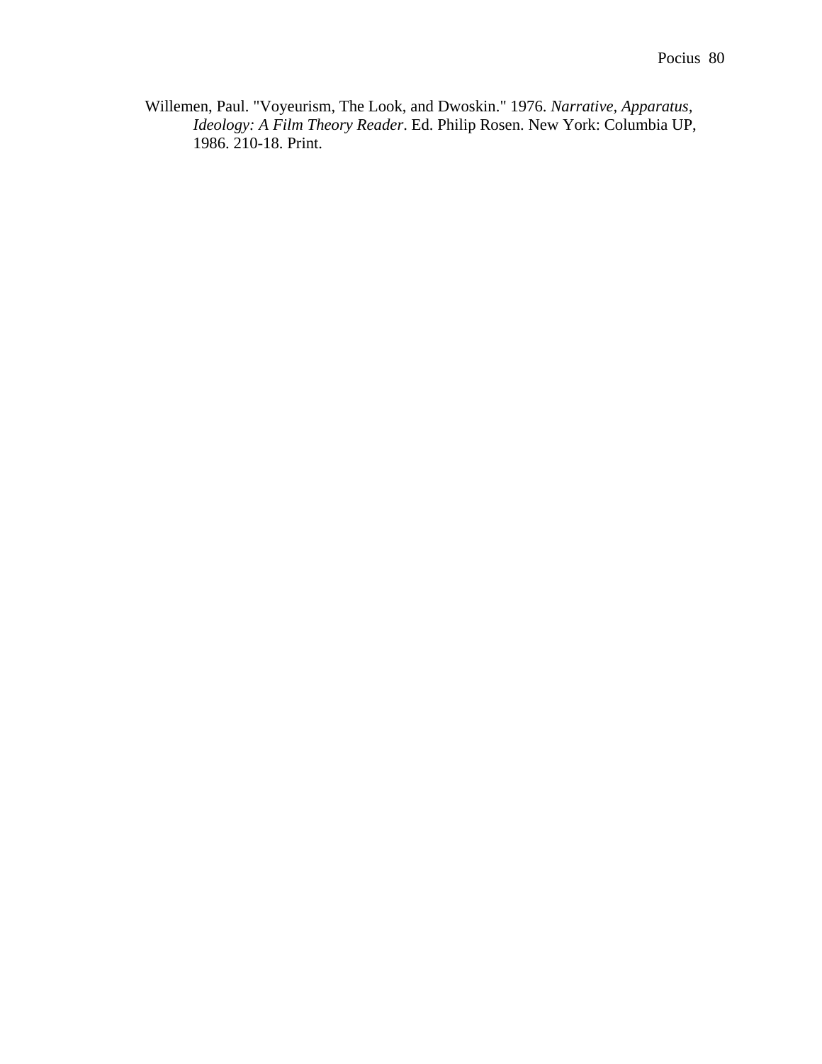Willemen, Paul. "Voyeurism, The Look, and Dwoskin." 1976. *Narrative, Apparatus, Ideology: A Film Theory Reader*. Ed. Philip Rosen. New York: Columbia UP, 1986. 210-18. Print.